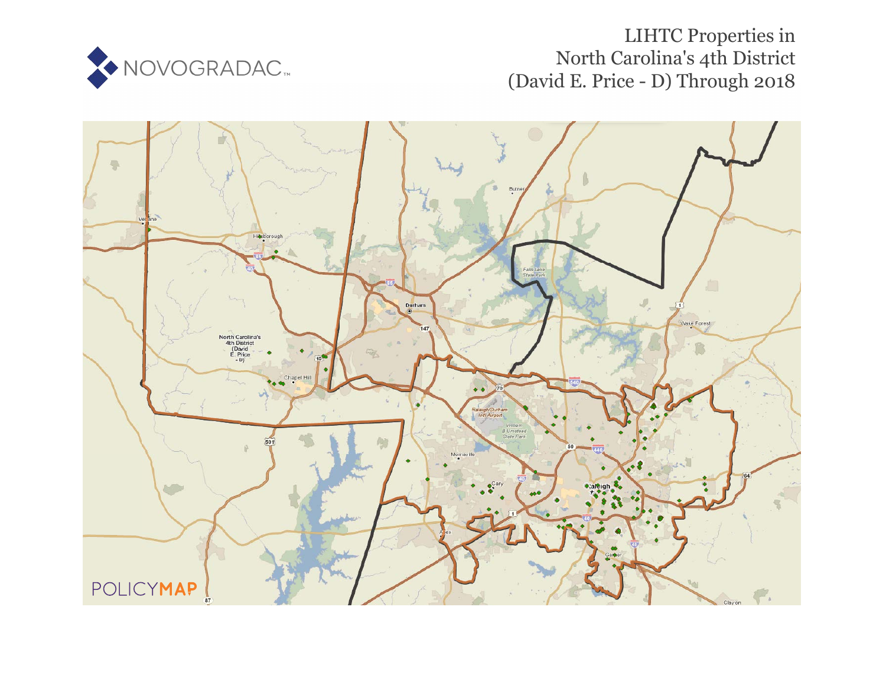# LHTC Properties in North Carolina's 4th District (David E. Price - D) Through 2018

NOVOGRADAC

POLICYMAP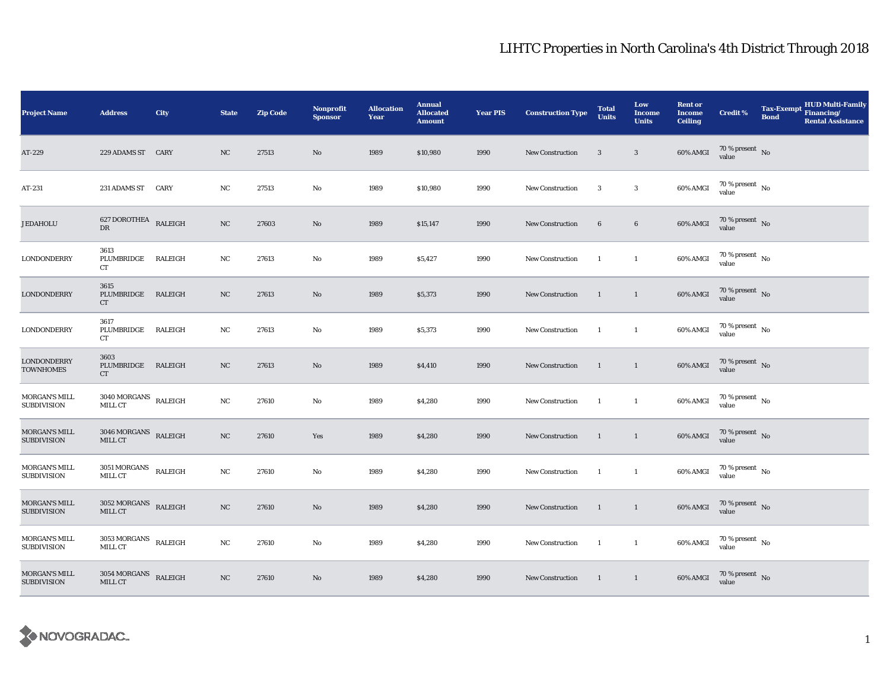# LIHTC Properties in North Carolina's 4th District Through 2018

| Project Name | Address | City | State | Zip Code | Nonprofit Sponsor | Allocation Year | Annual Allocated Amount | Year PIS | Construction Type | Total Units | Low Income Units | Rent or Income Ceiling | Credit % | Tax-Exempt Bond | HUD Multi-Family Financing/ Rental Assistance |
|---|---|---|---|---|---|---|---|---|---|---|---|---|---|---|---|
| AT-229 | 229 ADAMS ST | CARY | NC | 27513 | No | 1989 | $10,980 | 1990 | New Construction | 3 | 3 | 60% AMGI | 70 % present value | No | |
| AT-231 | 231 ADAMS ST | CARY | NC | 27513 | No | 1989 | $10,980 | 1990 | New Construction | 3 | 3 | 60% AMGI | 70 % present value | No | |
| JEDAHOLU | 627 DOROTHEA DR | RALEIGH | NC | 27603 | No | 1989 | $15,147 | 1990 | New Construction | 6 | 6 | 60% AMGI | 70 % present value | No | |
| LONDONDERRY | 3613 PLUMBRIDGE CT | RALEIGH | NC | 27613 | No | 1989 | $5,427 | 1990 | New Construction | 1 | 1 | 60% AMGI | 70 % present value | No | |
| LONDONDERRY | 3615 PLUMBRIDGE CT | RALEIGH | NC | 27613 | No | 1989 | $5,373 | 1990 | New Construction | 1 | 1 | 60% AMGI | 70 % present value | No | |
| LONDONDERRY | 3617 PLUMBRIDGE CT | RALEIGH | NC | 27613 | No | 1989 | $5,373 | 1990 | New Construction | 1 | 1 | 60% AMGI | 70 % present value | No | |
| LONDONDERRY TOWNHOMES | 3603 PLUMBRIDGE CT | RALEIGH | NC | 27613 | No | 1989 | $4,410 | 1990 | New Construction | 1 | 1 | 60% AMGI | 70 % present value | No | |
| MORGAN'S MILL SUBDIVISION | 3040 MORGANS MILL CT | RALEIGH | NC | 27610 | No | 1989 | $4,280 | 1990 | New Construction | 1 | 1 | 60% AMGI | 70 % present value | No | |
| MORGAN'S MILL SUBDIVISION | 3046 MORGANS MILL CT | RALEIGH | NC | 27610 | Yes | 1989 | $4,280 | 1990 | New Construction | 1 | 1 | 60% AMGI | 70 % present value | No | |
| MORGAN'S MILL SUBDIVISION | 3051 MORGANS MILL CT | RALEIGH | NC | 27610 | No | 1989 | $4,280 | 1990 | New Construction | 1 | 1 | 60% AMGI | 70 % present value | No | |
| MORGAN'S MILL SUBDIVISION | 3052 MORGANS MILL CT | RALEIGH | NC | 27610 | No | 1989 | $4,280 | 1990 | New Construction | 1 | 1 | 60% AMGI | 70 % present value | No | |
| MORGAN'S MILL SUBDIVISION | 3053 MORGANS MILL CT | RALEIGH | NC | 27610 | No | 1989 | $4,280 | 1990 | New Construction | 1 | 1 | 60% AMGI | 70 % present value | No | |
| MORGAN'S MILL SUBDIVISION | 3054 MORGANS MILL CT | RALEIGH | NC | 27610 | No | 1989 | $4,280 | 1990 | New Construction | 1 | 1 | 60% AMGI | 70 % present value | No | |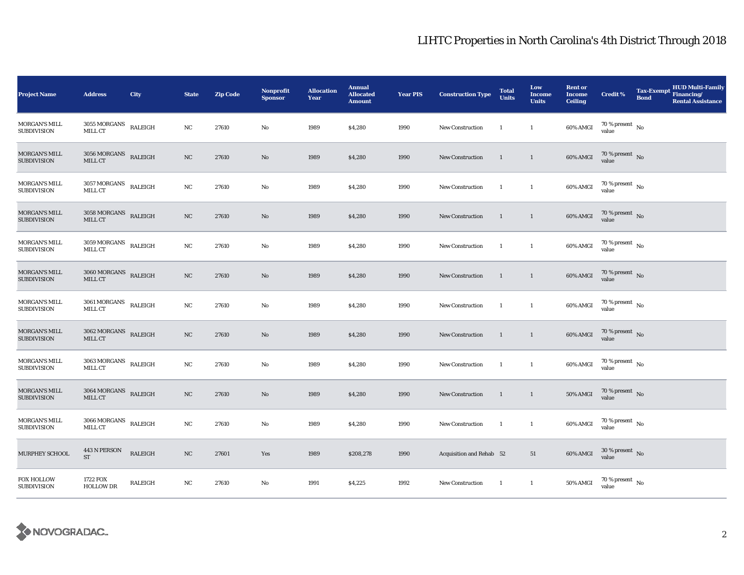## LIHTC Properties in North Carolina's 4th District Through 2018

| Project Name | Address | City | State | Zip Code | Nonprofit Sponsor | Allocation Year | Annual Allocated Amount | Year PIS | Construction Type | Total Units | Low Income Units | Rent or Income Ceiling | Credit % | Tax-Exempt Bond | HUD Multi-Family Financing/ Rental Assistance |
|---|---|---|---|---|---|---|---|---|---|---|---|---|---|---|---|
| MORGAN'S MILL SUBDIVISION | 3055 MORGANS MILL CT | RALEIGH | NC | 27610 | No | 1989 | $4,280 | 1990 | New Construction | 1 | 1 | 60% AMGI | 70 % present value | No | |
| MORGAN'S MILL SUBDIVISION | 3056 MORGANS MILL CT | RALEIGH | NC | 27610 | No | 1989 | $4,280 | 1990 | New Construction | 1 | 1 | 60% AMGI | 70 % present value | No | |
| MORGAN'S MILL SUBDIVISION | 3057 MORGANS MILL CT | RALEIGH | NC | 27610 | No | 1989 | $4,280 | 1990 | New Construction | 1 | 1 | 60% AMGI | 70 % present value | No | |
| MORGAN'S MILL SUBDIVISION | 3058 MORGANS MILL CT | RALEIGH | NC | 27610 | No | 1989 | $4,280 | 1990 | New Construction | 1 | 1 | 60% AMGI | 70 % present value | No | |
| MORGAN'S MILL SUBDIVISION | 3059 MORGANS MILL CT | RALEIGH | NC | 27610 | No | 1989 | $4,280 | 1990 | New Construction | 1 | 1 | 60% AMGI | 70 % present value | No | |
| MORGAN'S MILL SUBDIVISION | 3060 MORGANS MILL CT | RALEIGH | NC | 27610 | No | 1989 | $4,280 | 1990 | New Construction | 1 | 1 | 60% AMGI | 70 % present value | No | |
| MORGAN'S MILL SUBDIVISION | 3061 MORGANS MILL CT | RALEIGH | NC | 27610 | No | 1989 | $4,280 | 1990 | New Construction | 1 | 1 | 60% AMGI | 70 % present value | No | |
| MORGAN'S MILL SUBDIVISION | 3062 MORGANS MILL CT | RALEIGH | NC | 27610 | No | 1989 | $4,280 | 1990 | New Construction | 1 | 1 | 60% AMGI | 70 % present value | No | |
| MORGAN'S MILL SUBDIVISION | 3063 MORGANS MILL CT | RALEIGH | NC | 27610 | No | 1989 | $4,280 | 1990 | New Construction | 1 | 1 | 60% AMGI | 70 % present value | No | |
| MORGAN'S MILL SUBDIVISION | 3064 MORGANS MILL CT | RALEIGH | NC | 27610 | No | 1989 | $4,280 | 1990 | New Construction | 1 | 1 | 50% AMGI | 70 % present value | No | |
| MORGAN'S MILL SUBDIVISION | 3066 MORGANS MILL CT | RALEIGH | NC | 27610 | No | 1989 | $4,280 | 1990 | New Construction | 1 | 1 | 60% AMGI | 70 % present value | No | |
| MURPHEY SCHOOL | 443 N PERSON ST | RALEIGH | NC | 27601 | Yes | 1989 | $208,278 | 1990 | Acquisition and Rehab | 52 | 51 | 60% AMGI | 30 % present value | No | |
| FOX HOLLOW SUBDIVISION | 1722 FOX HOLLOW DR | RALEIGH | NC | 27610 | No | 1991 | $4,225 | 1992 | New Construction | 1 | 1 | 50% AMGI | 70 % present value | No | |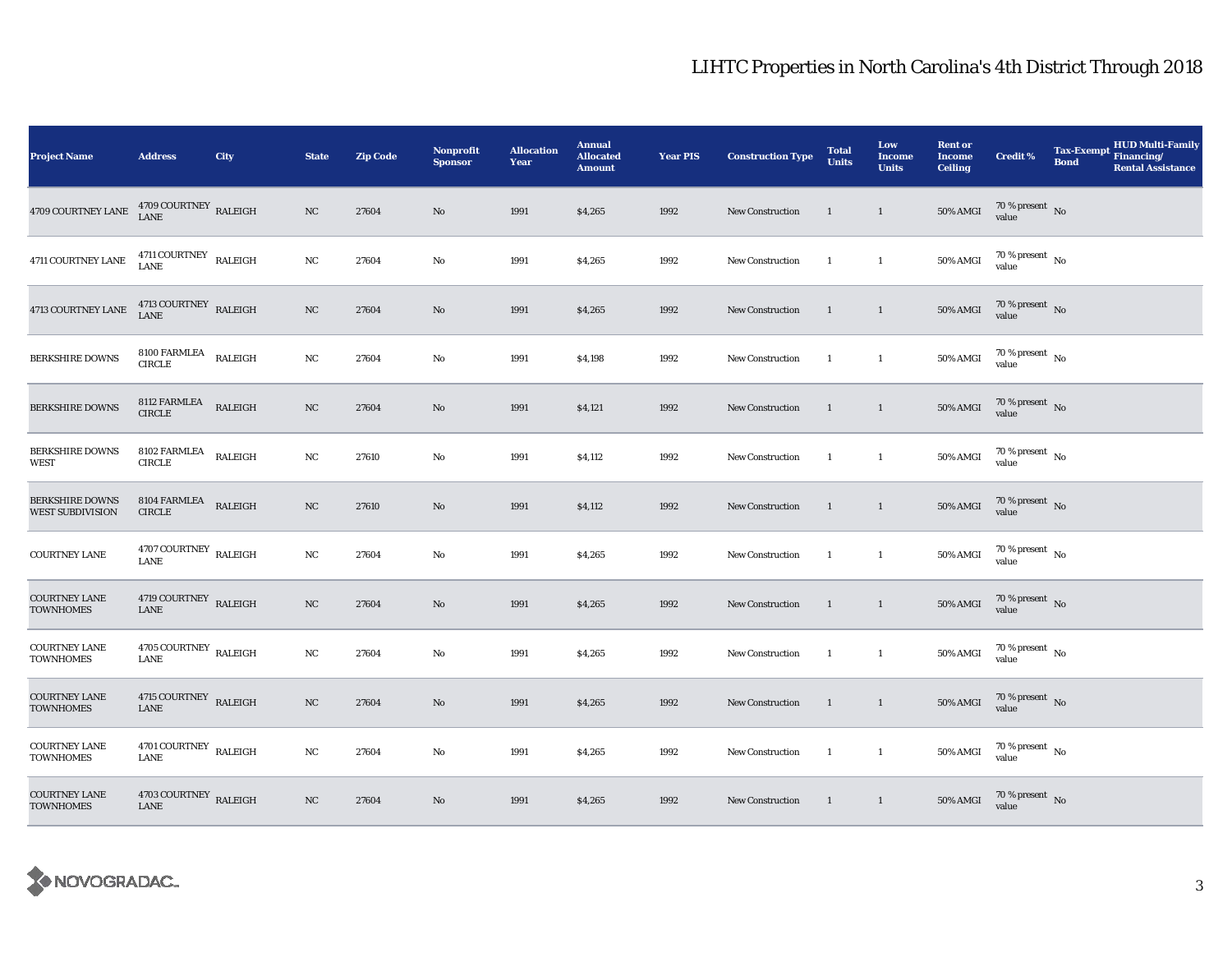| Project Name | Address | City | State | Zip Code | Nonprofit Sponsor | Allocation Year | Annual Allocated Amount | Year PIS | Construction Type | Total Units | Low Income Units | Rent or Income Ceiling | Credit % | Tax-Exempt Bond | HUD Multi-Family Financing/ Rental Assistance |
|---|---|---|---|---|---|---|---|---|---|---|---|---|---|---|---|
| 4709 COURTNEY LANE | 4709 COURTNEY LANE | RALEIGH | NC | 27604 | No | 1991 | $4,265 | 1992 | New Construction | 1 | 1 | 50% AMGI | 70 % present value | No | |
| 4711 COURTNEY LANE | 4711 COURTNEY LANE | RALEIGH | NC | 27604 | No | 1991 | $4,265 | 1992 | New Construction | 1 | 1 | 50% AMGI | 70 % present value | No | |
| 4713 COURTNEY LANE | 4713 COURTNEY LANE | RALEIGH | NC | 27604 | No | 1991 | $4,265 | 1992 | New Construction | 1 | 1 | 50% AMGI | 70 % present value | No | |
| BERKSHIRE DOWNS | 8100 FARMLEA CIRCLE | RALEIGH | NC | 27604 | No | 1991 | $4,198 | 1992 | New Construction | 1 | 1 | 50% AMGI | 70 % present value | No | |
| BERKSHIRE DOWNS | 8112 FARMLEA CIRCLE | RALEIGH | NC | 27604 | No | 1991 | $4,121 | 1992 | New Construction | 1 | 1 | 50% AMGI | 70 % present value | No | |
| BERKSHIRE DOWNS WEST | 8102 FARMLEA CIRCLE | RALEIGH | NC | 27610 | No | 1991 | $4,112 | 1992 | New Construction | 1 | 1 | 50% AMGI | 70 % present value | No | |
| BERKSHIRE DOWNS WEST SUBDIVISION | 8104 FARMLEA CIRCLE | RALEIGH | NC | 27610 | No | 1991 | $4,112 | 1992 | New Construction | 1 | 1 | 50% AMGI | 70 % present value | No | |
| COURTNEY LANE | 4707 COURTNEY LANE | RALEIGH | NC | 27604 | No | 1991 | $4,265 | 1992 | New Construction | 1 | 1 | 50% AMGI | 70 % present value | No | |
| COURTNEY LANE TOWNHOMES | 4719 COURTNEY LANE | RALEIGH | NC | 27604 | No | 1991 | $4,265 | 1992 | New Construction | 1 | 1 | 50% AMGI | 70 % present value | No | |
| COURTNEY LANE TOWNHOMES | 4705 COURTNEY LANE | RALEIGH | NC | 27604 | No | 1991 | $4,265 | 1992 | New Construction | 1 | 1 | 50% AMGI | 70 % present value | No | |
| COURTNEY LANE TOWNHOMES | 4715 COURTNEY LANE | RALEIGH | NC | 27604 | No | 1991 | $4,265 | 1992 | New Construction | 1 | 1 | 50% AMGI | 70 % present value | No | |
| COURTNEY LANE TOWNHOMES | 4701 COURTNEY LANE | RALEIGH | NC | 27604 | No | 1991 | $4,265 | 1992 | New Construction | 1 | 1 | 50% AMGI | 70 % present value | No | |
| COURTNEY LANE TOWNHOMES | 4703 COURTNEY LANE | RALEIGH | NC | 27604 | No | 1991 | $4,265 | 1992 | New Construction | 1 | 1 | 50% AMGI | 70 % present value | No | |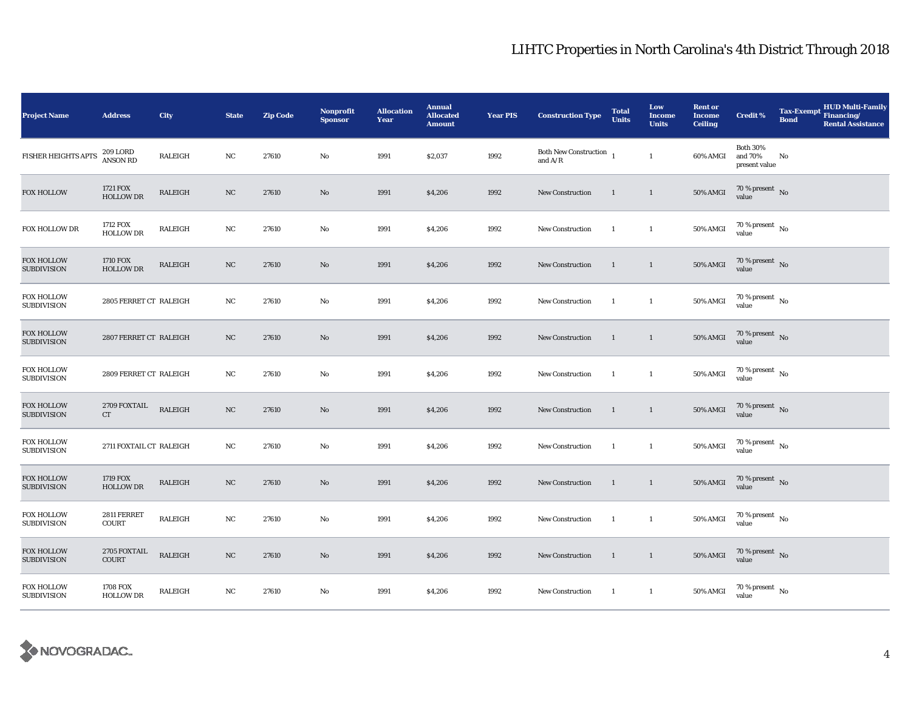## LIHTC Properties in North Carolina's 4th District Through 2018

| Project Name | Address | City | State | Zip Code | Nonprofit Sponsor | Allocation Year | Annual Allocated Amount | Year PIS | Construction Type | Total Units | Low Income Units | Rent or Income Ceiling | Credit % | Tax-Exempt Bond | HUD Multi-Family Financing/ Rental Assistance |
|---|---|---|---|---|---|---|---|---|---|---|---|---|---|---|---|
| FISHER HEIGHTS APTS | 209 LORD ANSON RD | RALEIGH | NC | 27610 | No | 1991 | $2,037 | 1992 | Both New Construction and A/R | 1 | 1 | 60% AMGI | Both 30% and 70% present value | No | |
| FOX HOLLOW | 1721 FOX HOLLOW DR | RALEIGH | NC | 27610 | No | 1991 | $4,206 | 1992 | New Construction | 1 | 1 | 50% AMGI | 70 % present value | No | |
| FOX HOLLOW DR | 1712 FOX HOLLOW DR | RALEIGH | NC | 27610 | No | 1991 | $4,206 | 1992 | New Construction | 1 | 1 | 50% AMGI | 70 % present value | No | |
| FOX HOLLOW SUBDIVISION | 1710 FOX HOLLOW DR | RALEIGH | NC | 27610 | No | 1991 | $4,206 | 1992 | New Construction | 1 | 1 | 50% AMGI | 70 % present value | No | |
| FOX HOLLOW SUBDIVISION | 2805 FERRET CT | RALEIGH | NC | 27610 | No | 1991 | $4,206 | 1992 | New Construction | 1 | 1 | 50% AMGI | 70 % present value | No | |
| FOX HOLLOW SUBDIVISION | 2807 FERRET CT | RALEIGH | NC | 27610 | No | 1991 | $4,206 | 1992 | New Construction | 1 | 1 | 50% AMGI | 70 % present value | No | |
| FOX HOLLOW SUBDIVISION | 2809 FERRET CT | RALEIGH | NC | 27610 | No | 1991 | $4,206 | 1992 | New Construction | 1 | 1 | 50% AMGI | 70 % present value | No | |
| FOX HOLLOW SUBDIVISION | 2709 FOXTAIL CT | RALEIGH | NC | 27610 | No | 1991 | $4,206 | 1992 | New Construction | 1 | 1 | 50% AMGI | 70 % present value | No | |
| FOX HOLLOW SUBDIVISION | 2711 FOXTAIL CT | RALEIGH | NC | 27610 | No | 1991 | $4,206 | 1992 | New Construction | 1 | 1 | 50% AMGI | 70 % present value | No | |
| FOX HOLLOW SUBDIVISION | 1719 FOX HOLLOW DR | RALEIGH | NC | 27610 | No | 1991 | $4,206 | 1992 | New Construction | 1 | 1 | 50% AMGI | 70 % present value | No | |
| FOX HOLLOW SUBDIVISION | 2811 FERRET COURT | RALEIGH | NC | 27610 | No | 1991 | $4,206 | 1992 | New Construction | 1 | 1 | 50% AMGI | 70 % present value | No | |
| FOX HOLLOW SUBDIVISION | 2705 FOXTAIL COURT | RALEIGH | NC | 27610 | No | 1991 | $4,206 | 1992 | New Construction | 1 | 1 | 50% AMGI | 70 % present value | No | |
| FOX HOLLOW SUBDIVISION | 1708 FOX HOLLOW DR | RALEIGH | NC | 27610 | No | 1991 | $4,206 | 1992 | New Construction | 1 | 1 | 50% AMGI | 70 % present value | No | |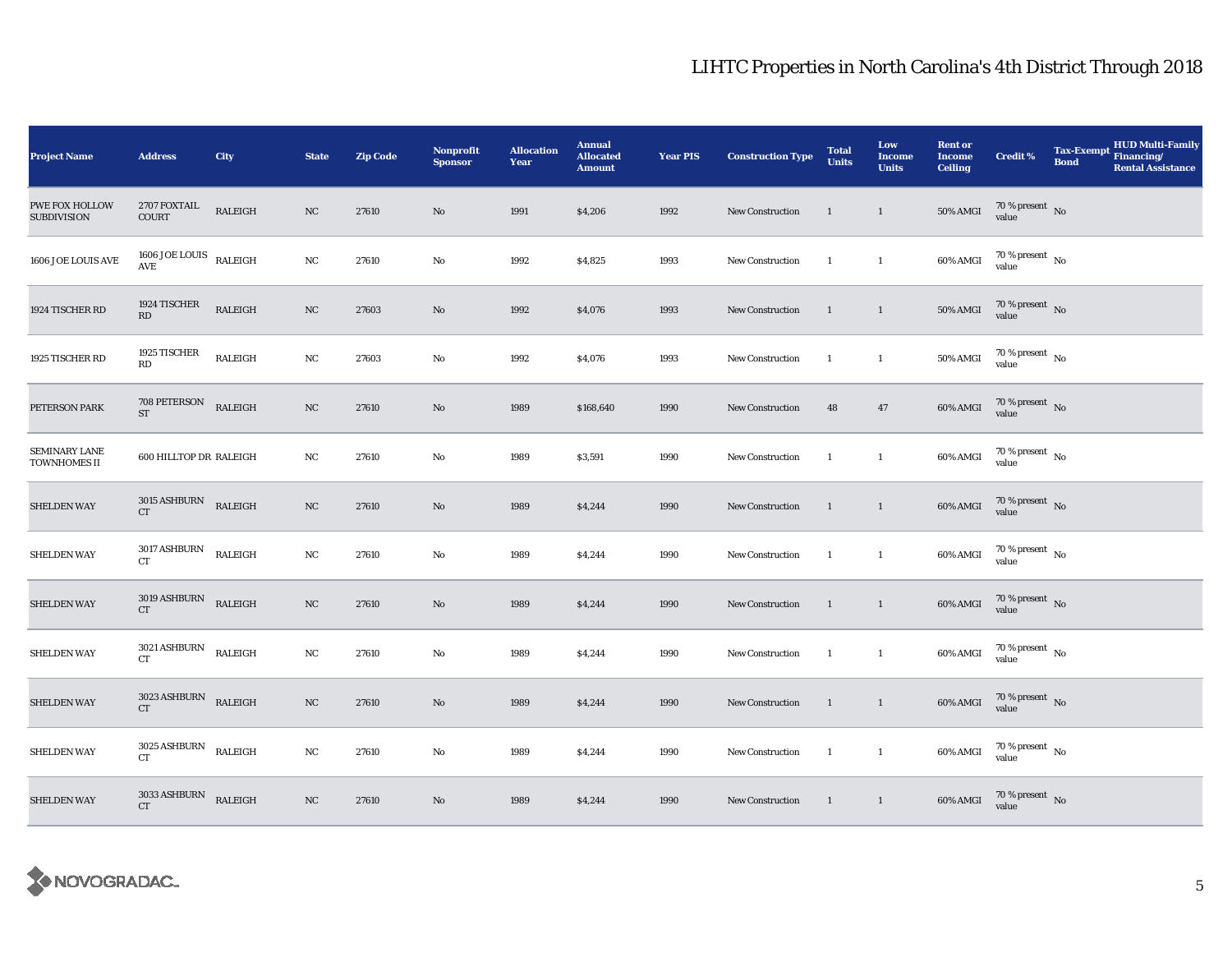# LIHTC Properties in North Carolina's 4th District Through 2018

| Project Name | Address | City | State | Zip Code | Nonprofit Sponsor | Allocation Year | Annual Allocated Amount | Year PIS | Construction Type | Total Units | Low Income Units | Rent or Income Ceiling | Credit % | Tax-Exempt Bond | HUD Multi-Family Financing/ Rental Assistance |
|---|---|---|---|---|---|---|---|---|---|---|---|---|---|---|---|
| PWE FOX HOLLOW SUBDIVISION | 2707 FOXTAIL COURT | RALEIGH | NC | 27610 | No | 1991 | $4,206 | 1992 | New Construction | 1 | 1 | 50% AMGI | 70 % present value | No | |
| 1606 JOE LOUIS AVE | 1606 JOE LOUIS AVE | RALEIGH | NC | 27610 | No | 1992 | $4,825 | 1993 | New Construction | 1 | 1 | 60% AMGI | 70 % present value | No | |
| 1924 TISCHER RD | 1924 TISCHER RD | RALEIGH | NC | 27603 | No | 1992 | $4,076 | 1993 | New Construction | 1 | 1 | 50% AMGI | 70 % present value | No | |
| 1925 TISCHER RD | 1925 TISCHER RD | RALEIGH | NC | 27603 | No | 1992 | $4,076 | 1993 | New Construction | 1 | 1 | 50% AMGI | 70 % present value | No | |
| PETERSON PARK | 708 PETERSON ST | RALEIGH | NC | 27610 | No | 1989 | $168,640 | 1990 | New Construction | 48 | 47 | 60% AMGI | 70 % present value | No | |
| SEMINARY LANE TOWNHOMES II | 600 HILLTOP DR | RALEIGH | NC | 27610 | No | 1989 | $3,591 | 1990 | New Construction | 1 | 1 | 60% AMGI | 70 % present value | No | |
| SHELDEN WAY | 3015 ASHBURN CT | RALEIGH | NC | 27610 | No | 1989 | $4,244 | 1990 | New Construction | 1 | 1 | 60% AMGI | 70 % present value | No | |
| SHELDEN WAY | 3017 ASHBURN CT | RALEIGH | NC | 27610 | No | 1989 | $4,244 | 1990 | New Construction | 1 | 1 | 60% AMGI | 70 % present value | No | |
| SHELDEN WAY | 3019 ASHBURN CT | RALEIGH | NC | 27610 | No | 1989 | $4,244 | 1990 | New Construction | 1 | 1 | 60% AMGI | 70 % present value | No | |
| SHELDEN WAY | 3021 ASHBURN CT | RALEIGH | NC | 27610 | No | 1989 | $4,244 | 1990 | New Construction | 1 | 1 | 60% AMGI | 70 % present value | No | |
| SHELDEN WAY | 3023 ASHBURN CT | RALEIGH | NC | 27610 | No | 1989 | $4,244 | 1990 | New Construction | 1 | 1 | 60% AMGI | 70 % present value | No | |
| SHELDEN WAY | 3025 ASHBURN CT | RALEIGH | NC | 27610 | No | 1989 | $4,244 | 1990 | New Construction | 1 | 1 | 60% AMGI | 70 % present value | No | |
| SHELDEN WAY | 3033 ASHBURN CT | RALEIGH | NC | 27610 | No | 1989 | $4,244 | 1990 | New Construction | 1 | 1 | 60% AMGI | 70 % present value | No | |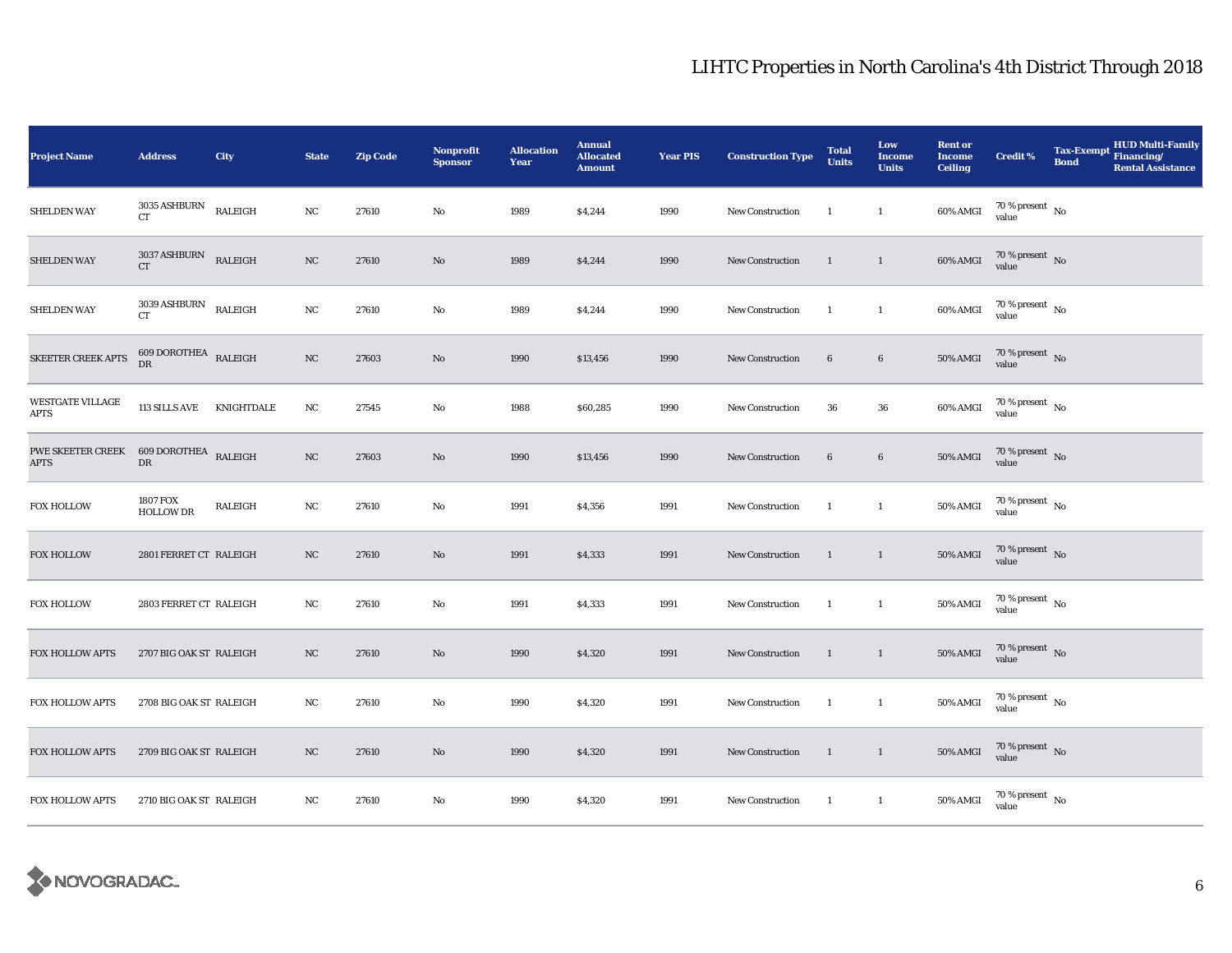## LIHTC Properties in North Carolina's 4th District Through 2018

| Project Name | Address | City | State | Zip Code | Nonprofit Sponsor | Allocation Year | Annual Allocated Amount | Year PIS | Construction Type | Total Units | Low Income Units | Rent or Income Ceiling | Credit % | Tax-Exempt Bond | HUD Multi-Family Financing/ Rental Assistance |
|---|---|---|---|---|---|---|---|---|---|---|---|---|---|---|---|
| SHELDEN WAY | 3035 ASHBURN CT | RALEIGH | NC | 27610 | No | 1989 | $4,244 | 1990 | New Construction | 1 | 1 | 60% AMGI | 70 % present value | No | |
| SHELDEN WAY | 3037 ASHBURN CT | RALEIGH | NC | 27610 | No | 1989 | $4,244 | 1990 | New Construction | 1 | 1 | 60% AMGI | 70 % present value | No | |
| SHELDEN WAY | 3039 ASHBURN CT | RALEIGH | NC | 27610 | No | 1989 | $4,244 | 1990 | New Construction | 1 | 1 | 60% AMGI | 70 % present value | No | |
| SKEETER CREEK APTS | 609 DOROTHEA DR | RALEIGH | NC | 27603 | No | 1990 | $13,456 | 1990 | New Construction | 6 | 6 | 50% AMGI | 70 % present value | No | |
| WESTGATE VILLAGE APTS | 113 SILLS AVE | KNIGHTDALE | NC | 27545 | No | 1988 | $60,285 | 1990 | New Construction | 36 | 36 | 60% AMGI | 70 % present value | No | |
| PWE SKEETER CREEK APTS | 609 DOROTHEA DR | RALEIGH | NC | 27603 | No | 1990 | $13,456 | 1990 | New Construction | 6 | 6 | 50% AMGI | 70 % present value | No | |
| FOX HOLLOW | 1807 FOX HOLLOW DR | RALEIGH | NC | 27610 | No | 1991 | $4,356 | 1991 | New Construction | 1 | 1 | 50% AMGI | 70 % present value | No | |
| FOX HOLLOW | 2801 FERRET CT | RALEIGH | NC | 27610 | No | 1991 | $4,333 | 1991 | New Construction | 1 | 1 | 50% AMGI | 70 % present value | No | |
| FOX HOLLOW | 2803 FERRET CT | RALEIGH | NC | 27610 | No | 1991 | $4,333 | 1991 | New Construction | 1 | 1 | 50% AMGI | 70 % present value | No | |
| FOX HOLLOW APTS | 2707 BIG OAK ST | RALEIGH | NC | 27610 | No | 1990 | $4,320 | 1991 | New Construction | 1 | 1 | 50% AMGI | 70 % present value | No | |
| FOX HOLLOW APTS | 2708 BIG OAK ST | RALEIGH | NC | 27610 | No | 1990 | $4,320 | 1991 | New Construction | 1 | 1 | 50% AMGI | 70 % present value | No | |
| FOX HOLLOW APTS | 2709 BIG OAK ST | RALEIGH | NC | 27610 | No | 1990 | $4,320 | 1991 | New Construction | 1 | 1 | 50% AMGI | 70 % present value | No | |
| FOX HOLLOW APTS | 2710 BIG OAK ST | RALEIGH | NC | 27610 | No | 1990 | $4,320 | 1991 | New Construction | 1 | 1 | 50% AMGI | 70 % present value | No | |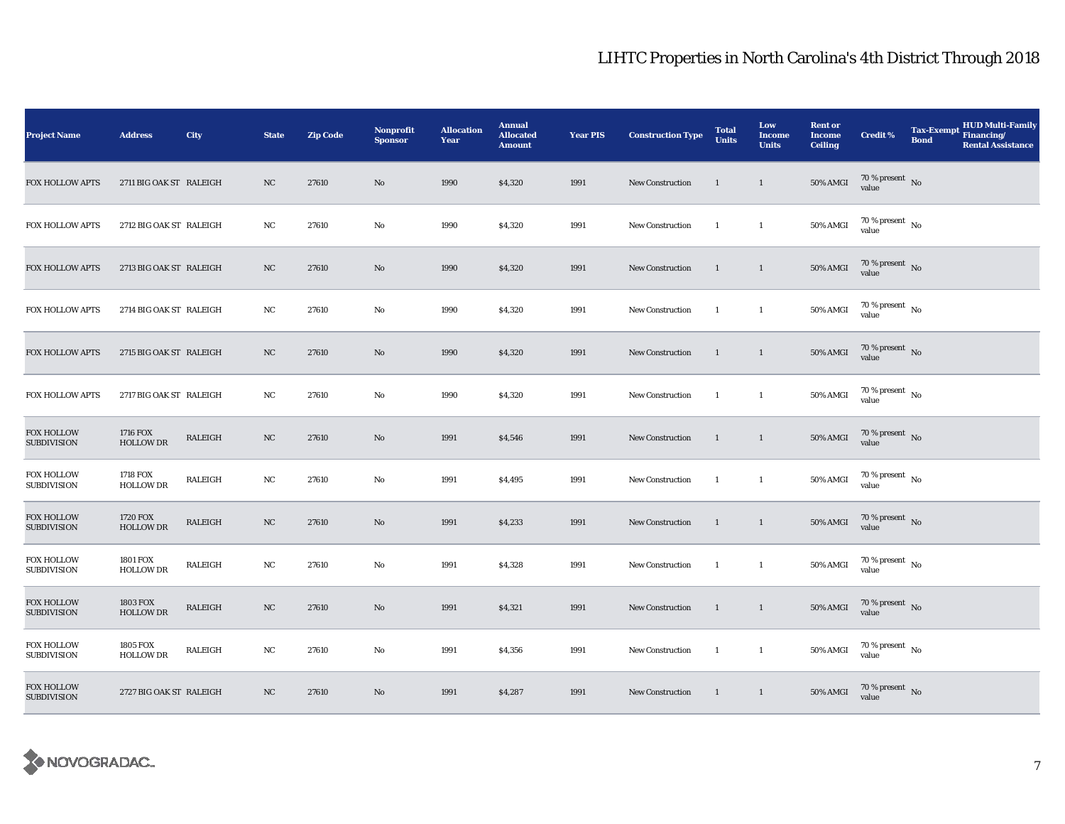# LIHTC Properties in North Carolina's 4th District Through 2018

| Project Name | Address | City | State | Zip Code | Nonprofit Sponsor | Allocation Year | Annual Allocated Amount | Year PIS | Construction Type | Total Units | Low Income Units | Rent or Income Ceiling | Credit % | Tax-Exempt Bond | HUD Multi-Family Financing/ Rental Assistance |
|---|---|---|---|---|---|---|---|---|---|---|---|---|---|---|---|
| FOX HOLLOW APTS | 2711 BIG OAK ST | RALEIGH | NC | 27610 | No | 1990 | $4,320 | 1991 | New Construction | 1 | 1 | 50% AMGI | 70 % present value | No | |
| FOX HOLLOW APTS | 2712 BIG OAK ST | RALEIGH | NC | 27610 | No | 1990 | $4,320 | 1991 | New Construction | 1 | 1 | 50% AMGI | 70 % present value | No | |
| FOX HOLLOW APTS | 2713 BIG OAK ST | RALEIGH | NC | 27610 | No | 1990 | $4,320 | 1991 | New Construction | 1 | 1 | 50% AMGI | 70 % present value | No | |
| FOX HOLLOW APTS | 2714 BIG OAK ST | RALEIGH | NC | 27610 | No | 1990 | $4,320 | 1991 | New Construction | 1 | 1 | 50% AMGI | 70 % present value | No | |
| FOX HOLLOW APTS | 2715 BIG OAK ST | RALEIGH | NC | 27610 | No | 1990 | $4,320 | 1991 | New Construction | 1 | 1 | 50% AMGI | 70 % present value | No | |
| FOX HOLLOW APTS | 2717 BIG OAK ST | RALEIGH | NC | 27610 | No | 1990 | $4,320 | 1991 | New Construction | 1 | 1 | 50% AMGI | 70 % present value | No | |
| FOX HOLLOW SUBDIVISION | 1716 FOX HOLLOW DR | RALEIGH | NC | 27610 | No | 1991 | $4,546 | 1991 | New Construction | 1 | 1 | 50% AMGI | 70 % present value | No | |
| FOX HOLLOW SUBDIVISION | 1718 FOX HOLLOW DR | RALEIGH | NC | 27610 | No | 1991 | $4,495 | 1991 | New Construction | 1 | 1 | 50% AMGI | 70 % present value | No | |
| FOX HOLLOW SUBDIVISION | 1720 FOX HOLLOW DR | RALEIGH | NC | 27610 | No | 1991 | $4,233 | 1991 | New Construction | 1 | 1 | 50% AMGI | 70 % present value | No | |
| FOX HOLLOW SUBDIVISION | 1801 FOX HOLLOW DR | RALEIGH | NC | 27610 | No | 1991 | $4,328 | 1991 | New Construction | 1 | 1 | 50% AMGI | 70 % present value | No | |
| FOX HOLLOW SUBDIVISION | 1803 FOX HOLLOW DR | RALEIGH | NC | 27610 | No | 1991 | $4,321 | 1991 | New Construction | 1 | 1 | 50% AMGI | 70 % present value | No | |
| FOX HOLLOW SUBDIVISION | 1805 FOX HOLLOW DR | RALEIGH | NC | 27610 | No | 1991 | $4,356 | 1991 | New Construction | 1 | 1 | 50% AMGI | 70 % present value | No | |
| FOX HOLLOW SUBDIVISION | 2727 BIG OAK ST | RALEIGH | NC | 27610 | No | 1991 | $4,287 | 1991 | New Construction | 1 | 1 | 50% AMGI | 70 % present value | No | |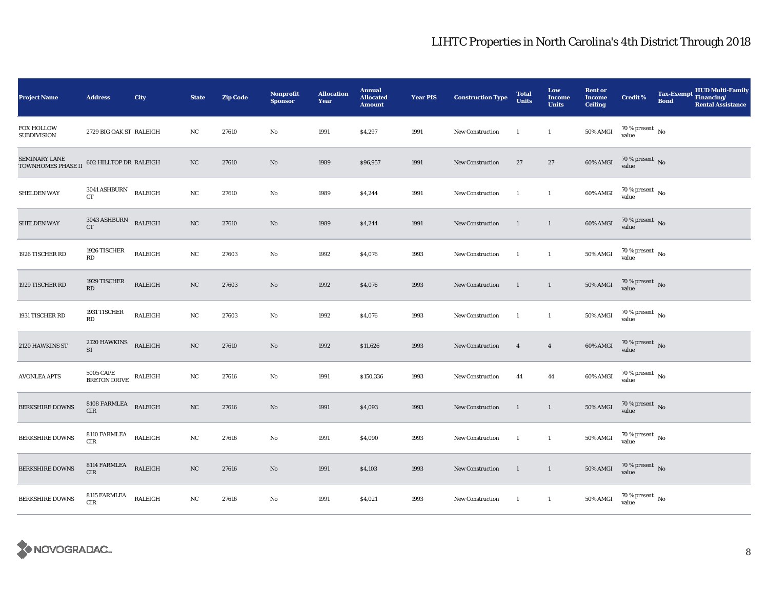# LIHTC Properties in North Carolina's 4th District Through 2018

| Project Name | Address | City | State | Zip Code | Nonprofit Sponsor | Allocation Year | Annual Allocated Amount | Year PIS | Construction Type | Total Units | Low Income Units | Rent or Income Ceiling | Credit % | Tax-Exempt Bond | HUD Multi-Family Financing/ Rental Assistance |
|---|---|---|---|---|---|---|---|---|---|---|---|---|---|---|---|
| FOX HOLLOW SUBDIVISION | 2729 BIG OAK ST | RALEIGH | NC | 27610 | No | 1991 | $4,297 | 1991 | New Construction | 1 | 1 | 50% AMGI | 70 % present value | No | |
| SEMINARY LANE TOWNHOMES PHASE II | 602 HILLTOP DR | RALEIGH | NC | 27610 | No | 1989 | $96,957 | 1991 | New Construction | 27 | 27 | 60% AMGI | 70 % present value | No | |
| SHELDEN WAY | 3041 ASHBURN CT | RALEIGH | NC | 27610 | No | 1989 | $4,244 | 1991 | New Construction | 1 | 1 | 60% AMGI | 70 % present value | No | |
| SHELDEN WAY | 3043 ASHBURN CT | RALEIGH | NC | 27610 | No | 1989 | $4,244 | 1991 | New Construction | 1 | 1 | 60% AMGI | 70 % present value | No | |
| 1926 TISCHER RD | 1926 TISCHER RD | RALEIGH | NC | 27603 | No | 1992 | $4,076 | 1993 | New Construction | 1 | 1 | 50% AMGI | 70 % present value | No | |
| 1929 TISCHER RD | 1929 TISCHER RD | RALEIGH | NC | 27603 | No | 1992 | $4,076 | 1993 | New Construction | 1 | 1 | 50% AMGI | 70 % present value | No | |
| 1931 TISCHER RD | 1931 TISCHER RD | RALEIGH | NC | 27603 | No | 1992 | $4,076 | 1993 | New Construction | 1 | 1 | 50% AMGI | 70 % present value | No | |
| 2120 HAWKINS ST | 2120 HAWKINS ST | RALEIGH | NC | 27610 | No | 1992 | $11,626 | 1993 | New Construction | 4 | 4 | 60% AMGI | 70 % present value | No | |
| AVONLEA APTS | 5005 CAPE BRETON DRIVE | RALEIGH | NC | 27616 | No | 1991 | $150,336 | 1993 | New Construction | 44 | 44 | 60% AMGI | 70 % present value | No | |
| BERKSHIRE DOWNS | 8108 FARMLEA CIR | RALEIGH | NC | 27616 | No | 1991 | $4,093 | 1993 | New Construction | 1 | 1 | 50% AMGI | 70 % present value | No | |
| BERKSHIRE DOWNS | 8110 FARMLEA CIR | RALEIGH | NC | 27616 | No | 1991 | $4,090 | 1993 | New Construction | 1 | 1 | 50% AMGI | 70 % present value | No | |
| BERKSHIRE DOWNS | 8114 FARMLEA CIR | RALEIGH | NC | 27616 | No | 1991 | $4,103 | 1993 | New Construction | 1 | 1 | 50% AMGI | 70 % present value | No | |
| BERKSHIRE DOWNS | 8115 FARMLEA CIR | RALEIGH | NC | 27616 | No | 1991 | $4,021 | 1993 | New Construction | 1 | 1 | 50% AMGI | 70 % present value | No | |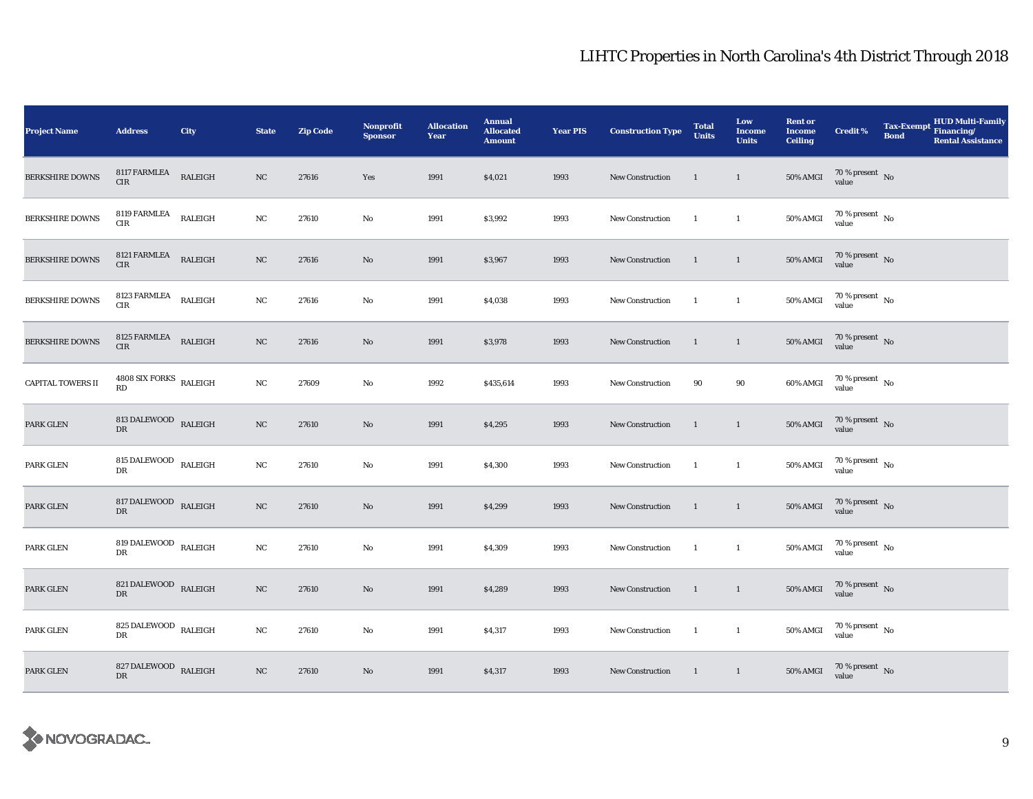# LIHTC Properties in North Carolina's 4th District Through 2018

| Project Name | Address | City | State | Zip Code | Nonprofit Sponsor | Allocation Year | Annual Allocated Amount | Year PIS | Construction Type | Total Units | Low Income Units | Rent or Income Ceiling | Credit % | Tax-Exempt Bond | HUD Multi-Family Financing/ Rental Assistance |
|---|---|---|---|---|---|---|---|---|---|---|---|---|---|---|---|
| BERKSHIRE DOWNS | 8117 FARMLEA CIR | RALEIGH | NC | 27616 | Yes | 1991 | $4,021 | 1993 | New Construction | 1 | 1 | 50% AMGI | 70 % present value | No | |
| BERKSHIRE DOWNS | 8119 FARMLEA CIR | RALEIGH | NC | 27610 | No | 1991 | $3,992 | 1993 | New Construction | 1 | 1 | 50% AMGI | 70 % present value | No | |
| BERKSHIRE DOWNS | 8121 FARMLEA CIR | RALEIGH | NC | 27616 | No | 1991 | $3,967 | 1993 | New Construction | 1 | 1 | 50% AMGI | 70 % present value | No | |
| BERKSHIRE DOWNS | 8123 FARMLEA CIR | RALEIGH | NC | 27616 | No | 1991 | $4,038 | 1993 | New Construction | 1 | 1 | 50% AMGI | 70 % present value | No | |
| BERKSHIRE DOWNS | 8125 FARMLEA CIR | RALEIGH | NC | 27616 | No | 1991 | $3,978 | 1993 | New Construction | 1 | 1 | 50% AMGI | 70 % present value | No | |
| CAPITAL TOWERS II | 4808 SIX FORKS RD | RALEIGH | NC | 27609 | No | 1992 | $435,614 | 1993 | New Construction | 90 | 90 | 60% AMGI | 70 % present value | No | |
| PARK GLEN | 813 DALEWOOD DR | RALEIGH | NC | 27610 | No | 1991 | $4,295 | 1993 | New Construction | 1 | 1 | 50% AMGI | 70 % present value | No | |
| PARK GLEN | 815 DALEWOOD DR | RALEIGH | NC | 27610 | No | 1991 | $4,300 | 1993 | New Construction | 1 | 1 | 50% AMGI | 70 % present value | No | |
| PARK GLEN | 817 DALEWOOD DR | RALEIGH | NC | 27610 | No | 1991 | $4,299 | 1993 | New Construction | 1 | 1 | 50% AMGI | 70 % present value | No | |
| PARK GLEN | 819 DALEWOOD DR | RALEIGH | NC | 27610 | No | 1991 | $4,309 | 1993 | New Construction | 1 | 1 | 50% AMGI | 70 % present value | No | |
| PARK GLEN | 821 DALEWOOD DR | RALEIGH | NC | 27610 | No | 1991 | $4,289 | 1993 | New Construction | 1 | 1 | 50% AMGI | 70 % present value | No | |
| PARK GLEN | 825 DALEWOOD DR | RALEIGH | NC | 27610 | No | 1991 | $4,317 | 1993 | New Construction | 1 | 1 | 50% AMGI | 70 % present value | No | |
| PARK GLEN | 827 DALEWOOD DR | RALEIGH | NC | 27610 | No | 1991 | $4,317 | 1993 | New Construction | 1 | 1 | 50% AMGI | 70 % present value | No | |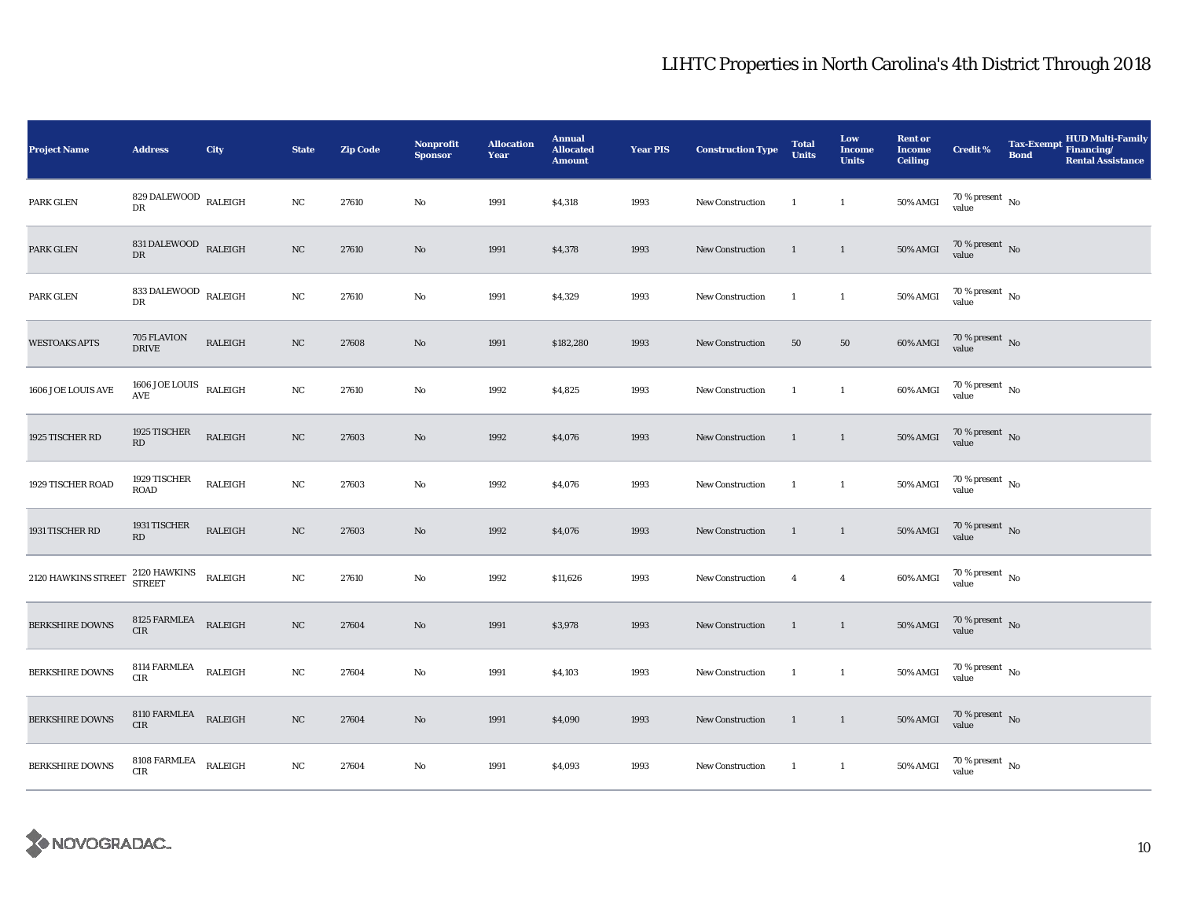# LIHTC Properties in North Carolina's 4th District Through 2018

| Project Name | Address | City | State | Zip Code | Nonprofit Sponsor | Allocation Year | Annual Allocated Amount | Year PIS | Construction Type | Total Units | Low Income Units | Rent or Income Ceiling | Credit % | Tax-Exempt Bond | HUD Multi-Family Financing/ Rental Assistance |
|---|---|---|---|---|---|---|---|---|---|---|---|---|---|---|---|
| PARK GLEN | 829 DALEWOOD DR | RALEIGH | NC | 27610 | No | 1991 | $4,318 | 1993 | New Construction | 1 | 1 | 50% AMGI | 70 % present value | No | |
| PARK GLEN | 831 DALEWOOD DR | RALEIGH | NC | 27610 | No | 1991 | $4,378 | 1993 | New Construction | 1 | 1 | 50% AMGI | 70 % present value | No | |
| PARK GLEN | 833 DALEWOOD DR | RALEIGH | NC | 27610 | No | 1991 | $4,329 | 1993 | New Construction | 1 | 1 | 50% AMGI | 70 % present value | No | |
| WESTOAKS APTS | 705 FLAVION DRIVE | RALEIGH | NC | 27608 | No | 1991 | $182,280 | 1993 | New Construction | 50 | 50 | 60% AMGI | 70 % present value | No | |
| 1606 JOE LOUIS AVE | 1606 JOE LOUIS AVE | RALEIGH | NC | 27610 | No | 1992 | $4,825 | 1993 | New Construction | 1 | 1 | 60% AMGI | 70 % present value | No | |
| 1925 TISCHER RD | 1925 TISCHER RD | RALEIGH | NC | 27603 | No | 1992 | $4,076 | 1993 | New Construction | 1 | 1 | 50% AMGI | 70 % present value | No | |
| 1929 TISCHER ROAD | 1929 TISCHER ROAD | RALEIGH | NC | 27603 | No | 1992 | $4,076 | 1993 | New Construction | 1 | 1 | 50% AMGI | 70 % present value | No | |
| 1931 TISCHER RD | 1931 TISCHER RD | RALEIGH | NC | 27603 | No | 1992 | $4,076 | 1993 | New Construction | 1 | 1 | 50% AMGI | 70 % present value | No | |
| 2120 HAWKINS STREET | 2120 HAWKINS STREET | RALEIGH | NC | 27610 | No | 1992 | $11,626 | 1993 | New Construction | 4 | 4 | 60% AMGI | 70 % present value | No | |
| BERKSHIRE DOWNS | 8125 FARMLEA CIR | RALEIGH | NC | 27604 | No | 1991 | $3,978 | 1993 | New Construction | 1 | 1 | 50% AMGI | 70 % present value | No | |
| BERKSHIRE DOWNS | 8114 FARMLEA CIR | RALEIGH | NC | 27604 | No | 1991 | $4,103 | 1993 | New Construction | 1 | 1 | 50% AMGI | 70 % present value | No | |
| BERKSHIRE DOWNS | 8110 FARMLEA CIR | RALEIGH | NC | 27604 | No | 1991 | $4,090 | 1993 | New Construction | 1 | 1 | 50% AMGI | 70 % present value | No | |
| BERKSHIRE DOWNS | 8108 FARMLEA CIR | RALEIGH | NC | 27604 | No | 1991 | $4,093 | 1993 | New Construction | 1 | 1 | 50% AMGI | 70 % present value | No | |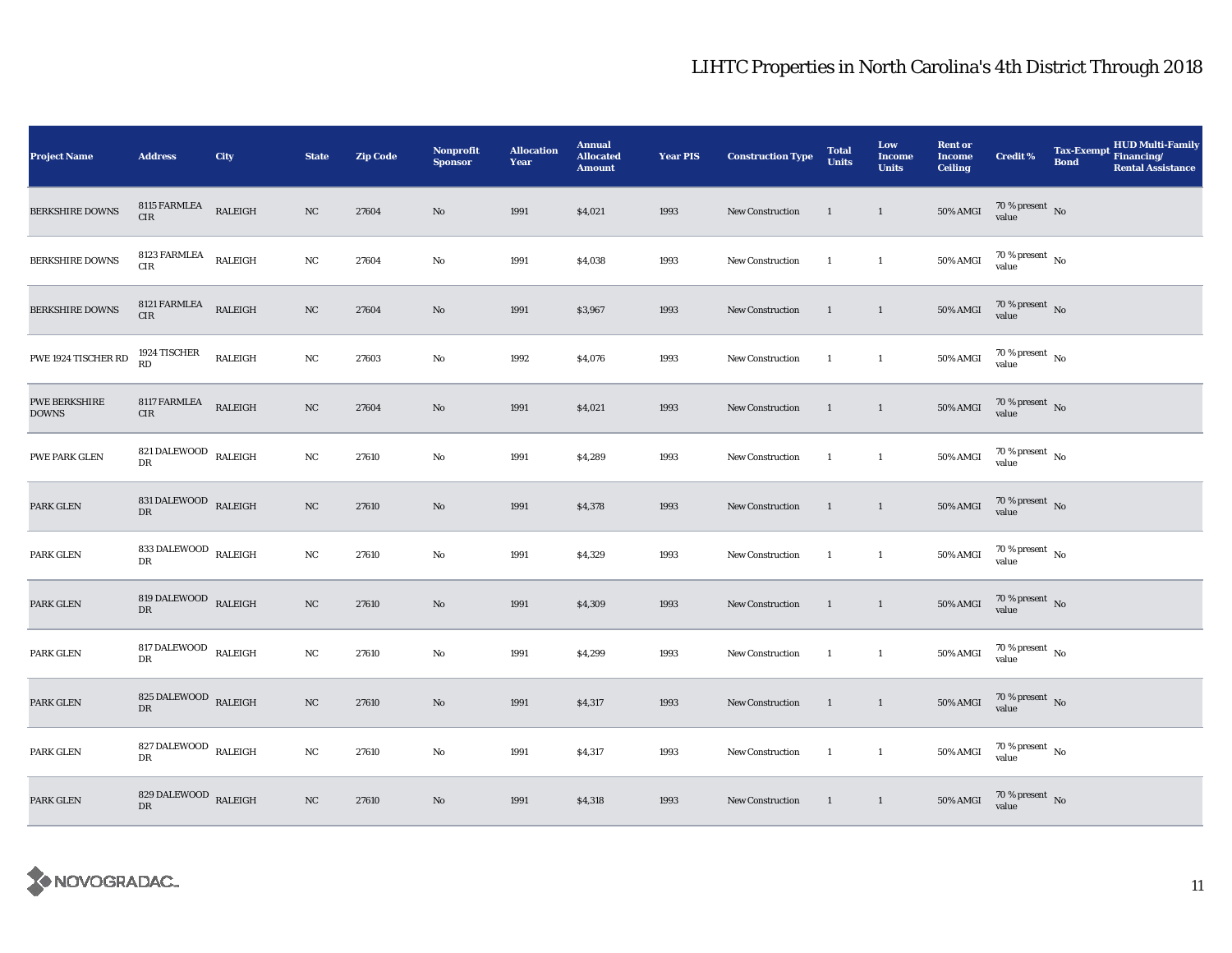## LIHTC Properties in North Carolina's 4th District Through 2018

| Project Name | Address | City | State | Zip Code | Nonprofit Sponsor | Allocation Year | Annual Allocated Amount | Year PIS | Construction Type | Total Units | Low Income Units | Rent or Income Ceiling | Credit % | Tax-Exempt Bond | HUD Multi-Family Financing/ Rental Assistance |
|---|---|---|---|---|---|---|---|---|---|---|---|---|---|---|---|
| BERKSHIRE DOWNS | 8115 FARMLEA CIR | RALEIGH | NC | 27604 | No | 1991 | $4,021 | 1993 | New Construction | 1 | 1 | 50% AMGI | 70 % present value | No | |
| BERKSHIRE DOWNS | 8123 FARMLEA CIR | RALEIGH | NC | 27604 | No | 1991 | $4,038 | 1993 | New Construction | 1 | 1 | 50% AMGI | 70 % present value | No | |
| BERKSHIRE DOWNS | 8121 FARMLEA CIR | RALEIGH | NC | 27604 | No | 1991 | $3,967 | 1993 | New Construction | 1 | 1 | 50% AMGI | 70 % present value | No | |
| PWE 1924 TISCHER RD | 1924 TISCHER RD | RALEIGH | NC | 27603 | No | 1992 | $4,076 | 1993 | New Construction | 1 | 1 | 50% AMGI | 70 % present value | No | |
| PWE BERKSHIRE DOWNS | 8117 FARMLEA CIR | RALEIGH | NC | 27604 | No | 1991 | $4,021 | 1993 | New Construction | 1 | 1 | 50% AMGI | 70 % present value | No | |
| PWE PARK GLEN | 821 DALEWOOD DR | RALEIGH | NC | 27610 | No | 1991 | $4,289 | 1993 | New Construction | 1 | 1 | 50% AMGI | 70 % present value | No | |
| PARK GLEN | 831 DALEWOOD DR | RALEIGH | NC | 27610 | No | 1991 | $4,378 | 1993 | New Construction | 1 | 1 | 50% AMGI | 70 % present value | No | |
| PARK GLEN | 833 DALEWOOD DR | RALEIGH | NC | 27610 | No | 1991 | $4,329 | 1993 | New Construction | 1 | 1 | 50% AMGI | 70 % present value | No | |
| PARK GLEN | 819 DALEWOOD DR | RALEIGH | NC | 27610 | No | 1991 | $4,309 | 1993 | New Construction | 1 | 1 | 50% AMGI | 70 % present value | No | |
| PARK GLEN | 817 DALEWOOD DR | RALEIGH | NC | 27610 | No | 1991 | $4,299 | 1993 | New Construction | 1 | 1 | 50% AMGI | 70 % present value | No | |
| PARK GLEN | 825 DALEWOOD DR | RALEIGH | NC | 27610 | No | 1991 | $4,317 | 1993 | New Construction | 1 | 1 | 50% AMGI | 70 % present value | No | |
| PARK GLEN | 827 DALEWOOD DR | RALEIGH | NC | 27610 | No | 1991 | $4,317 | 1993 | New Construction | 1 | 1 | 50% AMGI | 70 % present value | No | |
| PARK GLEN | 829 DALEWOOD DR | RALEIGH | NC | 27610 | No | 1991 | $4,318 | 1993 | New Construction | 1 | 1 | 50% AMGI | 70 % present value | No | |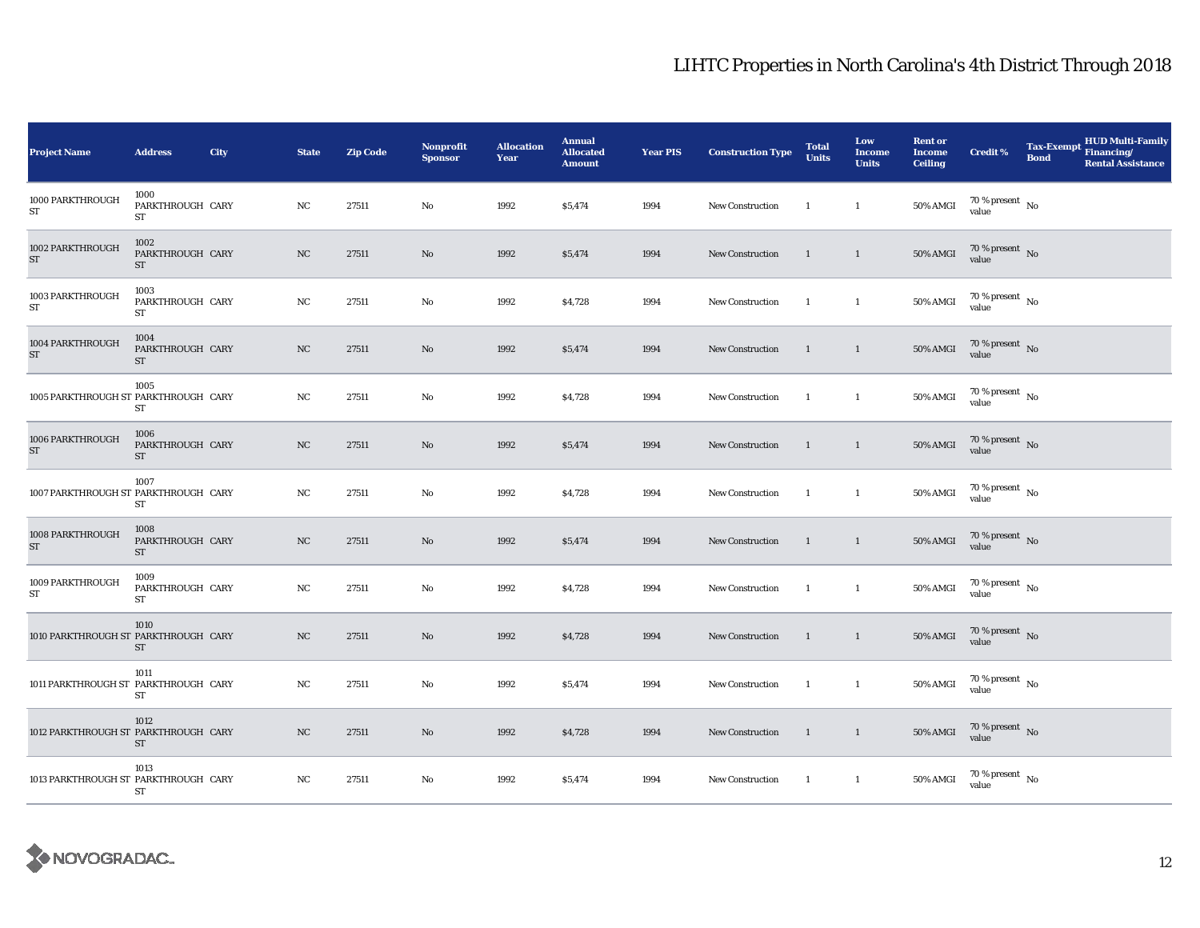# LIHTC Properties in North Carolina's 4th District Through 2018

| Project Name | Address | City | State | Zip Code | Nonprofit Sponsor | Allocation Year | Annual Allocated Amount | Year PIS | Construction Type | Total Units | Low Income Units | Rent or Income Ceiling | Credit % | Tax-Exempt Bond | HUD Multi-Family Financing/ Rental Assistance |
|---|---|---|---|---|---|---|---|---|---|---|---|---|---|---|---|
| 1000 PARKTHROUGH ST | 1000 PARKTHROUGH ST | CARY | NC | 27511 | No | 1992 | $5,474 | 1994 | New Construction | 1 | 1 | 50% AMGI | 70 % present value | No | |
| 1002 PARKTHROUGH ST | 1002 PARKTHROUGH ST | CARY | NC | 27511 | No | 1992 | $5,474 | 1994 | New Construction | 1 | 1 | 50% AMGI | 70 % present value | No | |
| 1003 PARKTHROUGH ST | 1003 PARKTHROUGH ST | CARY | NC | 27511 | No | 1992 | $4,728 | 1994 | New Construction | 1 | 1 | 50% AMGI | 70 % present value | No | |
| 1004 PARKTHROUGH ST | 1004 PARKTHROUGH ST | CARY | NC | 27511 | No | 1992 | $5,474 | 1994 | New Construction | 1 | 1 | 50% AMGI | 70 % present value | No | |
| 1005 PARKTHROUGH ST | 1005 PARKTHROUGH ST | CARY | NC | 27511 | No | 1992 | $4,728 | 1994 | New Construction | 1 | 1 | 50% AMGI | 70 % present value | No | |
| 1006 PARKTHROUGH ST | 1006 PARKTHROUGH ST | CARY | NC | 27511 | No | 1992 | $5,474 | 1994 | New Construction | 1 | 1 | 50% AMGI | 70 % present value | No | |
| 1007 PARKTHROUGH ST | 1007 PARKTHROUGH ST | CARY | NC | 27511 | No | 1992 | $4,728 | 1994 | New Construction | 1 | 1 | 50% AMGI | 70 % present value | No | |
| 1008 PARKTHROUGH ST | 1008 PARKTHROUGH ST | CARY | NC | 27511 | No | 1992 | $5,474 | 1994 | New Construction | 1 | 1 | 50% AMGI | 70 % present value | No | |
| 1009 PARKTHROUGH ST | 1009 PARKTHROUGH ST | CARY | NC | 27511 | No | 1992 | $4,728 | 1994 | New Construction | 1 | 1 | 50% AMGI | 70 % present value | No | |
| 1010 PARKTHROUGH ST | 1010 PARKTHROUGH ST | CARY | NC | 27511 | No | 1992 | $4,728 | 1994 | New Construction | 1 | 1 | 50% AMGI | 70 % present value | No | |
| 1011 PARKTHROUGH ST | 1011 PARKTHROUGH ST | CARY | NC | 27511 | No | 1992 | $5,474 | 1994 | New Construction | 1 | 1 | 50% AMGI | 70 % present value | No | |
| 1012 PARKTHROUGH ST | 1012 PARKTHROUGH ST | CARY | NC | 27511 | No | 1992 | $4,728 | 1994 | New Construction | 1 | 1 | 50% AMGI | 70 % present value | No | |
| 1013 PARKTHROUGH ST | 1013 PARKTHROUGH ST | CARY | NC | 27511 | No | 1992 | $5,474 | 1994 | New Construction | 1 | 1 | 50% AMGI | 70 % present value | No | |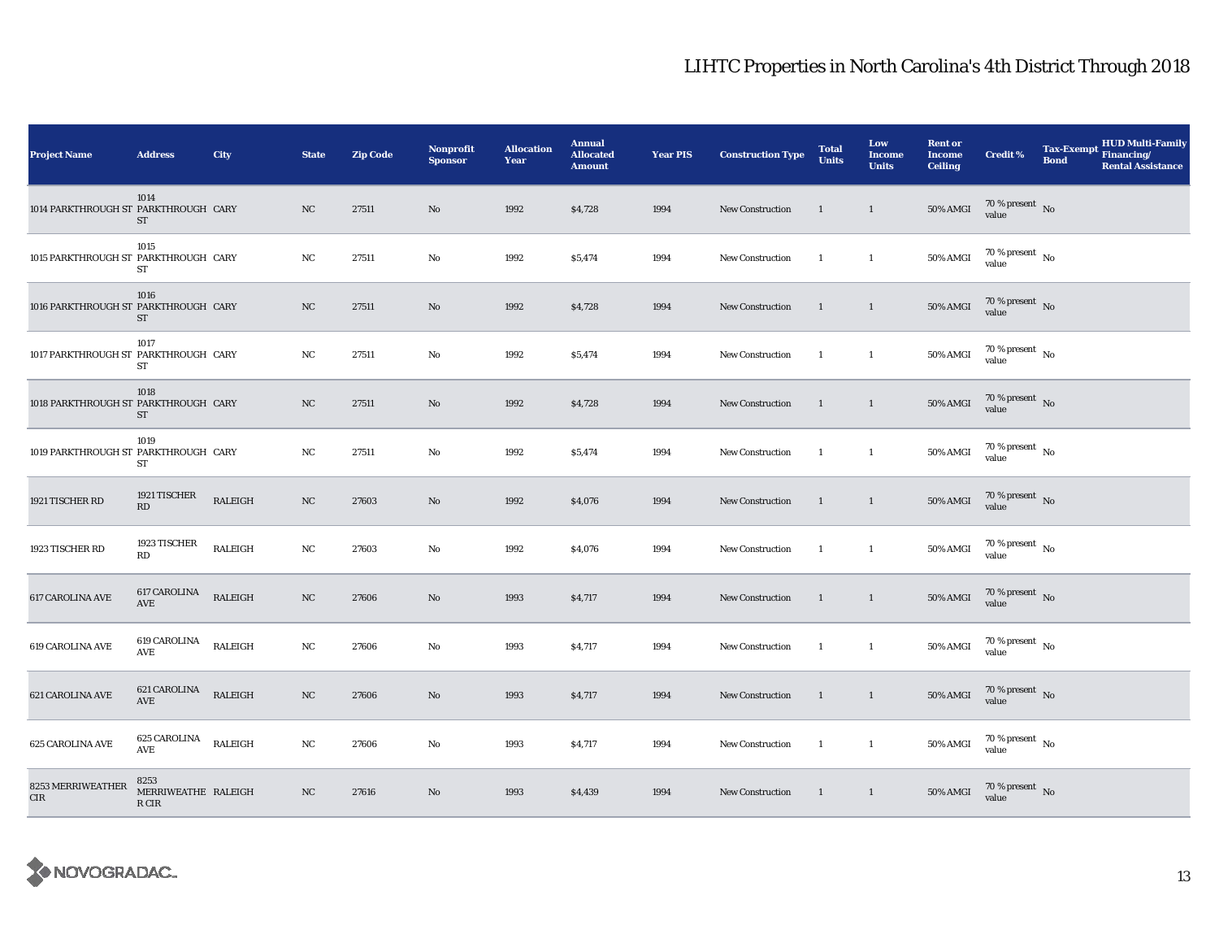## LIHTC Properties in North Carolina's 4th District Through 2018

| Project Name | Address | City | State | Zip Code | Nonprofit Sponsor | Allocation Year | Annual Allocated Amount | Year PIS | Construction Type | Total Units | Low Income Units | Rent or Income Ceiling | Credit % | Tax-Exempt Bond | HUD Multi-Family Financing/ Rental Assistance |
|---|---|---|---|---|---|---|---|---|---|---|---|---|---|---|---|
| 1014 PARKTHROUGH ST | 1014 PARKTHROUGH ST | CARY | NC | 27511 | No | 1992 | $4,728 | 1994 | New Construction | 1 | 1 | 50% AMGI | 70 % present value | No | |
| 1015 PARKTHROUGH ST | 1015 PARKTHROUGH ST | CARY | NC | 27511 | No | 1992 | $5,474 | 1994 | New Construction | 1 | 1 | 50% AMGI | 70 % present value | No | |
| 1016 PARKTHROUGH ST | 1016 PARKTHROUGH ST | CARY | NC | 27511 | No | 1992 | $4,728 | 1994 | New Construction | 1 | 1 | 50% AMGI | 70 % present value | No | |
| 1017 PARKTHROUGH ST | 1017 PARKTHROUGH ST | CARY | NC | 27511 | No | 1992 | $5,474 | 1994 | New Construction | 1 | 1 | 50% AMGI | 70 % present value | No | |
| 1018 PARKTHROUGH ST | 1018 PARKTHROUGH ST | CARY | NC | 27511 | No | 1992 | $4,728 | 1994 | New Construction | 1 | 1 | 50% AMGI | 70 % present value | No | |
| 1019 PARKTHROUGH ST | 1019 PARKTHROUGH ST | CARY | NC | 27511 | No | 1992 | $5,474 | 1994 | New Construction | 1 | 1 | 50% AMGI | 70 % present value | No | |
| 1921 TISCHER RD | 1921 TISCHER RD | RALEIGH | NC | 27603 | No | 1992 | $4,076 | 1994 | New Construction | 1 | 1 | 50% AMGI | 70 % present value | No | |
| 1923 TISCHER RD | 1923 TISCHER RD | RALEIGH | NC | 27603 | No | 1992 | $4,076 | 1994 | New Construction | 1 | 1 | 50% AMGI | 70 % present value | No | |
| 617 CAROLINA AVE | 617 CAROLINA AVE | RALEIGH | NC | 27606 | No | 1993 | $4,717 | 1994 | New Construction | 1 | 1 | 50% AMGI | 70 % present value | No | |
| 619 CAROLINA AVE | 619 CAROLINA AVE | RALEIGH | NC | 27606 | No | 1993 | $4,717 | 1994 | New Construction | 1 | 1 | 50% AMGI | 70 % present value | No | |
| 621 CAROLINA AVE | 621 CAROLINA AVE | RALEIGH | NC | 27606 | No | 1993 | $4,717 | 1994 | New Construction | 1 | 1 | 50% AMGI | 70 % present value | No | |
| 625 CAROLINA AVE | 625 CAROLINA AVE | RALEIGH | NC | 27606 | No | 1993 | $4,717 | 1994 | New Construction | 1 | 1 | 50% AMGI | 70 % present value | No | |
| 8253 MERRIWEATHER CIR | 8253 MERRIWEATHER CIR | RALEIGH | NC | 27616 | No | 1993 | $4,439 | 1994 | New Construction | 1 | 1 | 50% AMGI | 70 % present value | No | |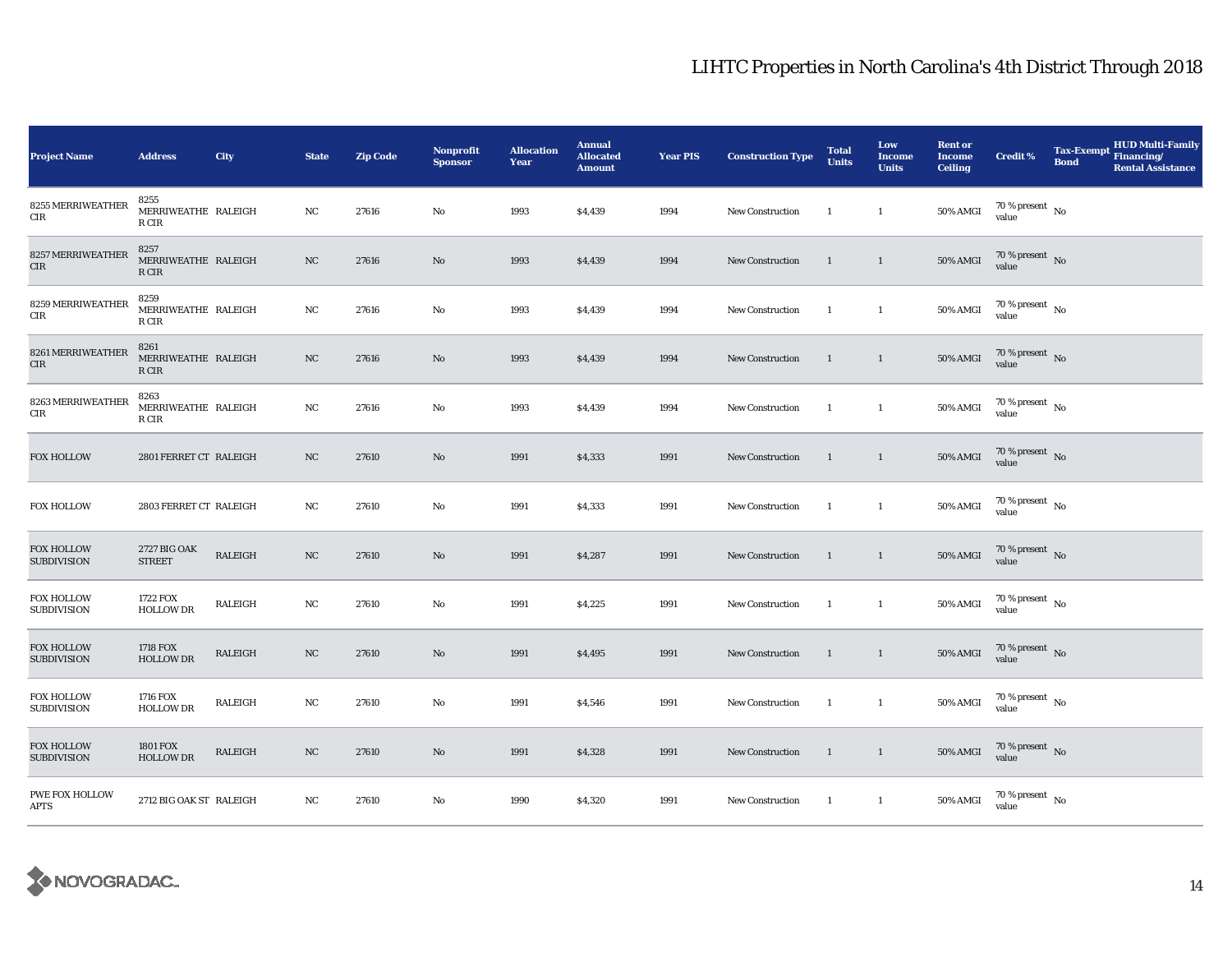## LIHTC Properties in North Carolina's 4th District Through 2018

| Project Name | Address | City | State | Zip Code | Nonprofit Sponsor | Allocation Year | Annual Allocated Amount | Year PIS | Construction Type | Total Units | Low Income Units | Rent or Income Ceiling | Credit % | Tax-Exempt Bond | HUD Multi-Family Financing/ Rental Assistance |
|---|---|---|---|---|---|---|---|---|---|---|---|---|---|---|---|
| 8255 MERRIWEATHER CIR | 8255 MERRIWEATHER CIR | RALEIGH | NC | 27616 | No | 1993 | $4,439 | 1994 | New Construction | 1 | 1 | 50% AMGI | 70 % present value | No | |
| 8257 MERRIWEATHER CIR | 8257 MERRIWEATHER CIR | RALEIGH | NC | 27616 | No | 1993 | $4,439 | 1994 | New Construction | 1 | 1 | 50% AMGI | 70 % present value | No | |
| 8259 MERRIWEATHER CIR | 8259 MERRIWEATHER CIR | RALEIGH | NC | 27616 | No | 1993 | $4,439 | 1994 | New Construction | 1 | 1 | 50% AMGI | 70 % present value | No | |
| 8261 MERRIWEATHER CIR | 8261 MERRIWEATHER CIR | RALEIGH | NC | 27616 | No | 1993 | $4,439 | 1994 | New Construction | 1 | 1 | 50% AMGI | 70 % present value | No | |
| 8263 MERRIWEATHER CIR | 8263 MERRIWEATHER CIR | RALEIGH | NC | 27616 | No | 1993 | $4,439 | 1994 | New Construction | 1 | 1 | 50% AMGI | 70 % present value | No | |
| FOX HOLLOW | 2801 FERRET CT | RALEIGH | NC | 27610 | No | 1991 | $4,333 | 1991 | New Construction | 1 | 1 | 50% AMGI | 70 % present value | No | |
| FOX HOLLOW | 2803 FERRET CT | RALEIGH | NC | 27610 | No | 1991 | $4,333 | 1991 | New Construction | 1 | 1 | 50% AMGI | 70 % present value | No | |
| FOX HOLLOW SUBDIVISION | 2727 BIG OAK STREET | RALEIGH | NC | 27610 | No | 1991 | $4,287 | 1991 | New Construction | 1 | 1 | 50% AMGI | 70 % present value | No | |
| FOX HOLLOW SUBDIVISION | 1722 FOX HOLLOW DR | RALEIGH | NC | 27610 | No | 1991 | $4,225 | 1991 | New Construction | 1 | 1 | 50% AMGI | 70 % present value | No | |
| FOX HOLLOW SUBDIVISION | 1718 FOX HOLLOW DR | RALEIGH | NC | 27610 | No | 1991 | $4,495 | 1991 | New Construction | 1 | 1 | 50% AMGI | 70 % present value | No | |
| FOX HOLLOW SUBDIVISION | 1716 FOX HOLLOW DR | RALEIGH | NC | 27610 | No | 1991 | $4,546 | 1991 | New Construction | 1 | 1 | 50% AMGI | 70 % present value | No | |
| FOX HOLLOW SUBDIVISION | 1801 FOX HOLLOW DR | RALEIGH | NC | 27610 | No | 1991 | $4,328 | 1991 | New Construction | 1 | 1 | 50% AMGI | 70 % present value | No | |
| PWE FOX HOLLOW APTS | 2712 BIG OAK ST | RALEIGH | NC | 27610 | No | 1990 | $4,320 | 1991 | New Construction | 1 | 1 | 50% AMGI | 70 % present value | No | |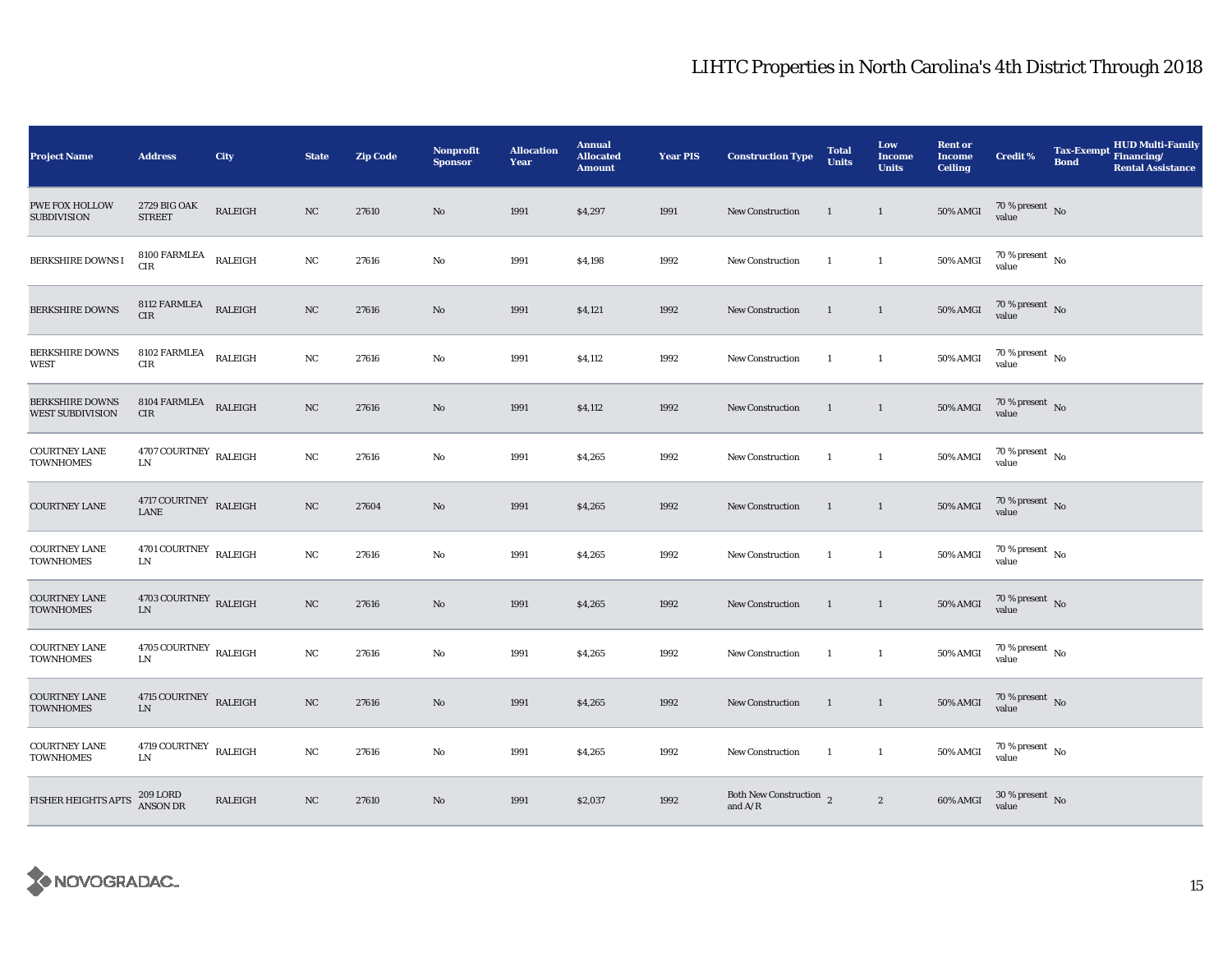# LIHTC Properties in North Carolina's 4th District Through 2018

| Project Name | Address | City | State | Zip Code | Nonprofit Sponsor | Allocation Year | Annual Allocated Amount | Year PIS | Construction Type | Total Units | Low Income Units | Rent or Income Ceiling | Credit % | Tax-Exempt Bond | HUD Multi-Family Financing/ Rental Assistance |
|---|---|---|---|---|---|---|---|---|---|---|---|---|---|---|---|
| PWE FOX HOLLOW SUBDIVISION | 2729 BIG OAK STREET | RALEIGH | NC | 27610 | No | 1991 | $4,297 | 1991 | New Construction | 1 | 1 | 50% AMGI | 70 % present value | No | |
| BERKSHIRE DOWNS I | 8100 FARMLEA CIR | RALEIGH | NC | 27616 | No | 1991 | $4,198 | 1992 | New Construction | 1 | 1 | 50% AMGI | 70 % present value | No | |
| BERKSHIRE DOWNS | 8112 FARMLEA CIR | RALEIGH | NC | 27616 | No | 1991 | $4,121 | 1992 | New Construction | 1 | 1 | 50% AMGI | 70 % present value | No | |
| BERKSHIRE DOWNS WEST | 8102 FARMLEA CIR | RALEIGH | NC | 27616 | No | 1991 | $4,112 | 1992 | New Construction | 1 | 1 | 50% AMGI | 70 % present value | No | |
| BERKSHIRE DOWNS WEST SUBDIVISION | 8104 FARMLEA CIR | RALEIGH | NC | 27616 | No | 1991 | $4,112 | 1992 | New Construction | 1 | 1 | 50% AMGI | 70 % present value | No | |
| COURTNEY LANE TOWNHOMES | 4707 COURTNEY LN | RALEIGH | NC | 27616 | No | 1991 | $4,265 | 1992 | New Construction | 1 | 1 | 50% AMGI | 70 % present value | No | |
| COURTNEY LANE | 4717 COURTNEY LANE | RALEIGH | NC | 27604 | No | 1991 | $4,265 | 1992 | New Construction | 1 | 1 | 50% AMGI | 70 % present value | No | |
| COURTNEY LANE TOWNHOMES | 4701 COURTNEY LN | RALEIGH | NC | 27616 | No | 1991 | $4,265 | 1992 | New Construction | 1 | 1 | 50% AMGI | 70 % present value | No | |
| COURTNEY LANE TOWNHOMES | 4703 COURTNEY LN | RALEIGH | NC | 27616 | No | 1991 | $4,265 | 1992 | New Construction | 1 | 1 | 50% AMGI | 70 % present value | No | |
| COURTNEY LANE TOWNHOMES | 4705 COURTNEY LN | RALEIGH | NC | 27616 | No | 1991 | $4,265 | 1992 | New Construction | 1 | 1 | 50% AMGI | 70 % present value | No | |
| COURTNEY LANE TOWNHOMES | 4715 COURTNEY LN | RALEIGH | NC | 27616 | No | 1991 | $4,265 | 1992 | New Construction | 1 | 1 | 50% AMGI | 70 % present value | No | |
| COURTNEY LANE TOWNHOMES | 4719 COURTNEY LN | RALEIGH | NC | 27616 | No | 1991 | $4,265 | 1992 | New Construction | 1 | 1 | 50% AMGI | 70 % present value | No | |
| FISHER HEIGHTS APTS | 209 LORD ANSON DR | RALEIGH | NC | 27610 | No | 1991 | $2,037 | 1992 | Both New Construction and A/R | 2 | 2 | 60% AMGI | 30 % present value | No | |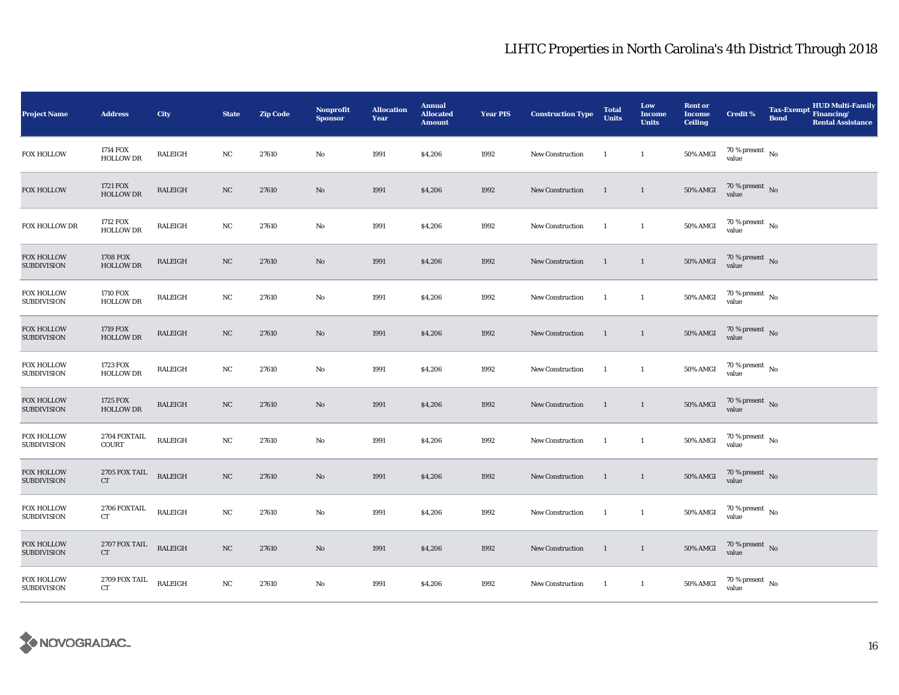## LIHTC Properties in North Carolina's 4th District Through 2018

| Project Name | Address | City | State | Zip Code | Nonprofit Sponsor | Allocation Year | Annual Allocated Amount | Year PIS | Construction Type | Total Units | Low Income Units | Rent or Income Ceiling | Credit % | Tax-Exempt Bond | HUD Multi-Family Financing/ Rental Assistance |
|---|---|---|---|---|---|---|---|---|---|---|---|---|---|---|---|
| FOX HOLLOW | 1714 FOX HOLLOW DR | RALEIGH | NC | 27610 | No | 1991 | $4,206 | 1992 | New Construction | 1 | 1 | 50% AMGI | 70 % present value | No | |
| FOX HOLLOW | 1721 FOX HOLLOW DR | RALEIGH | NC | 27610 | No | 1991 | $4,206 | 1992 | New Construction | 1 | 1 | 50% AMGI | 70 % present value | No | |
| FOX HOLLOW DR | 1712 FOX HOLLOW DR | RALEIGH | NC | 27610 | No | 1991 | $4,206 | 1992 | New Construction | 1 | 1 | 50% AMGI | 70 % present value | No | |
| FOX HOLLOW SUBDIVISION | 1708 FOX HOLLOW DR | RALEIGH | NC | 27610 | No | 1991 | $4,206 | 1992 | New Construction | 1 | 1 | 50% AMGI | 70 % present value | No | |
| FOX HOLLOW SUBDIVISION | 1710 FOX HOLLOW DR | RALEIGH | NC | 27610 | No | 1991 | $4,206 | 1992 | New Construction | 1 | 1 | 50% AMGI | 70 % present value | No | |
| FOX HOLLOW SUBDIVISION | 1719 FOX HOLLOW DR | RALEIGH | NC | 27610 | No | 1991 | $4,206 | 1992 | New Construction | 1 | 1 | 50% AMGI | 70 % present value | No | |
| FOX HOLLOW SUBDIVISION | 1723 FOX HOLLOW DR | RALEIGH | NC | 27610 | No | 1991 | $4,206 | 1992 | New Construction | 1 | 1 | 50% AMGI | 70 % present value | No | |
| FOX HOLLOW SUBDIVISION | 1725 FOX HOLLOW DR | RALEIGH | NC | 27610 | No | 1991 | $4,206 | 1992 | New Construction | 1 | 1 | 50% AMGI | 70 % present value | No | |
| FOX HOLLOW SUBDIVISION | 2704 FOXTAIL COURT | RALEIGH | NC | 27610 | No | 1991 | $4,206 | 1992 | New Construction | 1 | 1 | 50% AMGI | 70 % present value | No | |
| FOX HOLLOW SUBDIVISION | 2705 FOX TAIL CT | RALEIGH | NC | 27610 | No | 1991 | $4,206 | 1992 | New Construction | 1 | 1 | 50% AMGI | 70 % present value | No | |
| FOX HOLLOW SUBDIVISION | 2706 FOXTAIL CT | RALEIGH | NC | 27610 | No | 1991 | $4,206 | 1992 | New Construction | 1 | 1 | 50% AMGI | 70 % present value | No | |
| FOX HOLLOW SUBDIVISION | 2707 FOX TAIL CT | RALEIGH | NC | 27610 | No | 1991 | $4,206 | 1992 | New Construction | 1 | 1 | 50% AMGI | 70 % present value | No | |
| FOX HOLLOW SUBDIVISION | 2709 FOX TAIL CT | RALEIGH | NC | 27610 | No | 1991 | $4,206 | 1992 | New Construction | 1 | 1 | 50% AMGI | 70 % present value | No | |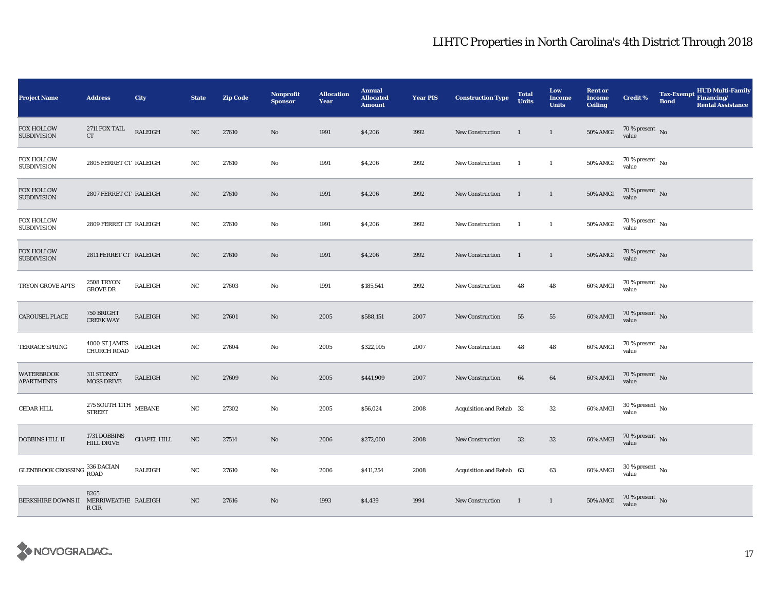# LIHTC Properties in North Carolina's 4th District Through 2018

| Project Name | Address | City | State | Zip Code | Nonprofit Sponsor | Allocation Year | Annual Allocated Amount | Year PIS | Construction Type | Total Units | Low Income Units | Rent or Income Ceiling | Credit % | Tax-Exempt Bond | HUD Multi-Family Financing/ Rental Assistance |
|---|---|---|---|---|---|---|---|---|---|---|---|---|---|---|---|
| FOX HOLLOW SUBDIVISION | 2711 FOX TAIL CT | RALEIGH | NC | 27610 | No | 1991 | $4,206 | 1992 | New Construction | 1 | 1 | 50% AMGI | 70 % present value | No | |
| FOX HOLLOW SUBDIVISION | 2805 FERRET CT | RALEIGH | NC | 27610 | No | 1991 | $4,206 | 1992 | New Construction | 1 | 1 | 50% AMGI | 70 % present value | No | |
| FOX HOLLOW SUBDIVISION | 2807 FERRET CT | RALEIGH | NC | 27610 | No | 1991 | $4,206 | 1992 | New Construction | 1 | 1 | 50% AMGI | 70 % present value | No | |
| FOX HOLLOW SUBDIVISION | 2809 FERRET CT | RALEIGH | NC | 27610 | No | 1991 | $4,206 | 1992 | New Construction | 1 | 1 | 50% AMGI | 70 % present value | No | |
| FOX HOLLOW SUBDIVISION | 2811 FERRET CT | RALEIGH | NC | 27610 | No | 1991 | $4,206 | 1992 | New Construction | 1 | 1 | 50% AMGI | 70 % present value | No | |
| TRYON GROVE APTS | 2508 TRYON GROVE DR | RALEIGH | NC | 27603 | No | 1991 | $185,541 | 1992 | New Construction | 48 | 48 | 60% AMGI | 70 % present value | No | |
| CAROUSEL PLACE | 750 BRIGHT CREEK WAY | RALEIGH | NC | 27601 | No | 2005 | $588,151 | 2007 | New Construction | 55 | 55 | 60% AMGI | 70 % present value | No | |
| TERRACE SPRING | 4000 ST JAMES CHURCH ROAD | RALEIGH | NC | 27604 | No | 2005 | $322,905 | 2007 | New Construction | 48 | 48 | 60% AMGI | 70 % present value | No | |
| WATERBROOK APARTMENTS | 311 STONEY MOSS DRIVE | RALEIGH | NC | 27609 | No | 2005 | $441,909 | 2007 | New Construction | 64 | 64 | 60% AMGI | 70 % present value | No | |
| CEDAR HILL | 275 SOUTH 11TH STREET | MEBANE | NC | 27302 | No | 2005 | $56,024 | 2008 | Acquisition and Rehab | 32 | 32 | 60% AMGI | 30 % present value | No | |
| DOBBINS HILL II | 1731 DOBBINS HILL DRIVE | CHAPEL HILL | NC | 27514 | No | 2006 | $272,000 | 2008 | New Construction | 32 | 32 | 60% AMGI | 70 % present value | No | |
| GLENBROOK CROSSING | 336 DACIAN ROAD | RALEIGH | NC | 27610 | No | 2006 | $411,254 | 2008 | Acquisition and Rehab | 63 | 63 | 60% AMGI | 30 % present value | No | |
| BERKSHIRE DOWNS II | 8265 MERRIWEATHER CIR | RALEIGH | NC | 27616 | No | 1993 | $4,439 | 1994 | New Construction | 1 | 1 | 50% AMGI | 70 % present value | No | |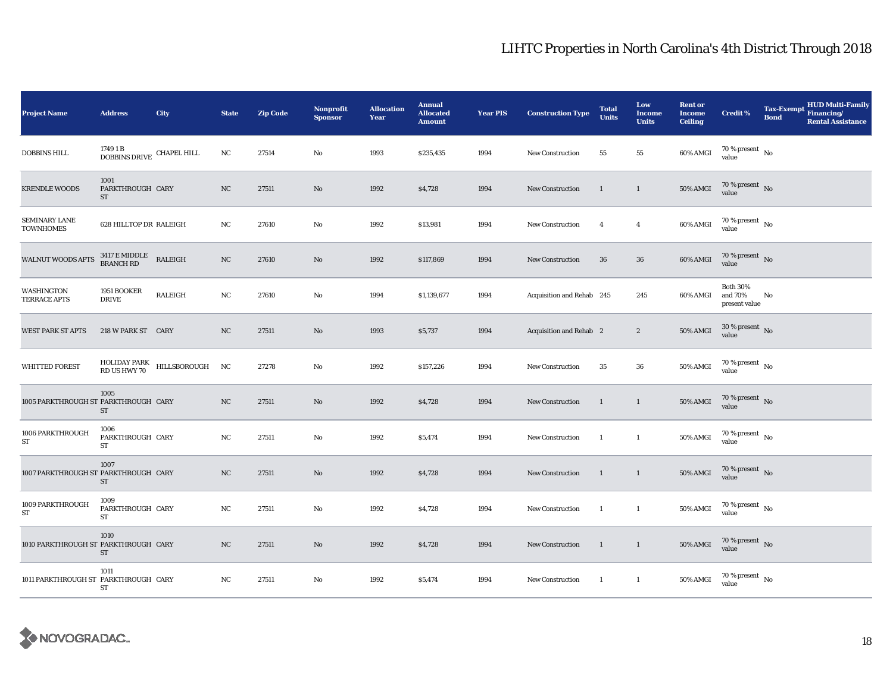# LIHTC Properties in North Carolina's 4th District Through 2018

| Project Name | Address | City | State | Zip Code | Nonprofit Sponsor | Allocation Year | Annual Allocated Amount | Year PIS | Construction Type | Total Units | Low Income Units | Rent or Income Ceiling | Credit % | Tax-Exempt Bond | HUD Multi-Family Financing/ Rental Assistance |
|---|---|---|---|---|---|---|---|---|---|---|---|---|---|---|---|
| DOBBINS HILL | 1749 1 B DOBBINS DRIVE | CHAPEL HILL | NC | 27514 | No | 1993 | $235,435 | 1994 | New Construction | 55 | 55 | 60% AMGI | 70 % present value | No | |
| KRENDLE WOODS | 1001 PARKTHROUGH ST | CARY | NC | 27511 | No | 1992 | $4,728 | 1994 | New Construction | 1 | 1 | 50% AMGI | 70 % present value | No | |
| SEMINARY LANE TOWNHOMES | 628 HILLTOP DR | RALEIGH | NC | 27610 | No | 1992 | $13,981 | 1994 | New Construction | 4 | 4 | 60% AMGI | 70 % present value | No | |
| WALNUT WOODS APTS | 3417 E MIDDLE BRANCH RD | RALEIGH | NC | 27610 | No | 1992 | $117,869 | 1994 | New Construction | 36 | 36 | 60% AMGI | 70 % present value | No | |
| WASHINGTON TERRACE APTS | 1951 BOOKER DRIVE | RALEIGH | NC | 27610 | No | 1994 | $1,139,677 | 1994 | Acquisition and Rehab | 245 | 245 | 60% AMGI | Both 30% and 70% present value | No | |
| WEST PARK ST APTS | 218 W PARK ST | CARY | NC | 27511 | No | 1993 | $5,737 | 1994 | Acquisition and Rehab | 2 | 2 | 50% AMGI | 30 % present value | No | |
| WHITTED FOREST | HOLIDAY PARK RD US HWY 70 | HILLSBOROUGH | NC | 27278 | No | 1992 | $157,226 | 1994 | New Construction | 35 | 36 | 50% AMGI | 70 % present value | No | |
| 1005 PARKTHROUGH ST | 1005 PARKTHROUGH ST | CARY | NC | 27511 | No | 1992 | $4,728 | 1994 | New Construction | 1 | 1 | 50% AMGI | 70 % present value | No | |
| 1006 PARKTHROUGH ST | 1006 PARKTHROUGH ST | CARY | NC | 27511 | No | 1992 | $5,474 | 1994 | New Construction | 1 | 1 | 50% AMGI | 70 % present value | No | |
| 1007 PARKTHROUGH ST | 1007 PARKTHROUGH ST | CARY | NC | 27511 | No | 1992 | $4,728 | 1994 | New Construction | 1 | 1 | 50% AMGI | 70 % present value | No | |
| 1009 PARKTHROUGH ST | 1009 PARKTHROUGH ST | CARY | NC | 27511 | No | 1992 | $4,728 | 1994 | New Construction | 1 | 1 | 50% AMGI | 70 % present value | No | |
| 1010 PARKTHROUGH ST | 1010 PARKTHROUGH ST | CARY | NC | 27511 | No | 1992 | $4,728 | 1994 | New Construction | 1 | 1 | 50% AMGI | 70 % present value | No | |
| 1011 PARKTHROUGH ST | 1011 PARKTHROUGH ST | CARY | NC | 27511 | No | 1992 | $5,474 | 1994 | New Construction | 1 | 1 | 50% AMGI | 70 % present value | No | |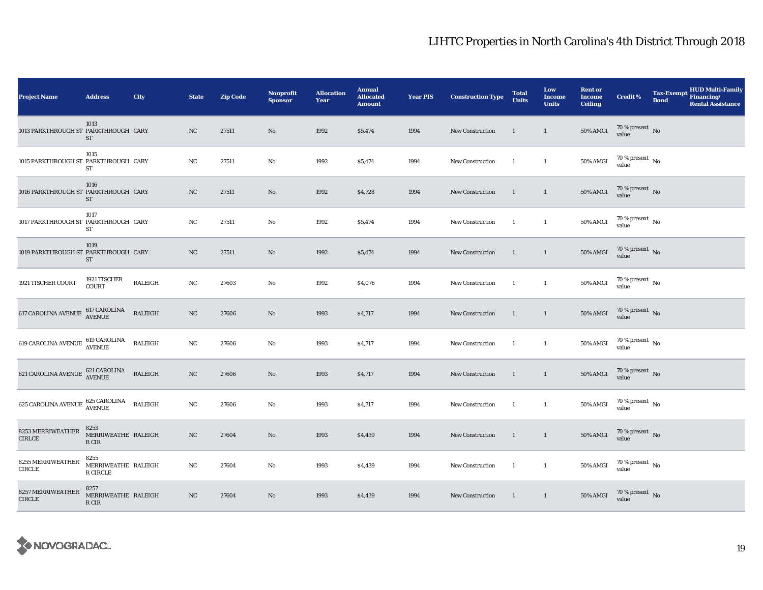# LIHTC Properties in North Carolina's 4th District Through 2018

| Project Name | Address | City | State | Zip Code | Nonprofit Sponsor | Allocation Year | Annual Allocated Amount | Year PIS | Construction Type | Total Units | Low Income Units | Rent or Income Ceiling | Credit % | Tax-Exempt Bond | HUD Multi-Family Financing/ Rental Assistance |
|---|---|---|---|---|---|---|---|---|---|---|---|---|---|---|---|
| 1013 PARKTHROUGH ST | 1013 PARKTHROUGH ST | CARY | NC | 27511 | No | 1992 | $5,474 | 1994 | New Construction | 1 | 1 | 50% AMGI | 70 % present value | No | |
| 1015 PARKTHROUGH ST | 1015 PARKTHROUGH ST | CARY | NC | 27511 | No | 1992 | $5,474 | 1994 | New Construction | 1 | 1 | 50% AMGI | 70 % present value | No | |
| 1016 PARKTHROUGH ST | 1016 PARKTHROUGH ST | CARY | NC | 27511 | No | 1992 | $4,728 | 1994 | New Construction | 1 | 1 | 50% AMGI | 70 % present value | No | |
| 1017 PARKTHROUGH ST | 1017 PARKTHROUGH ST | CARY | NC | 27511 | No | 1992 | $5,474 | 1994 | New Construction | 1 | 1 | 50% AMGI | 70 % present value | No | |
| 1019 PARKTHROUGH ST | 1019 PARKTHROUGH ST | CARY | NC | 27511 | No | 1992 | $5,474 | 1994 | New Construction | 1 | 1 | 50% AMGI | 70 % present value | No | |
| 1921 TISCHER COURT | 1921 TISCHER COURT | RALEIGH | NC | 27603 | No | 1992 | $4,076 | 1994 | New Construction | 1 | 1 | 50% AMGI | 70 % present value | No | |
| 617 CAROLINA AVENUE | 617 CAROLINA AVENUE | RALEIGH | NC | 27606 | No | 1993 | $4,717 | 1994 | New Construction | 1 | 1 | 50% AMGI | 70 % present value | No | |
| 619 CAROLINA AVENUE | 619 CAROLINA AVENUE | RALEIGH | NC | 27606 | No | 1993 | $4,717 | 1994 | New Construction | 1 | 1 | 50% AMGI | 70 % present value | No | |
| 621 CAROLINA AVENUE | 621 CAROLINA AVENUE | RALEIGH | NC | 27606 | No | 1993 | $4,717 | 1994 | New Construction | 1 | 1 | 50% AMGI | 70 % present value | No | |
| 625 CAROLINA AVENUE | 625 CAROLINA AVENUE | RALEIGH | NC | 27606 | No | 1993 | $4,717 | 1994 | New Construction | 1 | 1 | 50% AMGI | 70 % present value | No | |
| 8253 MERRIWEATHER CIRLCE | 8253 MERRIWEATHER CIR | RALEIGH | NC | 27604 | No | 1993 | $4,439 | 1994 | New Construction | 1 | 1 | 50% AMGI | 70 % present value | No | |
| 8255 MERRIWEATHER CIRCLE | 8255 MERRIWEATHER CIRCLE | RALEIGH | NC | 27604 | No | 1993 | $4,439 | 1994 | New Construction | 1 | 1 | 50% AMGI | 70 % present value | No | |
| 8257 MERRIWEATHER CIRCLE | 8257 MERRIWEATHER CIR | RALEIGH | NC | 27604 | No | 1993 | $4,439 | 1994 | New Construction | 1 | 1 | 50% AMGI | 70 % present value | No | |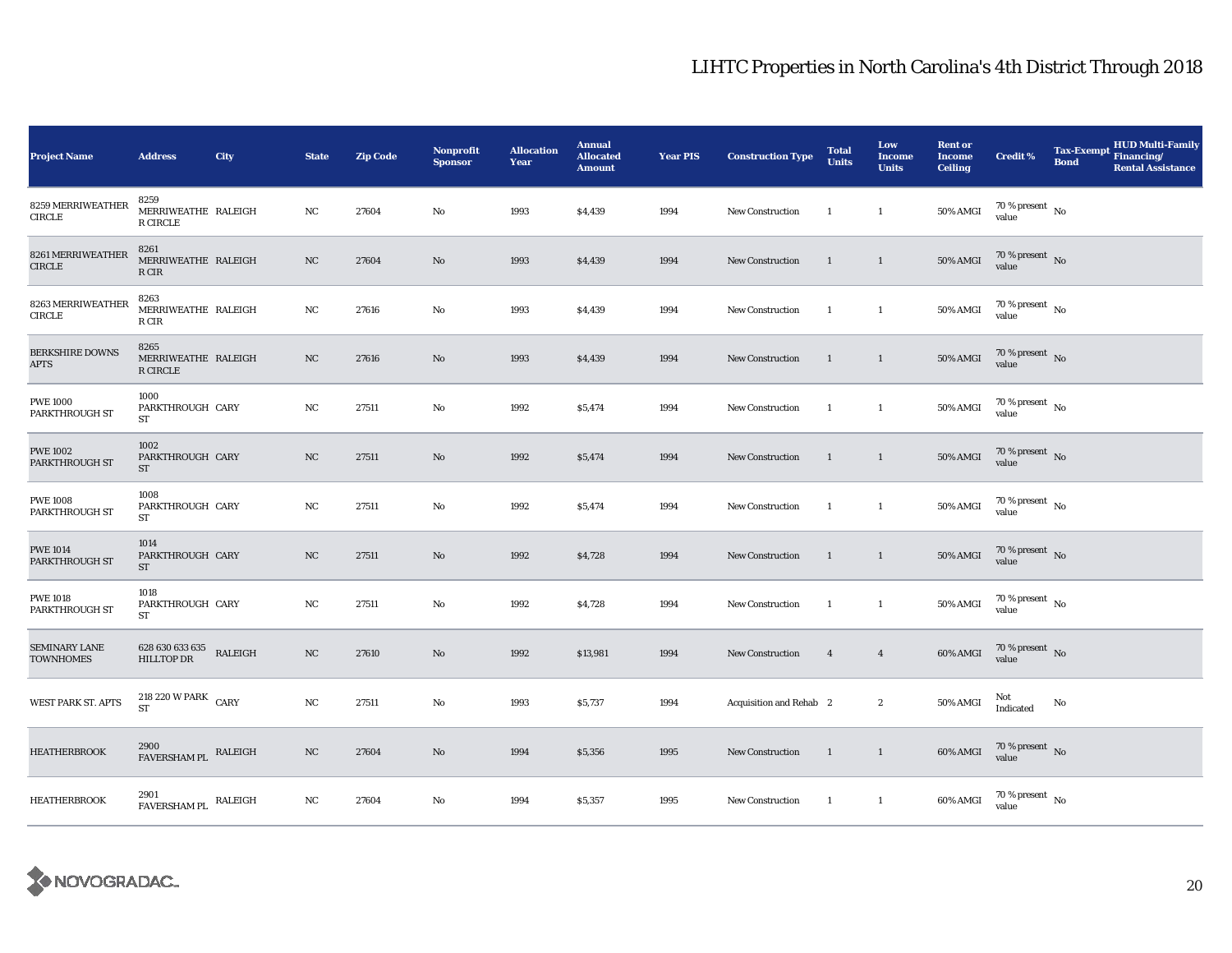# LIHTC Properties in North Carolina's 4th District Through 2018

| Project Name | Address | City | State | Zip Code | Nonprofit Sponsor | Allocation Year | Annual Allocated Amount | Year PIS | Construction Type | Total Units | Low Income Units | Rent or Income Ceiling | Credit % | Tax-Exempt Bond | HUD Multi-Family Financing/ Rental Assistance |
|---|---|---|---|---|---|---|---|---|---|---|---|---|---|---|---|
| 8259 MERRIWEATHER CIRCLE | 8259 MERRIWEATHER CIRCLE | RALEIGH | NC | 27604 | No | 1993 | $4,439 | 1994 | New Construction | 1 | 1 | 50% AMGI | 70 % present value | No | |
| 8261 MERRIWEATHER CIRCLE | 8261 MERRIWEATHER CIR | RALEIGH | NC | 27604 | No | 1993 | $4,439 | 1994 | New Construction | 1 | 1 | 50% AMGI | 70 % present value | No | |
| 8263 MERRIWEATHER CIRCLE | 8263 MERRIWEATHER CIR | RALEIGH | NC | 27616 | No | 1993 | $4,439 | 1994 | New Construction | 1 | 1 | 50% AMGI | 70 % present value | No | |
| BERKSHIRE DOWNS APTS | 8265 MERRIWEATHER CIRCLE | RALEIGH | NC | 27616 | No | 1993 | $4,439 | 1994 | New Construction | 1 | 1 | 50% AMGI | 70 % present value | No | |
| PWE 1000 PARKTHROUGH ST | 1000 PARKTHROUGH ST | CARY | NC | 27511 | No | 1992 | $5,474 | 1994 | New Construction | 1 | 1 | 50% AMGI | 70 % present value | No | |
| PWE 1002 PARKTHROUGH ST | 1002 PARKTHROUGH ST | CARY | NC | 27511 | No | 1992 | $5,474 | 1994 | New Construction | 1 | 1 | 50% AMGI | 70 % present value | No | |
| PWE 1008 PARKTHROUGH ST | 1008 PARKTHROUGH ST | CARY | NC | 27511 | No | 1992 | $5,474 | 1994 | New Construction | 1 | 1 | 50% AMGI | 70 % present value | No | |
| PWE 1014 PARKTHROUGH ST | 1014 PARKTHROUGH ST | CARY | NC | 27511 | No | 1992 | $4,728 | 1994 | New Construction | 1 | 1 | 50% AMGI | 70 % present value | No | |
| PWE 1018 PARKTHROUGH ST | 1018 PARKTHROUGH ST | CARY | NC | 27511 | No | 1992 | $4,728 | 1994 | New Construction | 1 | 1 | 50% AMGI | 70 % present value | No | |
| SEMINARY LANE TOWNHOMES | 628 630 633 635 HILLTOP DR | RALEIGH | NC | 27610 | No | 1992 | $13,981 | 1994 | New Construction | 4 | 4 | 60% AMGI | 70 % present value | No | |
| WEST PARK ST. APTS | 218 220 W PARK ST | CARY | NC | 27511 | No | 1993 | $5,737 | 1994 | Acquisition and Rehab | 2 | 2 | 50% AMGI | Not Indicated | No | |
| HEATHERBROOK | 2900 FAVERSHAM PL | RALEIGH | NC | 27604 | No | 1994 | $5,356 | 1995 | New Construction | 1 | 1 | 60% AMGI | 70 % present value | No | |
| HEATHERBROOK | 2901 FAVERSHAM PL | RALEIGH | NC | 27604 | No | 1994 | $5,357 | 1995 | New Construction | 1 | 1 | 60% AMGI | 70 % present value | No | |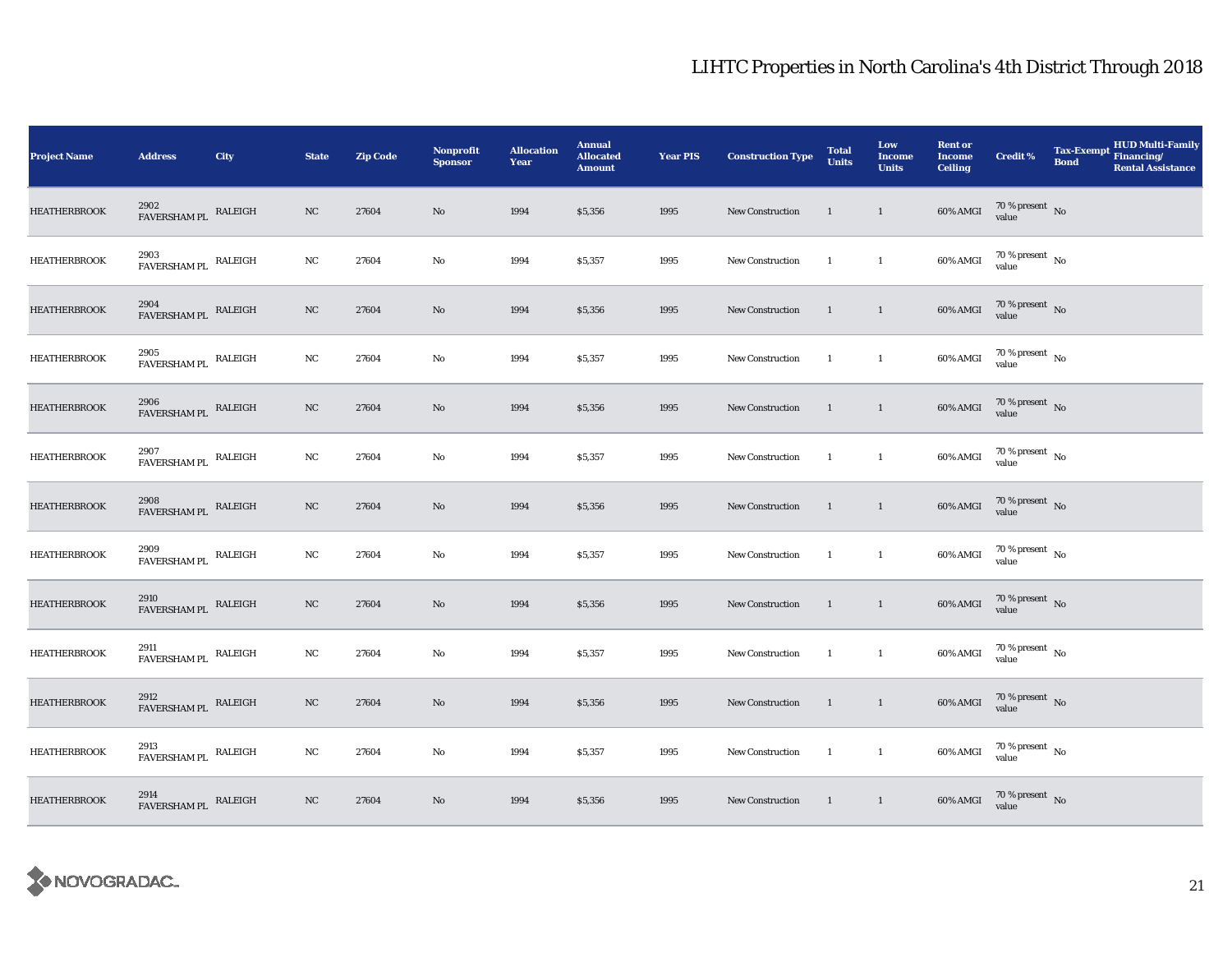# LIHTC Properties in North Carolina's 4th District Through 2018

| Project Name | Address | City | State | Zip Code | Nonprofit Sponsor | Allocation Year | Annual Allocated Amount | Year PIS | Construction Type | Total Units | Low Income Units | Rent or Income Ceiling | Credit % | Tax-Exempt Bond | HUD Multi-Family Financing/ Rental Assistance |
|---|---|---|---|---|---|---|---|---|---|---|---|---|---|---|---|
| HEATHERBROOK | 2902 FAVERSHAM PL | RALEIGH | NC | 27604 | No | 1994 | $5,356 | 1995 | New Construction | 1 | 1 | 60% AMGI | 70 % present value | No | |
| HEATHERBROOK | 2903 FAVERSHAM PL | RALEIGH | NC | 27604 | No | 1994 | $5,357 | 1995 | New Construction | 1 | 1 | 60% AMGI | 70 % present value | No | |
| HEATHERBROOK | 2904 FAVERSHAM PL | RALEIGH | NC | 27604 | No | 1994 | $5,356 | 1995 | New Construction | 1 | 1 | 60% AMGI | 70 % present value | No | |
| HEATHERBROOK | 2905 FAVERSHAM PL | RALEIGH | NC | 27604 | No | 1994 | $5,357 | 1995 | New Construction | 1 | 1 | 60% AMGI | 70 % present value | No | |
| HEATHERBROOK | 2906 FAVERSHAM PL | RALEIGH | NC | 27604 | No | 1994 | $5,356 | 1995 | New Construction | 1 | 1 | 60% AMGI | 70 % present value | No | |
| HEATHERBROOK | 2907 FAVERSHAM PL | RALEIGH | NC | 27604 | No | 1994 | $5,357 | 1995 | New Construction | 1 | 1 | 60% AMGI | 70 % present value | No | |
| HEATHERBROOK | 2908 FAVERSHAM PL | RALEIGH | NC | 27604 | No | 1994 | $5,356 | 1995 | New Construction | 1 | 1 | 60% AMGI | 70 % present value | No | |
| HEATHERBROOK | 2909 FAVERSHAM PL | RALEIGH | NC | 27604 | No | 1994 | $5,357 | 1995 | New Construction | 1 | 1 | 60% AMGI | 70 % present value | No | |
| HEATHERBROOK | 2910 FAVERSHAM PL | RALEIGH | NC | 27604 | No | 1994 | $5,356 | 1995 | New Construction | 1 | 1 | 60% AMGI | 70 % present value | No | |
| HEATHERBROOK | 2911 FAVERSHAM PL | RALEIGH | NC | 27604 | No | 1994 | $5,357 | 1995 | New Construction | 1 | 1 | 60% AMGI | 70 % present value | No | |
| HEATHERBROOK | 2912 FAVERSHAM PL | RALEIGH | NC | 27604 | No | 1994 | $5,356 | 1995 | New Construction | 1 | 1 | 60% AMGI | 70 % present value | No | |
| HEATHERBROOK | 2913 FAVERSHAM PL | RALEIGH | NC | 27604 | No | 1994 | $5,357 | 1995 | New Construction | 1 | 1 | 60% AMGI | 70 % present value | No | |
| HEATHERBROOK | 2914 FAVERSHAM PL | RALEIGH | NC | 27604 | No | 1994 | $5,356 | 1995 | New Construction | 1 | 1 | 60% AMGI | 70 % present value | No | |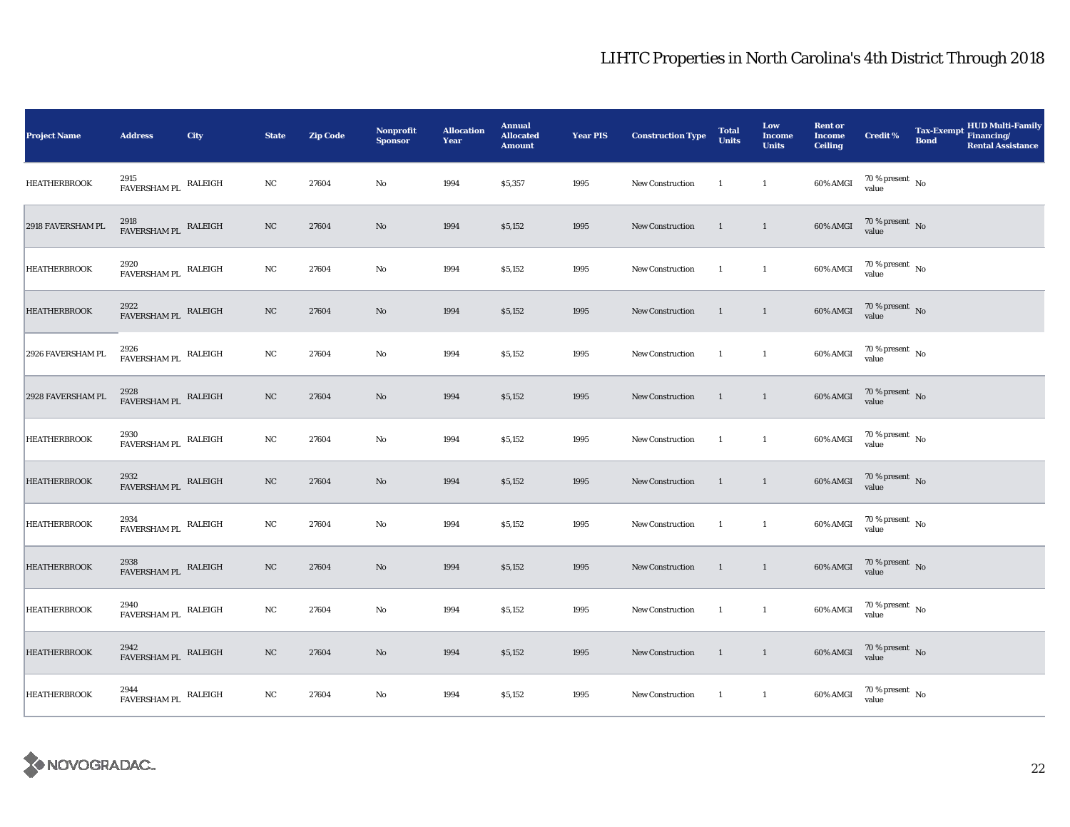## LIHTC Properties in North Carolina's 4th District Through 2018

| Project Name | Address | City | State | Zip Code | Nonprofit Sponsor | Allocation Year | Annual Allocated Amount | Year PIS | Construction Type | Total Units | Low Income Units | Rent or Income Ceiling | Credit % | Tax-Exempt Bond | HUD Multi-Family Financing/ Rental Assistance |
|---|---|---|---|---|---|---|---|---|---|---|---|---|---|---|---|
| HEATHERBROOK | 2915 FAVERSHAM PL | RALEIGH | NC | 27604 | No | 1994 | $5,357 | 1995 | New Construction | 1 | 1 | 60% AMGI | 70 % present value | No | |
| 2918 FAVERSHAM PL | 2918 FAVERSHAM PL | RALEIGH | NC | 27604 | No | 1994 | $5,152 | 1995 | New Construction | 1 | 1 | 60% AMGI | 70 % present value | No | |
| HEATHERBROOK | 2920 FAVERSHAM PL | RALEIGH | NC | 27604 | No | 1994 | $5,152 | 1995 | New Construction | 1 | 1 | 60% AMGI | 70 % present value | No | |
| HEATHERBROOK | 2922 FAVERSHAM PL | RALEIGH | NC | 27604 | No | 1994 | $5,152 | 1995 | New Construction | 1 | 1 | 60% AMGI | 70 % present value | No | |
| 2926 FAVERSHAM PL | 2926 FAVERSHAM PL | RALEIGH | NC | 27604 | No | 1994 | $5,152 | 1995 | New Construction | 1 | 1 | 60% AMGI | 70 % present value | No | |
| 2928 FAVERSHAM PL | 2928 FAVERSHAM PL | RALEIGH | NC | 27604 | No | 1994 | $5,152 | 1995 | New Construction | 1 | 1 | 60% AMGI | 70 % present value | No | |
| HEATHERBROOK | 2930 FAVERSHAM PL | RALEIGH | NC | 27604 | No | 1994 | $5,152 | 1995 | New Construction | 1 | 1 | 60% AMGI | 70 % present value | No | |
| HEATHERBROOK | 2932 FAVERSHAM PL | RALEIGH | NC | 27604 | No | 1994 | $5,152 | 1995 | New Construction | 1 | 1 | 60% AMGI | 70 % present value | No | |
| HEATHERBROOK | 2934 FAVERSHAM PL | RALEIGH | NC | 27604 | No | 1994 | $5,152 | 1995 | New Construction | 1 | 1 | 60% AMGI | 70 % present value | No | |
| HEATHERBROOK | 2938 FAVERSHAM PL | RALEIGH | NC | 27604 | No | 1994 | $5,152 | 1995 | New Construction | 1 | 1 | 60% AMGI | 70 % present value | No | |
| HEATHERBROOK | 2940 FAVERSHAM PL | RALEIGH | NC | 27604 | No | 1994 | $5,152 | 1995 | New Construction | 1 | 1 | 60% AMGI | 70 % present value | No | |
| HEATHERBROOK | 2942 FAVERSHAM PL | RALEIGH | NC | 27604 | No | 1994 | $5,152 | 1995 | New Construction | 1 | 1 | 60% AMGI | 70 % present value | No | |
| HEATHERBROOK | 2944 FAVERSHAM PL | RALEIGH | NC | 27604 | No | 1994 | $5,152 | 1995 | New Construction | 1 | 1 | 60% AMGI | 70 % present value | No | |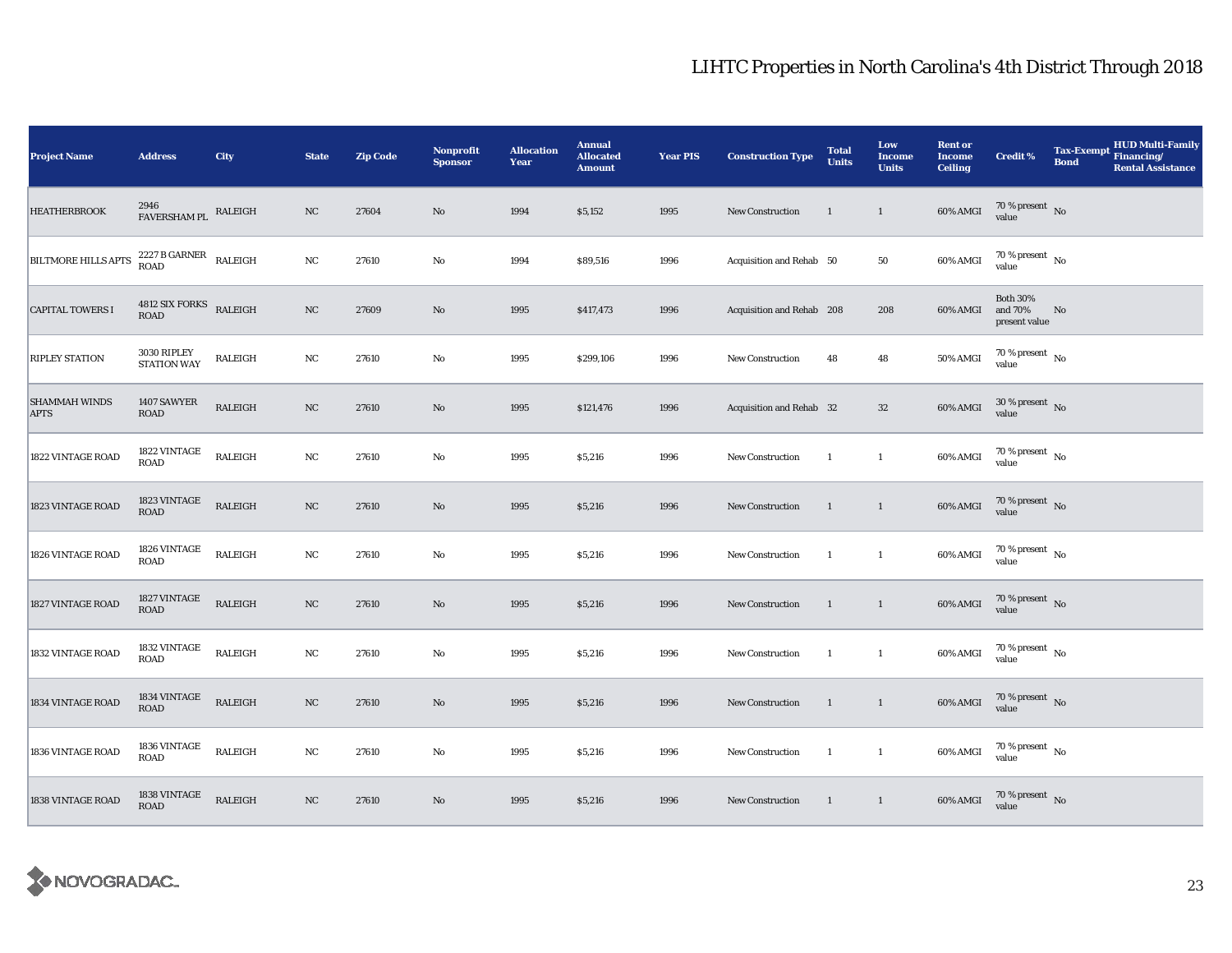# LIHTC Properties in North Carolina's 4th District Through 2018

| Project Name | Address | City | State | Zip Code | Nonprofit Sponsor | Allocation Year | Annual Allocated Amount | Year PIS | Construction Type | Total Units | Low Income Units | Rent or Income Ceiling | Credit % | Tax-Exempt Bond | HUD Multi-Family Financing/ Rental Assistance |
|---|---|---|---|---|---|---|---|---|---|---|---|---|---|---|---|
| HEATHERBROOK | 2946 FAVERSHAM PL | RALEIGH | NC | 27604 | No | 1994 | $5,152 | 1995 | New Construction | 1 | 1 | 60% AMGI | 70 % present value | No | |
| BILTMORE HILLS APTS | 2227 B GARNER ROAD | RALEIGH | NC | 27610 | No | 1994 | $89,516 | 1996 | Acquisition and Rehab | 50 | 50 | 60% AMGI | 70 % present value | No | |
| CAPITAL TOWERS I | 4812 SIX FORKS ROAD | RALEIGH | NC | 27609 | No | 1995 | $417,473 | 1996 | Acquisition and Rehab | 208 | 208 | 60% AMGI | Both 30% and 70% present value | No | |
| RIPLEY STATION | 3030 RIPLEY STATION WAY | RALEIGH | NC | 27610 | No | 1995 | $299,106 | 1996 | New Construction | 48 | 48 | 50% AMGI | 70 % present value | No | |
| SHAMMAH WINDS APTS | 1407 SAWYER ROAD | RALEIGH | NC | 27610 | No | 1995 | $121,476 | 1996 | Acquisition and Rehab | 32 | 32 | 60% AMGI | 30 % present value | No | |
| 1822 VINTAGE ROAD | 1822 VINTAGE ROAD | RALEIGH | NC | 27610 | No | 1995 | $5,216 | 1996 | New Construction | 1 | 1 | 60% AMGI | 70 % present value | No | |
| 1823 VINTAGE ROAD | 1823 VINTAGE ROAD | RALEIGH | NC | 27610 | No | 1995 | $5,216 | 1996 | New Construction | 1 | 1 | 60% AMGI | 70 % present value | No | |
| 1826 VINTAGE ROAD | 1826 VINTAGE ROAD | RALEIGH | NC | 27610 | No | 1995 | $5,216 | 1996 | New Construction | 1 | 1 | 60% AMGI | 70 % present value | No | |
| 1827 VINTAGE ROAD | 1827 VINTAGE ROAD | RALEIGH | NC | 27610 | No | 1995 | $5,216 | 1996 | New Construction | 1 | 1 | 60% AMGI | 70 % present value | No | |
| 1832 VINTAGE ROAD | 1832 VINTAGE ROAD | RALEIGH | NC | 27610 | No | 1995 | $5,216 | 1996 | New Construction | 1 | 1 | 60% AMGI | 70 % present value | No | |
| 1834 VINTAGE ROAD | 1834 VINTAGE ROAD | RALEIGH | NC | 27610 | No | 1995 | $5,216 | 1996 | New Construction | 1 | 1 | 60% AMGI | 70 % present value | No | |
| 1836 VINTAGE ROAD | 1836 VINTAGE ROAD | RALEIGH | NC | 27610 | No | 1995 | $5,216 | 1996 | New Construction | 1 | 1 | 60% AMGI | 70 % present value | No | |
| 1838 VINTAGE ROAD | 1838 VINTAGE ROAD | RALEIGH | NC | 27610 | No | 1995 | $5,216 | 1996 | New Construction | 1 | 1 | 60% AMGI | 70 % present value | No | |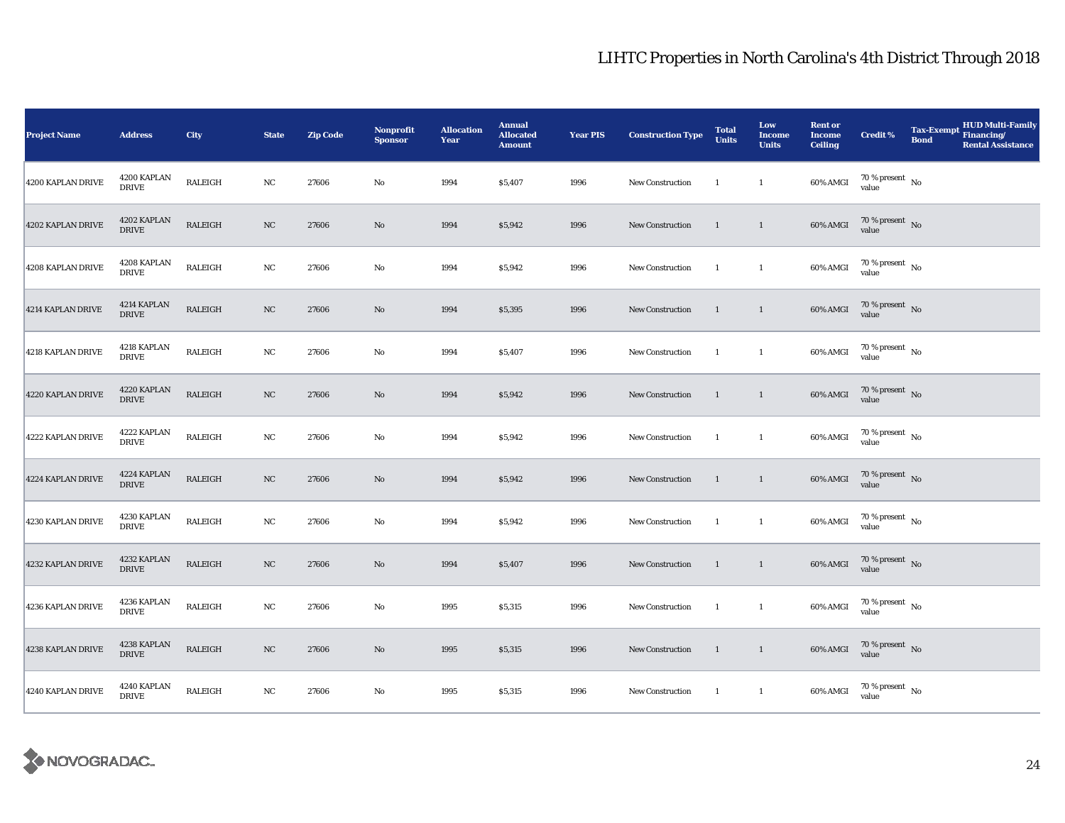# LIHTC Properties in North Carolina's 4th District Through 2018

| Project Name | Address | City | State | Zip Code | Nonprofit Sponsor | Allocation Year | Annual Allocated Amount | Year PIS | Construction Type | Total Units | Low Income Units | Rent or Income Ceiling | Credit % | Tax-Exempt Bond | HUD Multi-Family Financing/ Rental Assistance |
|---|---|---|---|---|---|---|---|---|---|---|---|---|---|---|---|
| 4200 KAPLAN DRIVE | 4200 KAPLAN DRIVE | RALEIGH | NC | 27606 | No | 1994 | $5,407 | 1996 | New Construction | 1 | 1 | 60% AMGI | 70 % present value | No | |
| 4202 KAPLAN DRIVE | 4202 KAPLAN DRIVE | RALEIGH | NC | 27606 | No | 1994 | $5,942 | 1996 | New Construction | 1 | 1 | 60% AMGI | 70 % present value | No | |
| 4208 KAPLAN DRIVE | 4208 KAPLAN DRIVE | RALEIGH | NC | 27606 | No | 1994 | $5,942 | 1996 | New Construction | 1 | 1 | 60% AMGI | 70 % present value | No | |
| 4214 KAPLAN DRIVE | 4214 KAPLAN DRIVE | RALEIGH | NC | 27606 | No | 1994 | $5,395 | 1996 | New Construction | 1 | 1 | 60% AMGI | 70 % present value | No | |
| 4218 KAPLAN DRIVE | 4218 KAPLAN DRIVE | RALEIGH | NC | 27606 | No | 1994 | $5,407 | 1996 | New Construction | 1 | 1 | 60% AMGI | 70 % present value | No | |
| 4220 KAPLAN DRIVE | 4220 KAPLAN DRIVE | RALEIGH | NC | 27606 | No | 1994 | $5,942 | 1996 | New Construction | 1 | 1 | 60% AMGI | 70 % present value | No | |
| 4222 KAPLAN DRIVE | 4222 KAPLAN DRIVE | RALEIGH | NC | 27606 | No | 1994 | $5,942 | 1996 | New Construction | 1 | 1 | 60% AMGI | 70 % present value | No | |
| 4224 KAPLAN DRIVE | 4224 KAPLAN DRIVE | RALEIGH | NC | 27606 | No | 1994 | $5,942 | 1996 | New Construction | 1 | 1 | 60% AMGI | 70 % present value | No | |
| 4230 KAPLAN DRIVE | 4230 KAPLAN DRIVE | RALEIGH | NC | 27606 | No | 1994 | $5,942 | 1996 | New Construction | 1 | 1 | 60% AMGI | 70 % present value | No | |
| 4232 KAPLAN DRIVE | 4232 KAPLAN DRIVE | RALEIGH | NC | 27606 | No | 1994 | $5,407 | 1996 | New Construction | 1 | 1 | 60% AMGI | 70 % present value | No | |
| 4236 KAPLAN DRIVE | 4236 KAPLAN DRIVE | RALEIGH | NC | 27606 | No | 1995 | $5,315 | 1996 | New Construction | 1 | 1 | 60% AMGI | 70 % present value | No | |
| 4238 KAPLAN DRIVE | 4238 KAPLAN DRIVE | RALEIGH | NC | 27606 | No | 1995 | $5,315 | 1996 | New Construction | 1 | 1 | 60% AMGI | 70 % present value | No | |
| 4240 KAPLAN DRIVE | 4240 KAPLAN DRIVE | RALEIGH | NC | 27606 | No | 1995 | $5,315 | 1996 | New Construction | 1 | 1 | 60% AMGI | 70 % present value | No | |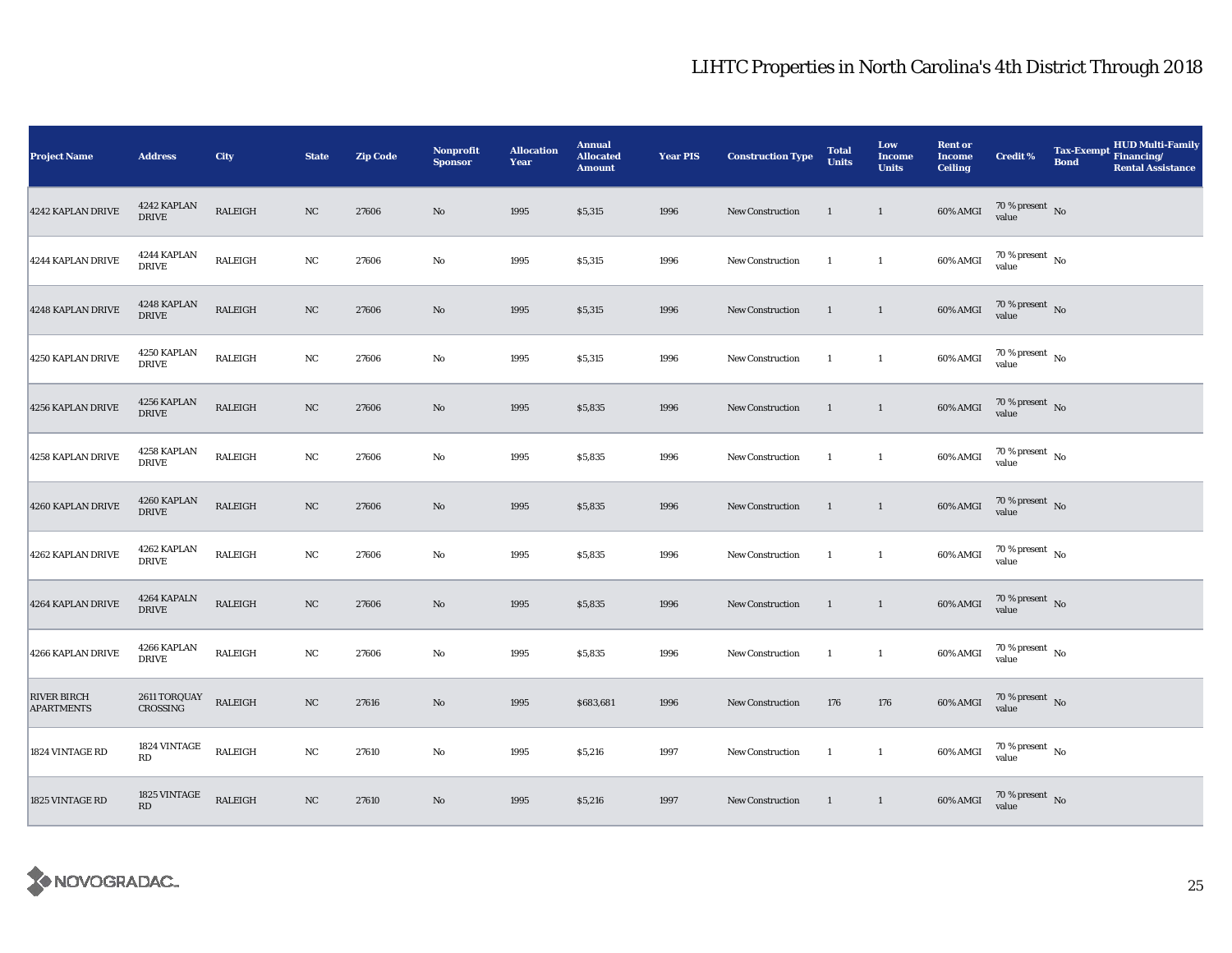## LIHTC Properties in North Carolina's 4th District Through 2018

| Project Name | Address | City | State | Zip Code | Nonprofit Sponsor | Allocation Year | Annual Allocated Amount | Year PIS | Construction Type | Total Units | Low Income Units | Rent or Income Ceiling | Credit % | Tax-Exempt Bond | HUD Multi-Family Financing/ Rental Assistance |
|---|---|---|---|---|---|---|---|---|---|---|---|---|---|---|---|
| 4242 KAPLAN DRIVE | 4242 KAPLAN DRIVE | RALEIGH | NC | 27606 | No | 1995 | $5,315 | 1996 | New Construction | 1 | 1 | 60% AMGI | 70 % present value | No | |
| 4244 KAPLAN DRIVE | 4244 KAPLAN DRIVE | RALEIGH | NC | 27606 | No | 1995 | $5,315 | 1996 | New Construction | 1 | 1 | 60% AMGI | 70 % present value | No | |
| 4248 KAPLAN DRIVE | 4248 KAPLAN DRIVE | RALEIGH | NC | 27606 | No | 1995 | $5,315 | 1996 | New Construction | 1 | 1 | 60% AMGI | 70 % present value | No | |
| 4250 KAPLAN DRIVE | 4250 KAPLAN DRIVE | RALEIGH | NC | 27606 | No | 1995 | $5,315 | 1996 | New Construction | 1 | 1 | 60% AMGI | 70 % present value | No | |
| 4256 KAPLAN DRIVE | 4256 KAPLAN DRIVE | RALEIGH | NC | 27606 | No | 1995 | $5,835 | 1996 | New Construction | 1 | 1 | 60% AMGI | 70 % present value | No | |
| 4258 KAPLAN DRIVE | 4258 KAPLAN DRIVE | RALEIGH | NC | 27606 | No | 1995 | $5,835 | 1996 | New Construction | 1 | 1 | 60% AMGI | 70 % present value | No | |
| 4260 KAPLAN DRIVE | 4260 KAPLAN DRIVE | RALEIGH | NC | 27606 | No | 1995 | $5,835 | 1996 | New Construction | 1 | 1 | 60% AMGI | 70 % present value | No | |
| 4262 KAPLAN DRIVE | 4262 KAPLAN DRIVE | RALEIGH | NC | 27606 | No | 1995 | $5,835 | 1996 | New Construction | 1 | 1 | 60% AMGI | 70 % present value | No | |
| 4264 KAPLAN DRIVE | 4264 KAPALN DRIVE | RALEIGH | NC | 27606 | No | 1995 | $5,835 | 1996 | New Construction | 1 | 1 | 60% AMGI | 70 % present value | No | |
| 4266 KAPLAN DRIVE | 4266 KAPLAN DRIVE | RALEIGH | NC | 27606 | No | 1995 | $5,835 | 1996 | New Construction | 1 | 1 | 60% AMGI | 70 % present value | No | |
| RIVER BIRCH APARTMENTS | 2611 TORQUAY CROSSING | RALEIGH | NC | 27616 | No | 1995 | $683,681 | 1996 | New Construction | 176 | 176 | 60% AMGI | 70 % present value | No | |
| 1824 VINTAGE RD | 1824 VINTAGE RD | RALEIGH | NC | 27610 | No | 1995 | $5,216 | 1997 | New Construction | 1 | 1 | 60% AMGI | 70 % present value | No | |
| 1825 VINTAGE RD | 1825 VINTAGE RD | RALEIGH | NC | 27610 | No | 1995 | $5,216 | 1997 | New Construction | 1 | 1 | 60% AMGI | 70 % present value | No | |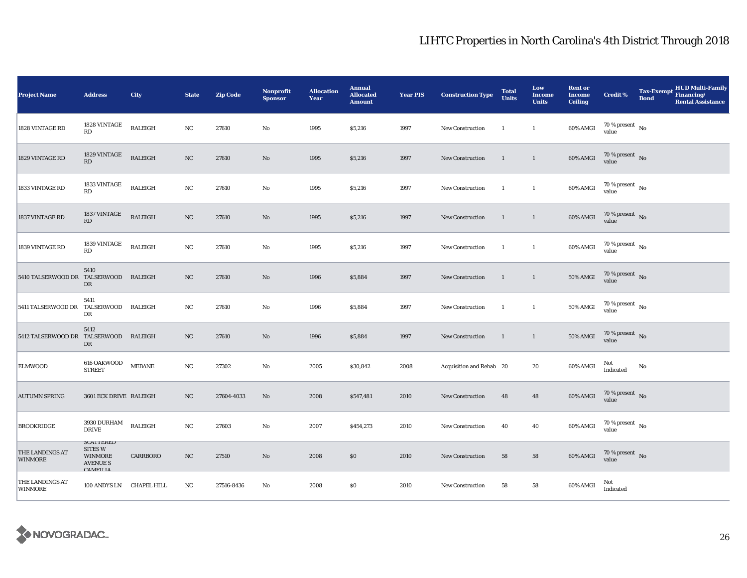# LIHTC Properties in North Carolina's 4th District Through 2018

| Project Name | Address | City | State | Zip Code | Nonprofit Sponsor | Allocation Year | Annual Allocated Amount | Year PIS | Construction Type | Total Units | Low Income Units | Rent or Income Ceiling | Credit % | Tax-Exempt Bond | HUD Multi-Family Financing/ Rental Assistance |
|---|---|---|---|---|---|---|---|---|---|---|---|---|---|---|---|
| 1828 VINTAGE RD | 1828 VINTAGE RD | RALEIGH | NC | 27610 | No | 1995 | $5,216 | 1997 | New Construction | 1 | 1 | 60% AMGI | 70 % present value | No | |
| 1829 VINTAGE RD | 1829 VINTAGE RD | RALEIGH | NC | 27610 | No | 1995 | $5,216 | 1997 | New Construction | 1 | 1 | 60% AMGI | 70 % present value | No | |
| 1833 VINTAGE RD | 1833 VINTAGE RD | RALEIGH | NC | 27610 | No | 1995 | $5,216 | 1997 | New Construction | 1 | 1 | 60% AMGI | 70 % present value | No | |
| 1837 VINTAGE RD | 1837 VINTAGE RD | RALEIGH | NC | 27610 | No | 1995 | $5,216 | 1997 | New Construction | 1 | 1 | 60% AMGI | 70 % present value | No | |
| 1839 VINTAGE RD | 1839 VINTAGE RD | RALEIGH | NC | 27610 | No | 1995 | $5,216 | 1997 | New Construction | 1 | 1 | 60% AMGI | 70 % present value | No | |
| 5410 TALSERWOOD DR | 5410 TALSERWOOD DR | RALEIGH | NC | 27610 | No | 1996 | $5,884 | 1997 | New Construction | 1 | 1 | 50% AMGI | 70 % present value | No | |
| 5411 TALSERWOOD DR | 5411 TALSERWOOD DR | RALEIGH | NC | 27610 | No | 1996 | $5,884 | 1997 | New Construction | 1 | 1 | 50% AMGI | 70 % present value | No | |
| 5412 TALSERWOOD DR | 5412 TALSERWOOD DR | RALEIGH | NC | 27610 | No | 1996 | $5,884 | 1997 | New Construction | 1 | 1 | 50% AMGI | 70 % present value | No | |
| ELMWOOD | 616 OAKWOOD STREET | MEBANE | NC | 27302 | No | 2005 | $30,842 | 2008 | Acquisition and Rehab | 20 | 20 | 60% AMGI | Not Indicated | No | |
| AUTUMN SPRING | 3601 ECK DRIVE | RALEIGH | NC | 27604-4033 | No | 2008 | $547,481 | 2010 | New Construction | 48 | 48 | 60% AMGI | 70 % present value | No | |
| BROOKRIDGE | 3930 DURHAM DRIVE | RALEIGH | NC | 27603 | No | 2007 | $454,273 | 2010 | New Construction | 40 | 40 | 60% AMGI | 70 % present value | No | |
| THE LANDINGS AT WINMORE | SCATTERED SITES W WINMORE AVENUE S CAMELLIA | CARRBORO | NC | 27510 | No | 2008 | $0 | 2010 | New Construction | 58 | 58 | 60% AMGI | 70 % present value | No | |
| THE LANDINGS AT WINMORE | 100 ANDYS LN | CHAPEL HILL | NC | 27516-8436 | No | 2008 | $0 | 2010 | New Construction | 58 | 58 | 60% AMGI | Not Indicated | | |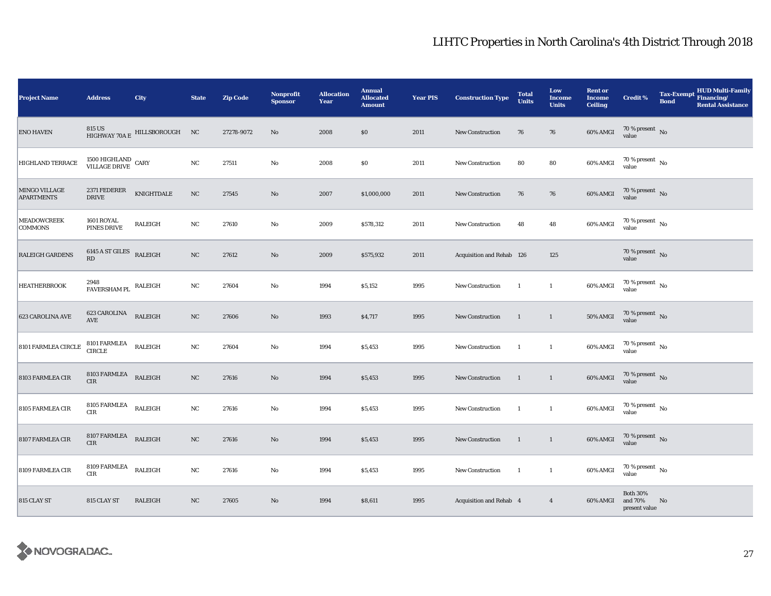# LIHTC Properties in North Carolina's 4th District Through 2018

| Project Name | Address | City | State | Zip Code | Nonprofit Sponsor | Allocation Year | Annual Allocated Amount | Year PIS | Construction Type | Total Units | Low Income Units | Rent or Income Ceiling | Credit % | Tax-Exempt Bond | HUD Multi-Family Financing/ Rental Assistance |
|---|---|---|---|---|---|---|---|---|---|---|---|---|---|---|---|
| ENO HAVEN | 815 US HIGHWAY 70A E | HILLSBOROUGH | NC | 27278-9072 | No | 2008 | $0 | 2011 | New Construction | 76 | 76 | 60% AMGI | 70 % present value | No | |
| HIGHLAND TERRACE | 1500 HIGHLAND VILLAGE DRIVE | CARY | NC | 27511 | No | 2008 | $0 | 2011 | New Construction | 80 | 80 | 60% AMGI | 70 % present value | No | |
| MINGO VILLAGE APARTMENTS | 2371 FEDERER DRIVE | KNIGHTDALE | NC | 27545 | No | 2007 | $1,000,000 | 2011 | New Construction | 76 | 76 | 60% AMGI | 70 % present value | No | |
| MEADOWCREEK COMMONS | 1601 ROYAL PINES DRIVE | RALEIGH | NC | 27610 | No | 2009 | $578,312 | 2011 | New Construction | 48 | 48 | 60% AMGI | 70 % present value | No | |
| RALEIGH GARDENS | 6145 A ST GILES RD | RALEIGH | NC | 27612 | No | 2009 | $575,932 | 2011 | Acquisition and Rehab | 126 | 125 | | 70 % present value | No | |
| HEATHERBROOK | 2948 FAVERSHAM PL | RALEIGH | NC | 27604 | No | 1994 | $5,152 | 1995 | New Construction | 1 | 1 | 60% AMGI | 70 % present value | No | |
| 623 CAROLINA AVE | 623 CAROLINA AVE | RALEIGH | NC | 27606 | No | 1993 | $4,717 | 1995 | New Construction | 1 | 1 | 50% AMGI | 70 % present value | No | |
| 8101 FARMLEA CIRCLE | 8101 FARMLEA CIRCLE | RALEIGH | NC | 27604 | No | 1994 | $5,453 | 1995 | New Construction | 1 | 1 | 60% AMGI | 70 % present value | No | |
| 8103 FARMLEA CIR | 8103 FARMLEA CIR | RALEIGH | NC | 27616 | No | 1994 | $5,453 | 1995 | New Construction | 1 | 1 | 60% AMGI | 70 % present value | No | |
| 8105 FARMLEA CIR | 8105 FARMLEA CIR | RALEIGH | NC | 27616 | No | 1994 | $5,453 | 1995 | New Construction | 1 | 1 | 60% AMGI | 70 % present value | No | |
| 8107 FARMLEA CIR | 8107 FARMLEA CIR | RALEIGH | NC | 27616 | No | 1994 | $5,453 | 1995 | New Construction | 1 | 1 | 60% AMGI | 70 % present value | No | |
| 8109 FARMLEA CIR | 8109 FARMLEA CIR | RALEIGH | NC | 27616 | No | 1994 | $5,453 | 1995 | New Construction | 1 | 1 | 60% AMGI | 70 % present value | No | |
| 815 CLAY ST | 815 CLAY ST | RALEIGH | NC | 27605 | No | 1994 | $8,611 | 1995 | Acquisition and Rehab | 4 | 4 | 60% AMGI | Both 30% and 70% present value | No | |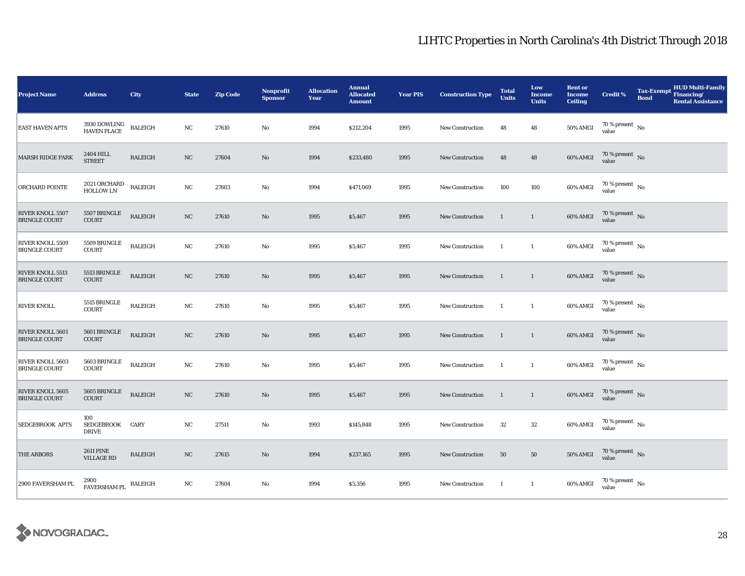# LIHTC Properties in North Carolina's 4th District Through 2018

| Project Name | Address | City | State | Zip Code | Nonprofit Sponsor | Allocation Year | Annual Allocated Amount | Year PIS | Construction Type | Total Units | Low Income Units | Rent or Income Ceiling | Credit % | Tax-Exempt Bond | HUD Multi-Family Financing/ Rental Assistance |
|---|---|---|---|---|---|---|---|---|---|---|---|---|---|---|---|
| EAST HAVEN APTS | 3930 DOWLING HAVEN PLACE | RALEIGH | NC | 27610 | No | 1994 | $212,204 | 1995 | New Construction | 48 | 48 | 50% AMGI | 70 % present value | No | |
| MARSH RIDGE PARK | 2404 HILL STREET | RALEIGH | NC | 27604 | No | 1994 | $233,480 | 1995 | New Construction | 48 | 48 | 60% AMGI | 70 % present value | No | |
| ORCHARD POINTE | 2021 ORCHARD HOLLOW LN | RALEIGH | NC | 27603 | No | 1994 | $471,069 | 1995 | New Construction | 100 | 100 | 60% AMGI | 70 % present value | No | |
| RIVER KNOLL 5507 BRINGLE COURT | 5507 BRINGLE COURT | RALEIGH | NC | 27610 | No | 1995 | $5,467 | 1995 | New Construction | 1 | 1 | 60% AMGI | 70 % present value | No | |
| RIVER KNOLL 5509 BRINGLE COURT | 5509 BRINGLE COURT | RALEIGH | NC | 27610 | No | 1995 | $5,467 | 1995 | New Construction | 1 | 1 | 60% AMGI | 70 % present value | No | |
| RIVER KNOLL 5513 BRINGLE COURT | 5513 BRINGLE COURT | RALEIGH | NC | 27610 | No | 1995 | $5,467 | 1995 | New Construction | 1 | 1 | 60% AMGI | 70 % present value | No | |
| RIVER KNOLL | 5515 BRINGLE COURT | RALEIGH | NC | 27610 | No | 1995 | $5,467 | 1995 | New Construction | 1 | 1 | 60% AMGI | 70 % present value | No | |
| RIVER KNOLL 5601 BRINGLE COURT | 5601 BRINGLE COURT | RALEIGH | NC | 27610 | No | 1995 | $5,467 | 1995 | New Construction | 1 | 1 | 60% AMGI | 70 % present value | No | |
| RIVER KNOLL 5603 BRINGLE COURT | 5603 BRINGLE COURT | RALEIGH | NC | 27610 | No | 1995 | $5,467 | 1995 | New Construction | 1 | 1 | 60% AMGI | 70 % present value | No | |
| RIVER KNOLL 5605 BRINGLE COURT | 5605 BRINGLE COURT | RALEIGH | NC | 27610 | No | 1995 | $5,467 | 1995 | New Construction | 1 | 1 | 60% AMGI | 70 % present value | No | |
| SEDGEBROOK APTS | 100 SEDGEBROOK DRIVE | CARY | NC | 27511 | No | 1993 | $145,848 | 1995 | New Construction | 32 | 32 | 60% AMGI | 70 % present value | No | |
| THE ARBORS | 2611 PINE VILLAGE RD | RALEIGH | NC | 27615 | No | 1994 | $237,165 | 1995 | New Construction | 50 | 50 | 50% AMGI | 70 % present value | No | |
| 2900 FAVERSHAM PL | 2900 FAVERSHAM PL | RALEIGH | NC | 27604 | No | 1994 | $5,356 | 1995 | New Construction | 1 | 1 | 60% AMGI | 70 % present value | No | |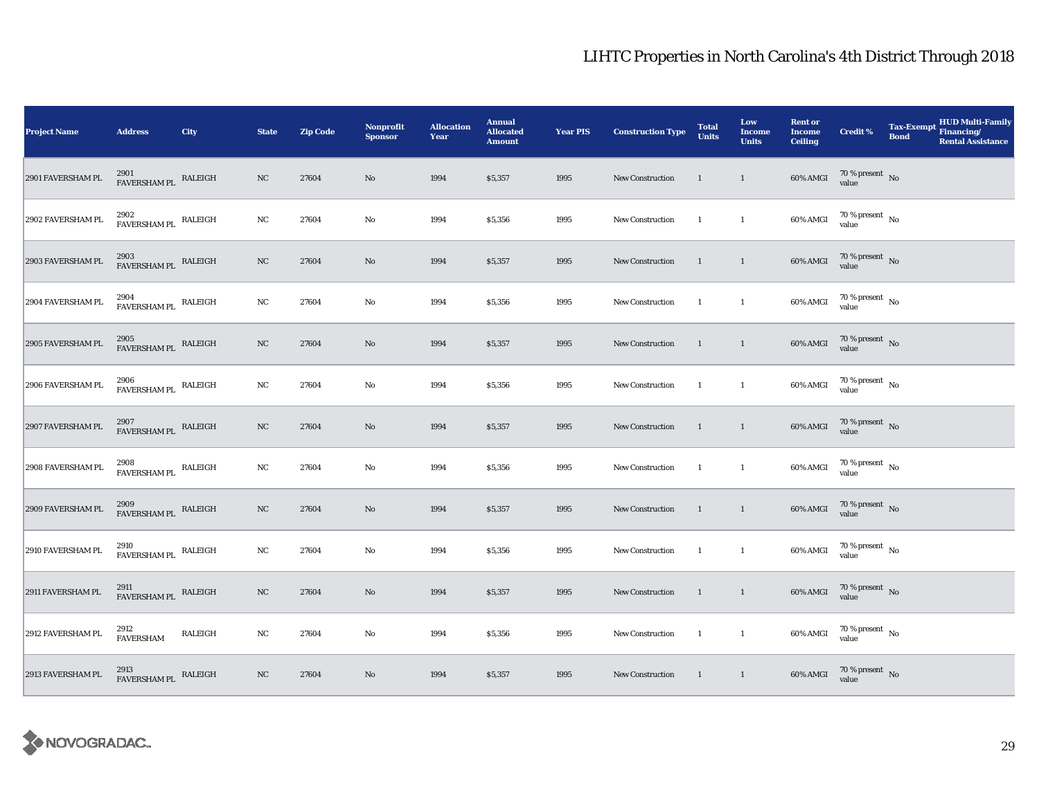# LIHTC Properties in North Carolina's 4th District Through 2018

| Project Name | Address | City | State | Zip Code | Nonprofit Sponsor | Allocation Year | Annual Allocated Amount | Year PIS | Construction Type | Total Units | Low Income Units | Rent or Income Ceiling | Credit % | Tax-Exempt Bond | HUD Multi-Family Financing/ Rental Assistance |
|---|---|---|---|---|---|---|---|---|---|---|---|---|---|---|---|
| 2901 FAVERSHAM PL | 2901 FAVERSHAM PL | RALEIGH | NC | 27604 | No | 1994 | $5,357 | 1995 | New Construction | 1 | 1 | 60% AMGI | 70 % present value | No | |
| 2902 FAVERSHAM PL | 2902 FAVERSHAM PL | RALEIGH | NC | 27604 | No | 1994 | $5,356 | 1995 | New Construction | 1 | 1 | 60% AMGI | 70 % present value | No | |
| 2903 FAVERSHAM PL | 2903 FAVERSHAM PL | RALEIGH | NC | 27604 | No | 1994 | $5,357 | 1995 | New Construction | 1 | 1 | 60% AMGI | 70 % present value | No | |
| 2904 FAVERSHAM PL | 2904 FAVERSHAM PL | RALEIGH | NC | 27604 | No | 1994 | $5,356 | 1995 | New Construction | 1 | 1 | 60% AMGI | 70 % present value | No | |
| 2905 FAVERSHAM PL | 2905 FAVERSHAM PL | RALEIGH | NC | 27604 | No | 1994 | $5,357 | 1995 | New Construction | 1 | 1 | 60% AMGI | 70 % present value | No | |
| 2906 FAVERSHAM PL | 2906 FAVERSHAM PL | RALEIGH | NC | 27604 | No | 1994 | $5,356 | 1995 | New Construction | 1 | 1 | 60% AMGI | 70 % present value | No | |
| 2907 FAVERSHAM PL | 2907 FAVERSHAM PL | RALEIGH | NC | 27604 | No | 1994 | $5,357 | 1995 | New Construction | 1 | 1 | 60% AMGI | 70 % present value | No | |
| 2908 FAVERSHAM PL | 2908 FAVERSHAM PL | RALEIGH | NC | 27604 | No | 1994 | $5,356 | 1995 | New Construction | 1 | 1 | 60% AMGI | 70 % present value | No | |
| 2909 FAVERSHAM PL | 2909 FAVERSHAM PL | RALEIGH | NC | 27604 | No | 1994 | $5,357 | 1995 | New Construction | 1 | 1 | 60% AMGI | 70 % present value | No | |
| 2910 FAVERSHAM PL | 2910 FAVERSHAM PL | RALEIGH | NC | 27604 | No | 1994 | $5,356 | 1995 | New Construction | 1 | 1 | 60% AMGI | 70 % present value | No | |
| 2911 FAVERSHAM PL | 2911 FAVERSHAM PL | RALEIGH | NC | 27604 | No | 1994 | $5,357 | 1995 | New Construction | 1 | 1 | 60% AMGI | 70 % present value | No | |
| 2912 FAVERSHAM PL | 2912 FAVERSHAM | RALEIGH | NC | 27604 | No | 1994 | $5,356 | 1995 | New Construction | 1 | 1 | 60% AMGI | 70 % present value | No | |
| 2913 FAVERSHAM PL | 2913 FAVERSHAM PL | RALEIGH | NC | 27604 | No | 1994 | $5,357 | 1995 | New Construction | 1 | 1 | 60% AMGI | 70 % present value | No | |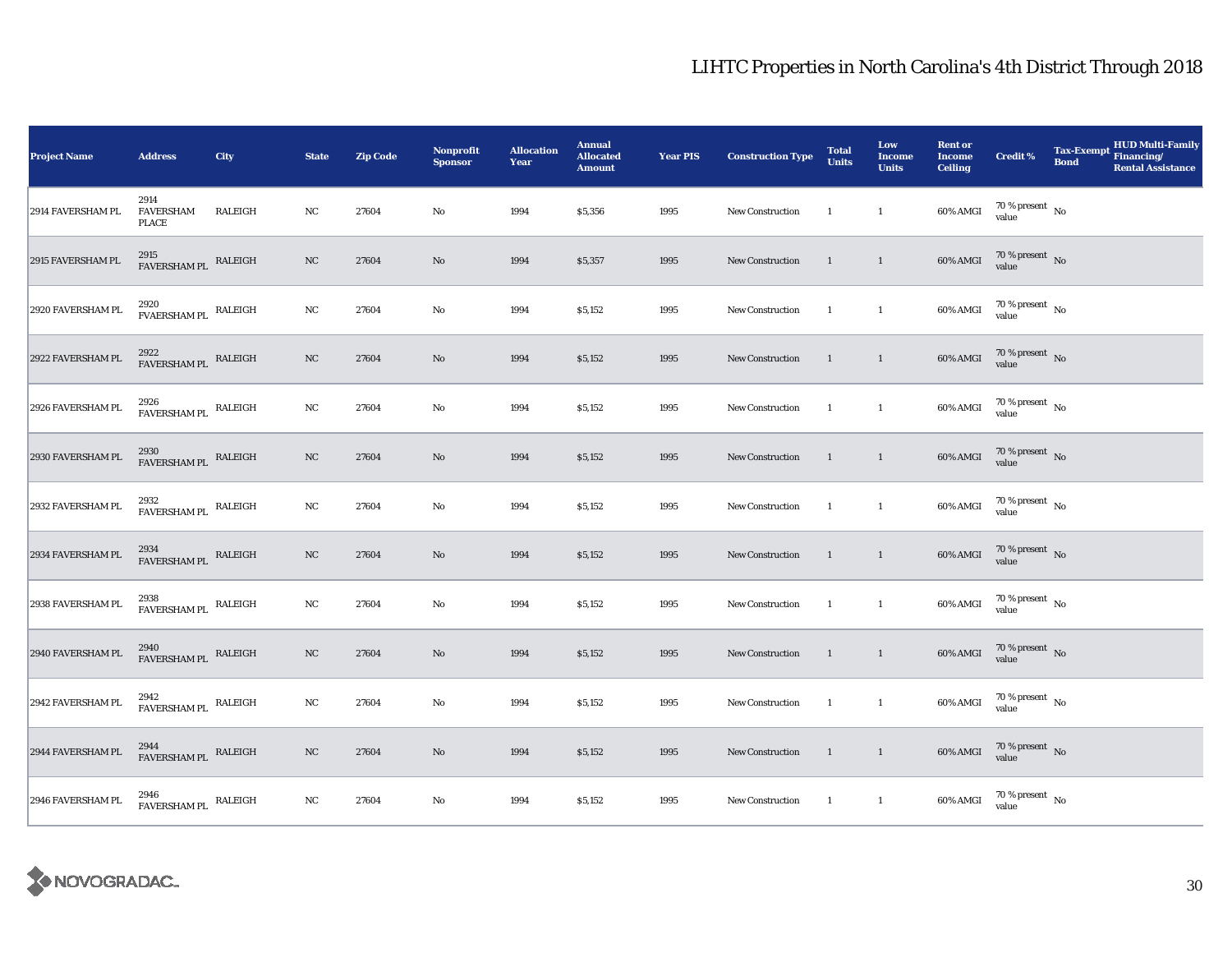# LIHTC Properties in North Carolina's 4th District Through 2018

| Project Name | Address | City | State | Zip Code | Nonprofit Sponsor | Allocation Year | Annual Allocated Amount | Year PIS | Construction Type | Total Units | Low Income Units | Rent or Income Ceiling | Credit % | Tax-Exempt Bond | HUD Multi-Family Financing/ Rental Assistance |
|---|---|---|---|---|---|---|---|---|---|---|---|---|---|---|---|
| 2914 FAVERSHAM PL | 2914 FAVERSHAM PLACE | RALEIGH | NC | 27604 | No | 1994 | $5,356 | 1995 | New Construction | 1 | 1 | 60% AMGI | 70 % present value | No | |
| 2915 FAVERSHAM PL | 2915 FAVERSHAM PL | RALEIGH | NC | 27604 | No | 1994 | $5,357 | 1995 | New Construction | 1 | 1 | 60% AMGI | 70 % present value | No | |
| 2920 FAVERSHAM PL | 2920 FVAERSHAM PL | RALEIGH | NC | 27604 | No | 1994 | $5,152 | 1995 | New Construction | 1 | 1 | 60% AMGI | 70 % present value | No | |
| 2922 FAVERSHAM PL | 2922 FAVERSHAM PL | RALEIGH | NC | 27604 | No | 1994 | $5,152 | 1995 | New Construction | 1 | 1 | 60% AMGI | 70 % present value | No | |
| 2926 FAVERSHAM PL | 2926 FAVERSHAM PL | RALEIGH | NC | 27604 | No | 1994 | $5,152 | 1995 | New Construction | 1 | 1 | 60% AMGI | 70 % present value | No | |
| 2930 FAVERSHAM PL | 2930 FAVERSHAM PL | RALEIGH | NC | 27604 | No | 1994 | $5,152 | 1995 | New Construction | 1 | 1 | 60% AMGI | 70 % present value | No | |
| 2932 FAVERSHAM PL | 2932 FAVERSHAM PL | RALEIGH | NC | 27604 | No | 1994 | $5,152 | 1995 | New Construction | 1 | 1 | 60% AMGI | 70 % present value | No | |
| 2934 FAVERSHAM PL | 2934 FAVERSHAM PL | RALEIGH | NC | 27604 | No | 1994 | $5,152 | 1995 | New Construction | 1 | 1 | 60% AMGI | 70 % present value | No | |
| 2938 FAVERSHAM PL | 2938 FAVERSHAM PL | RALEIGH | NC | 27604 | No | 1994 | $5,152 | 1995 | New Construction | 1 | 1 | 60% AMGI | 70 % present value | No | |
| 2940 FAVERSHAM PL | 2940 FAVERSHAM PL | RALEIGH | NC | 27604 | No | 1994 | $5,152 | 1995 | New Construction | 1 | 1 | 60% AMGI | 70 % present value | No | |
| 2942 FAVERSHAM PL | 2942 FAVERSHAM PL | RALEIGH | NC | 27604 | No | 1994 | $5,152 | 1995 | New Construction | 1 | 1 | 60% AMGI | 70 % present value | No | |
| 2944 FAVERSHAM PL | 2944 FAVERSHAM PL | RALEIGH | NC | 27604 | No | 1994 | $5,152 | 1995 | New Construction | 1 | 1 | 60% AMGI | 70 % present value | No | |
| 2946 FAVERSHAM PL | 2946 FAVERSHAM PL | RALEIGH | NC | 27604 | No | 1994 | $5,152 | 1995 | New Construction | 1 | 1 | 60% AMGI | 70 % present value | No | |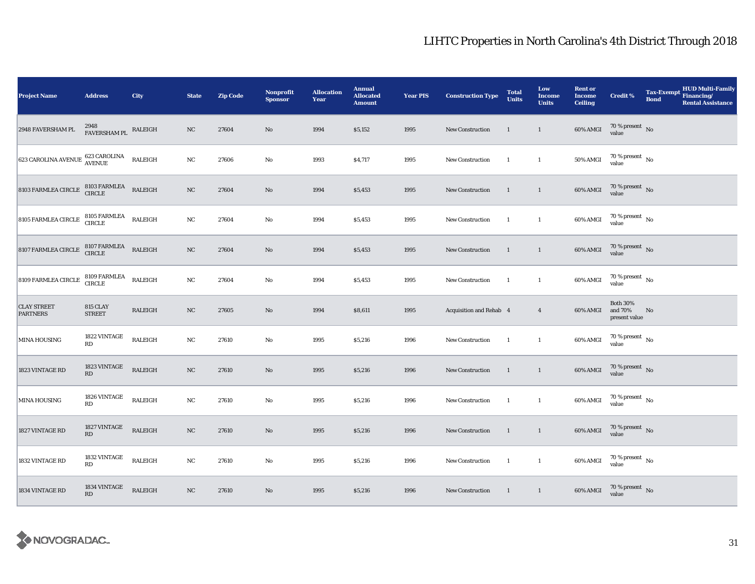# LIHTC Properties in North Carolina's 4th District Through 2018

| Project Name | Address | City | State | Zip Code | Nonprofit Sponsor | Allocation Year | Annual Allocated Amount | Year PIS | Construction Type | Total Units | Low Income Units | Rent or Income Ceiling | Credit % | Tax-Exempt Bond | HUD Multi-Family Financing/ Rental Assistance |
|---|---|---|---|---|---|---|---|---|---|---|---|---|---|---|---|
| 2948 FAVERSHAM PL | 2948 FAVERSHAM PL | RALEIGH | NC | 27604 | No | 1994 | $5,152 | 1995 | New Construction | 1 | 1 | 60% AMGI | 70 % present value | No | |
| 623 CAROLINA AVENUE | 623 CAROLINA AVENUE | RALEIGH | NC | 27606 | No | 1993 | $4,717 | 1995 | New Construction | 1 | 1 | 50% AMGI | 70 % present value | No | |
| 8103 FARMLEA CIRCLE | 8103 FARMLEA CIRCLE | RALEIGH | NC | 27604 | No | 1994 | $5,453 | 1995 | New Construction | 1 | 1 | 60% AMGI | 70 % present value | No | |
| 8105 FARMLEA CIRCLE | 8105 FARMLEA CIRCLE | RALEIGH | NC | 27604 | No | 1994 | $5,453 | 1995 | New Construction | 1 | 1 | 60% AMGI | 70 % present value | No | |
| 8107 FARMLEA CIRCLE | 8107 FARMLEA CIRCLE | RALEIGH | NC | 27604 | No | 1994 | $5,453 | 1995 | New Construction | 1 | 1 | 60% AMGI | 70 % present value | No | |
| 8109 FARMLEA CIRCLE | 8109 FARMLEA CIRCLE | RALEIGH | NC | 27604 | No | 1994 | $5,453 | 1995 | New Construction | 1 | 1 | 60% AMGI | 70 % present value | No | |
| CLAY STREET PARTNERS | 815 CLAY STREET | RALEIGH | NC | 27605 | No | 1994 | $8,611 | 1995 | Acquisition and Rehab | 4 | 4 | 60% AMGI | Both 30% and 70% present value | No | |
| MINA HOUSING | 1822 VINTAGE RD | RALEIGH | NC | 27610 | No | 1995 | $5,216 | 1996 | New Construction | 1 | 1 | 60% AMGI | 70 % present value | No | |
| 1823 VINTAGE RD | 1823 VINTAGE RD | RALEIGH | NC | 27610 | No | 1995 | $5,216 | 1996 | New Construction | 1 | 1 | 60% AMGI | 70 % present value | No | |
| MINA HOUSING | 1826 VINTAGE RD | RALEIGH | NC | 27610 | No | 1995 | $5,216 | 1996 | New Construction | 1 | 1 | 60% AMGI | 70 % present value | No | |
| 1827 VINTAGE RD | 1827 VINTAGE RD | RALEIGH | NC | 27610 | No | 1995 | $5,216 | 1996 | New Construction | 1 | 1 | 60% AMGI | 70 % present value | No | |
| 1832 VINTAGE RD | 1832 VINTAGE RD | RALEIGH | NC | 27610 | No | 1995 | $5,216 | 1996 | New Construction | 1 | 1 | 60% AMGI | 70 % present value | No | |
| 1834 VINTAGE RD | 1834 VINTAGE RD | RALEIGH | NC | 27610 | No | 1995 | $5,216 | 1996 | New Construction | 1 | 1 | 60% AMGI | 70 % present value | No | |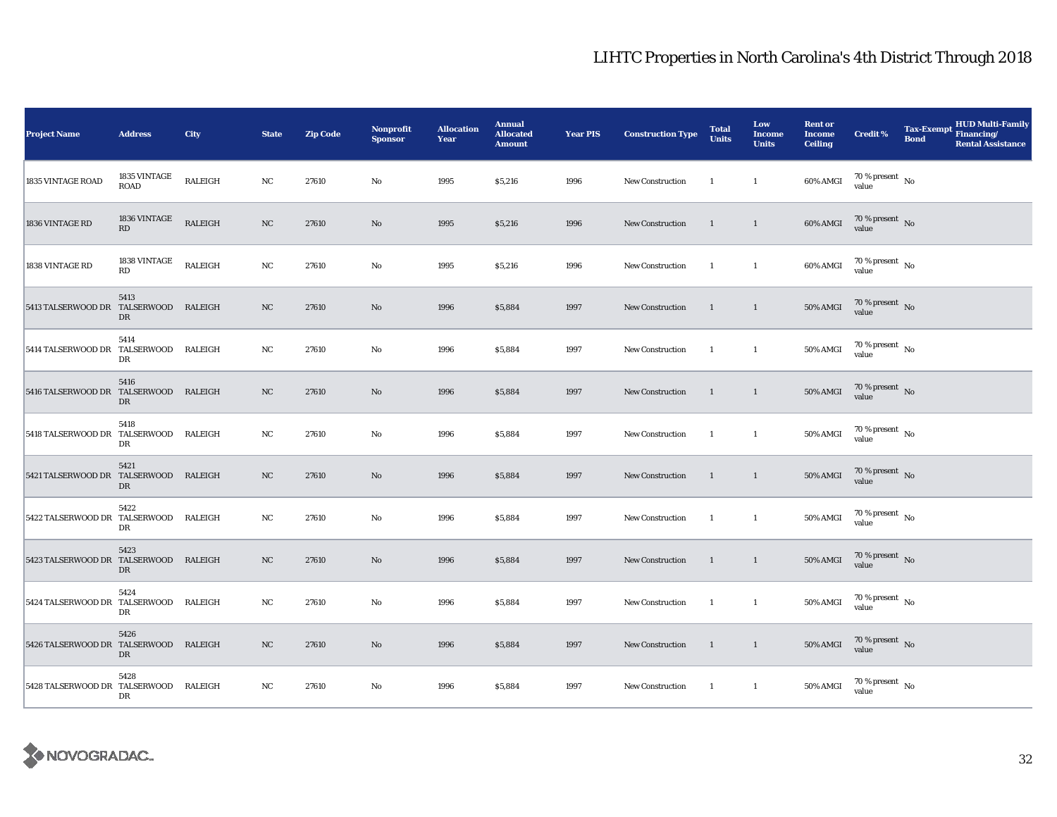# LIHTC Properties in North Carolina's 4th District Through 2018

| Project Name | Address | City | State | Zip Code | Nonprofit Sponsor | Allocation Year | Annual Allocated Amount | Year PIS | Construction Type | Total Units | Low Income Units | Rent or Income Ceiling | Credit % | Tax-Exempt Bond | HUD Multi-Family Financing/ Rental Assistance |
|---|---|---|---|---|---|---|---|---|---|---|---|---|---|---|---|
| 1835 VINTAGE ROAD | 1835 VINTAGE ROAD | RALEIGH | NC | 27610 | No | 1995 | $5,216 | 1996 | New Construction | 1 | 1 | 60% AMGI | 70 % present value | No | |
| 1836 VINTAGE RD | 1836 VINTAGE RD | RALEIGH | NC | 27610 | No | 1995 | $5,216 | 1996 | New Construction | 1 | 1 | 60% AMGI | 70 % present value | No | |
| 1838 VINTAGE RD | 1838 VINTAGE RD | RALEIGH | NC | 27610 | No | 1995 | $5,216 | 1996 | New Construction | 1 | 1 | 60% AMGI | 70 % present value | No | |
| 5413 TALSERWOOD DR | 5413 TALSERWOOD DR | RALEIGH | NC | 27610 | No | 1996 | $5,884 | 1997 | New Construction | 1 | 1 | 50% AMGI | 70 % present value | No | |
| 5414 TALSERWOOD DR | 5414 TALSERWOOD DR | RALEIGH | NC | 27610 | No | 1996 | $5,884 | 1997 | New Construction | 1 | 1 | 50% AMGI | 70 % present value | No | |
| 5416 TALSERWOOD DR | 5416 TALSERWOOD DR | RALEIGH | NC | 27610 | No | 1996 | $5,884 | 1997 | New Construction | 1 | 1 | 50% AMGI | 70 % present value | No | |
| 5418 TALSERWOOD DR | 5418 TALSERWOOD DR | RALEIGH | NC | 27610 | No | 1996 | $5,884 | 1997 | New Construction | 1 | 1 | 50% AMGI | 70 % present value | No | |
| 5421 TALSERWOOD DR | 5421 TALSERWOOD DR | RALEIGH | NC | 27610 | No | 1996 | $5,884 | 1997 | New Construction | 1 | 1 | 50% AMGI | 70 % present value | No | |
| 5422 TALSERWOOD DR | 5422 TALSERWOOD DR | RALEIGH | NC | 27610 | No | 1996 | $5,884 | 1997 | New Construction | 1 | 1 | 50% AMGI | 70 % present value | No | |
| 5423 TALSERWOOD DR | 5423 TALSERWOOD DR | RALEIGH | NC | 27610 | No | 1996 | $5,884 | 1997 | New Construction | 1 | 1 | 50% AMGI | 70 % present value | No | |
| 5424 TALSERWOOD DR | 5424 TALSERWOOD DR | RALEIGH | NC | 27610 | No | 1996 | $5,884 | 1997 | New Construction | 1 | 1 | 50% AMGI | 70 % present value | No | |
| 5426 TALSERWOOD DR | 5426 TALSERWOOD DR | RALEIGH | NC | 27610 | No | 1996 | $5,884 | 1997 | New Construction | 1 | 1 | 50% AMGI | 70 % present value | No | |
| 5428 TALSERWOOD DR | 5428 TALSERWOOD DR | RALEIGH | NC | 27610 | No | 1996 | $5,884 | 1997 | New Construction | 1 | 1 | 50% AMGI | 70 % present value | No | |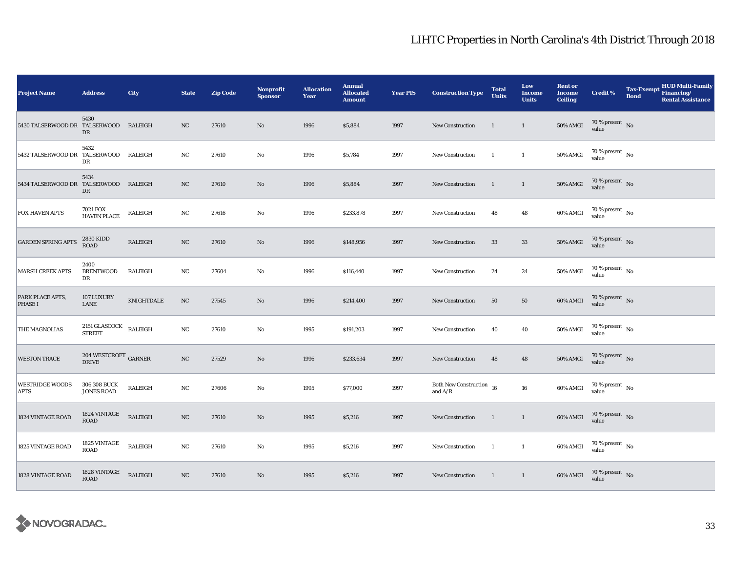## LIHTC Properties in North Carolina's 4th District Through 2018

| Project Name | Address | City | State | Zip Code | Nonprofit Sponsor | Allocation Year | Annual Allocated Amount | Year PIS | Construction Type | Total Units | Low Income Units | Rent or Income Ceiling | Credit % | Tax-Exempt Bond | HUD Multi-Family Financing/ Rental Assistance |
|---|---|---|---|---|---|---|---|---|---|---|---|---|---|---|---|
| 5430 TALSERWOOD DR | 5430 TALSERWOOD DR | RALEIGH | NC | 27610 | No | 1996 | $5,884 | 1997 | New Construction | 1 | 1 | 50% AMGI | 70 % present value | No | |
| 5432 TALSERWOOD DR | 5432 TALSERWOOD DR | RALEIGH | NC | 27610 | No | 1996 | $5,784 | 1997 | New Construction | 1 | 1 | 50% AMGI | 70 % present value | No | |
| 5434 TALSERWOOD DR | 5434 TALSERWOOD DR | RALEIGH | NC | 27610 | No | 1996 | $5,884 | 1997 | New Construction | 1 | 1 | 50% AMGI | 70 % present value | No | |
| FOX HAVEN APTS | 7021 FOX HAVEN PLACE | RALEIGH | NC | 27616 | No | 1996 | $233,878 | 1997 | New Construction | 48 | 48 | 60% AMGI | 70 % present value | No | |
| GARDEN SPRING APTS | 2830 KIDD ROAD | RALEIGH | NC | 27610 | No | 1996 | $148,956 | 1997 | New Construction | 33 | 33 | 50% AMGI | 70 % present value | No | |
| MARSH CREEK APTS | 2400 BRENTWOOD DR | RALEIGH | NC | 27604 | No | 1996 | $116,440 | 1997 | New Construction | 24 | 24 | 50% AMGI | 70 % present value | No | |
| PARK PLACE APTS, PHASE I | 107 LUXURY LANE | KNIGHTDALE | NC | 27545 | No | 1996 | $214,400 | 1997 | New Construction | 50 | 50 | 60% AMGI | 70 % present value | No | |
| THE MAGNOLIAS | 2151 GLASCOCK STREET | RALEIGH | NC | 27610 | No | 1995 | $191,203 | 1997 | New Construction | 40 | 40 | 50% AMGI | 70 % present value | No | |
| WESTON TRACE | 204 WESTCROFT DRIVE | GARNER | NC | 27529 | No | 1996 | $233,634 | 1997 | New Construction | 48 | 48 | 50% AMGI | 70 % present value | No | |
| WESTRIDGE WOODS APTS | 306 308 BUCK JONES ROAD | RALEIGH | NC | 27606 | No | 1995 | $77,000 | 1997 | Both New Construction and A/R | 16 | 16 | 60% AMGI | 70 % present value | No | |
| 1824 VINTAGE ROAD | 1824 VINTAGE ROAD | RALEIGH | NC | 27610 | No | 1995 | $5,216 | 1997 | New Construction | 1 | 1 | 60% AMGI | 70 % present value | No | |
| 1825 VINTAGE ROAD | 1825 VINTAGE ROAD | RALEIGH | NC | 27610 | No | 1995 | $5,216 | 1997 | New Construction | 1 | 1 | 60% AMGI | 70 % present value | No | |
| 1828 VINTAGE ROAD | 1828 VINTAGE ROAD | RALEIGH | NC | 27610 | No | 1995 | $5,216 | 1997 | New Construction | 1 | 1 | 60% AMGI | 70 % present value | No | |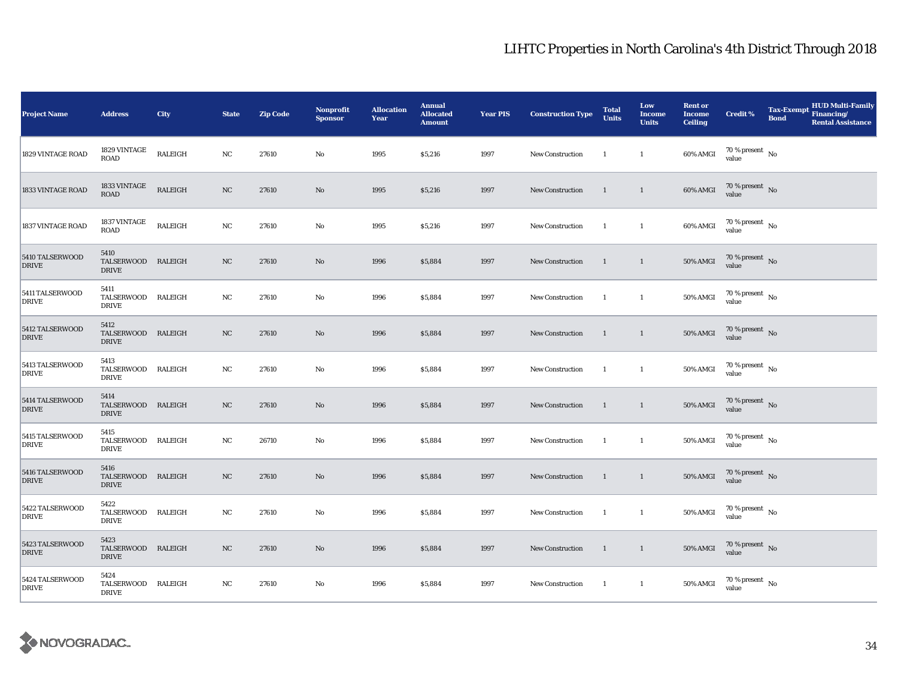# LIHTC Properties in North Carolina's 4th District Through 2018

| Project Name | Address | City | State | Zip Code | Nonprofit Sponsor | Allocation Year | Annual Allocated Amount | Year PIS | Construction Type | Total Units | Low Income Units | Rent or Income Ceiling | Credit % | Tax-Exempt Bond | HUD Multi-Family Financing/ Rental Assistance |
|---|---|---|---|---|---|---|---|---|---|---|---|---|---|---|---|
| 1829 VINTAGE ROAD | 1829 VINTAGE ROAD | RALEIGH | NC | 27610 | No | 1995 | $5,216 | 1997 | New Construction | 1 | 1 | 60% AMGI | 70 % present value | No | |
| 1833 VINTAGE ROAD | 1833 VINTAGE ROAD | RALEIGH | NC | 27610 | No | 1995 | $5,216 | 1997 | New Construction | 1 | 1 | 60% AMGI | 70 % present value | No | |
| 1837 VINTAGE ROAD | 1837 VINTAGE ROAD | RALEIGH | NC | 27610 | No | 1995 | $5,216 | 1997 | New Construction | 1 | 1 | 60% AMGI | 70 % present value | No | |
| 5410 TALSERWOOD DRIVE | 5410 TALSERWOOD DRIVE | RALEIGH | NC | 27610 | No | 1996 | $5,884 | 1997 | New Construction | 1 | 1 | 50% AMGI | 70 % present value | No | |
| 5411 TALSERWOOD DRIVE | 5411 TALSERWOOD DRIVE | RALEIGH | NC | 27610 | No | 1996 | $5,884 | 1997 | New Construction | 1 | 1 | 50% AMGI | 70 % present value | No | |
| 5412 TALSERWOOD DRIVE | 5412 TALSERWOOD DRIVE | RALEIGH | NC | 27610 | No | 1996 | $5,884 | 1997 | New Construction | 1 | 1 | 50% AMGI | 70 % present value | No | |
| 5413 TALSERWOOD DRIVE | 5413 TALSERWOOD DRIVE | RALEIGH | NC | 27610 | No | 1996 | $5,884 | 1997 | New Construction | 1 | 1 | 50% AMGI | 70 % present value | No | |
| 5414 TALSERWOOD DRIVE | 5414 TALSERWOOD DRIVE | RALEIGH | NC | 27610 | No | 1996 | $5,884 | 1997 | New Construction | 1 | 1 | 50% AMGI | 70 % present value | No | |
| 5415 TALSERWOOD DRIVE | 5415 TALSERWOOD DRIVE | RALEIGH | NC | 26710 | No | 1996 | $5,884 | 1997 | New Construction | 1 | 1 | 50% AMGI | 70 % present value | No | |
| 5416 TALSERWOOD DRIVE | 5416 TALSERWOOD DRIVE | RALEIGH | NC | 27610 | No | 1996 | $5,884 | 1997 | New Construction | 1 | 1 | 50% AMGI | 70 % present value | No | |
| 5422 TALSERWOOD DRIVE | 5422 TALSERWOOD DRIVE | RALEIGH | NC | 27610 | No | 1996 | $5,884 | 1997 | New Construction | 1 | 1 | 50% AMGI | 70 % present value | No | |
| 5423 TALSERWOOD DRIVE | 5423 TALSERWOOD DRIVE | RALEIGH | NC | 27610 | No | 1996 | $5,884 | 1997 | New Construction | 1 | 1 | 50% AMGI | 70 % present value | No | |
| 5424 TALSERWOOD DRIVE | 5424 TALSERWOOD DRIVE | RALEIGH | NC | 27610 | No | 1996 | $5,884 | 1997 | New Construction | 1 | 1 | 50% AMGI | 70 % present value | No | |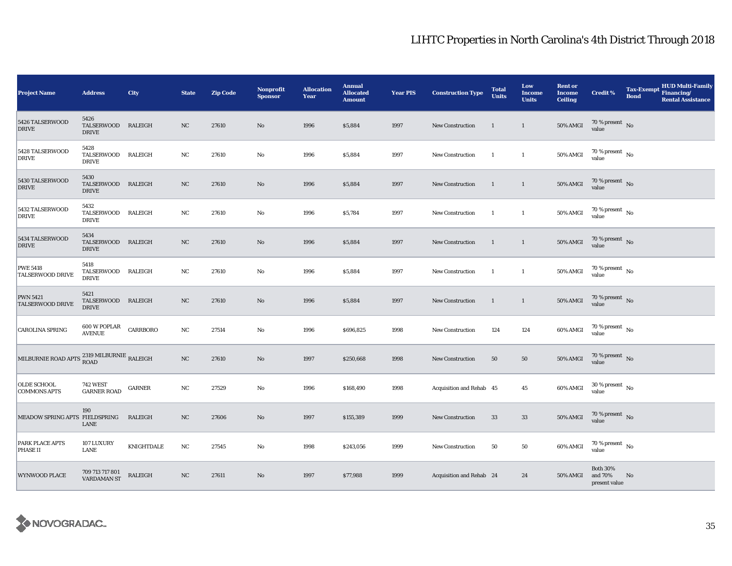# LIHTC Properties in North Carolina's 4th District Through 2018

| Project Name | Address | City | State | Zip Code | Nonprofit Sponsor | Allocation Year | Annual Allocated Amount | Year PIS | Construction Type | Total Units | Low Income Units | Rent or Income Ceiling | Credit % | Tax-Exempt Bond | HUD Multi-Family Financing/ Rental Assistance |
|---|---|---|---|---|---|---|---|---|---|---|---|---|---|---|---|
| 5426 TALSERWOOD DRIVE | 5426 TALSERWOOD DRIVE | RALEIGH | NC | 27610 | No | 1996 | $5,884 | 1997 | New Construction | 1 | 1 | 50% AMGI | 70 % present value | No | |
| 5428 TALSERWOOD DRIVE | 5428 TALSERWOOD DRIVE | RALEIGH | NC | 27610 | No | 1996 | $5,884 | 1997 | New Construction | 1 | 1 | 50% AMGI | 70 % present value | No | |
| 5430 TALSERWOOD DRIVE | 5430 TALSERWOOD DRIVE | RALEIGH | NC | 27610 | No | 1996 | $5,884 | 1997 | New Construction | 1 | 1 | 50% AMGI | 70 % present value | No | |
| 5432 TALSERWOOD DRIVE | 5432 TALSERWOOD DRIVE | RALEIGH | NC | 27610 | No | 1996 | $5,784 | 1997 | New Construction | 1 | 1 | 50% AMGI | 70 % present value | No | |
| 5434 TALSERWOOD DRIVE | 5434 TALSERWOOD DRIVE | RALEIGH | NC | 27610 | No | 1996 | $5,884 | 1997 | New Construction | 1 | 1 | 50% AMGI | 70 % present value | No | |
| PWE 5418 TALSERWOOD DRIVE | 5418 TALSERWOOD DRIVE | RALEIGH | NC | 27610 | No | 1996 | $5,884 | 1997 | New Construction | 1 | 1 | 50% AMGI | 70 % present value | No | |
| PWN 5421 TALSERWOOD DRIVE | 5421 TALSERWOOD DRIVE | RALEIGH | NC | 27610 | No | 1996 | $5,884 | 1997 | New Construction | 1 | 1 | 50% AMGI | 70 % present value | No | |
| CAROLINA SPRING | 600 W POPLAR AVENUE | CARRBORO | NC | 27514 | No | 1996 | $696,825 | 1998 | New Construction | 124 | 124 | 60% AMGI | 70 % present value | No | |
| MILBURNIE ROAD APTS | 2319 MILBURNIE ROAD | RALEIGH | NC | 27610 | No | 1997 | $250,668 | 1998 | New Construction | 50 | 50 | 50% AMGI | 70 % present value | No | |
| OLDE SCHOOL COMMONS APTS | 742 WEST GARNER ROAD | GARNER | NC | 27529 | No | 1996 | $168,490 | 1998 | Acquisition and Rehab | 45 | 45 | 60% AMGI | 30 % present value | No | |
| MEADOW SPRING APTS | 190 FIELDSPRING LANE | RALEIGH | NC | 27606 | No | 1997 | $155,389 | 1999 | New Construction | 33 | 33 | 50% AMGI | 70 % present value | No | |
| PARK PLACE APTS PHASE II | 107 LUXURY LANE | KNIGHTDALE | NC | 27545 | No | 1998 | $243,056 | 1999 | New Construction | 50 | 50 | 60% AMGI | 70 % present value | No | |
| WYNWOOD PLACE | 709 713 717 801 VARDAMAN ST | RALEIGH | NC | 27611 | No | 1997 | $77,988 | 1999 | Acquisition and Rehab | 24 | 24 | 50% AMGI | Both 30% and 70% present value | No | |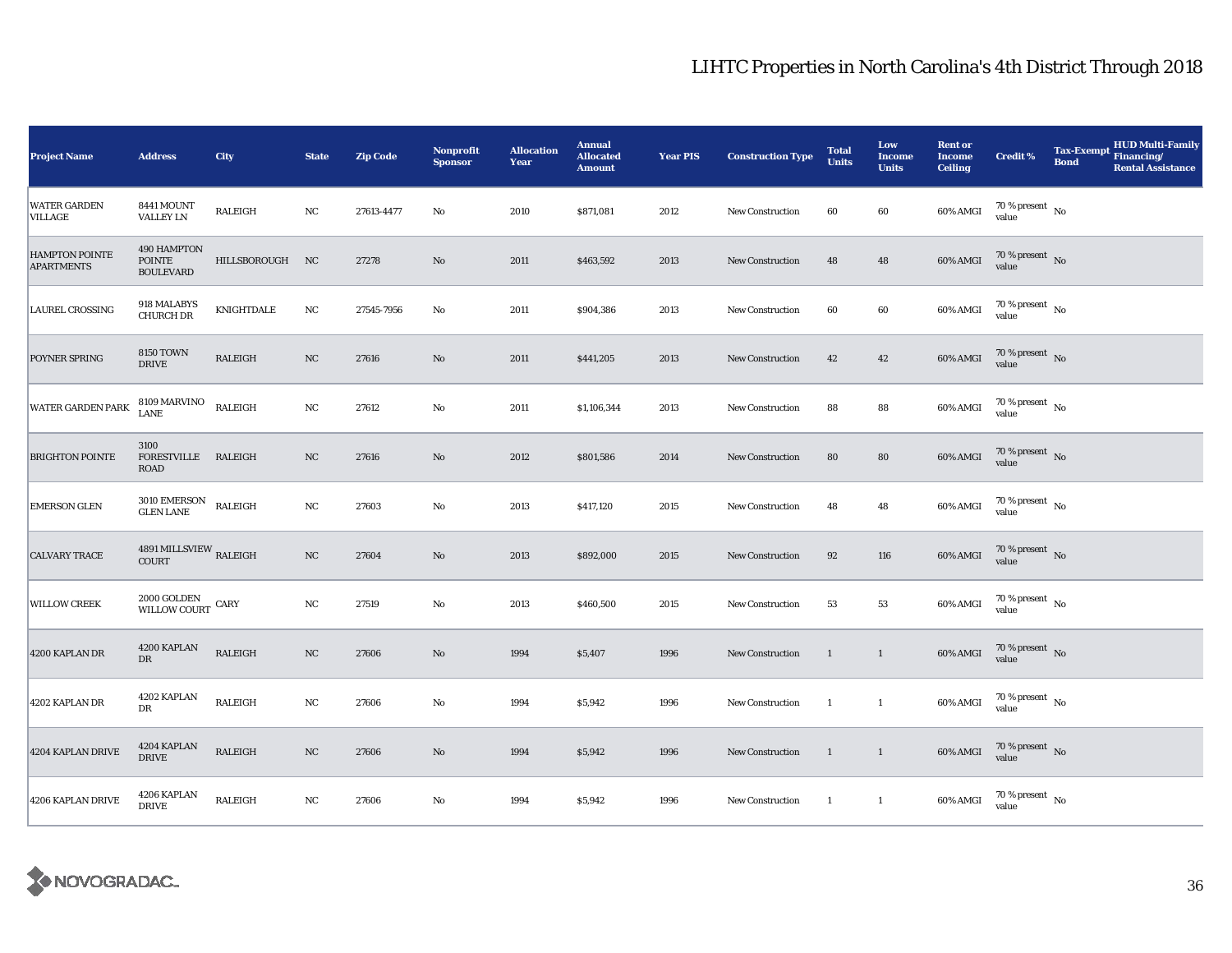# LIHTC Properties in North Carolina's 4th District Through 2018

| Project Name | Address | City | State | Zip Code | Nonprofit Sponsor | Allocation Year | Annual Allocated Amount | Year PIS | Construction Type | Total Units | Low Income Units | Rent or Income Ceiling | Credit % | Tax-Exempt Bond | HUD Multi-Family Financing/ Rental Assistance |
|---|---|---|---|---|---|---|---|---|---|---|---|---|---|---|---|
| WATER GARDEN VILLAGE | 8441 MOUNT VALLEY LN | RALEIGH | NC | 27613-4477 | No | 2010 | $871,081 | 2012 | New Construction | 60 | 60 | 60% AMGI | 70 % present value | No | |
| HAMPTON POINTE APARTMENTS | 490 HAMPTON POINTE BOULEVARD | HILLSBOROUGH | NC | 27278 | No | 2011 | $463,592 | 2013 | New Construction | 48 | 48 | 60% AMGI | 70 % present value | No | |
| LAUREL CROSSING | 918 MALABYS CHURCH DR | KNIGHTDALE | NC | 27545-7956 | No | 2011 | $904,386 | 2013 | New Construction | 60 | 60 | 60% AMGI | 70 % present value | No | |
| POYNER SPRING | 8150 TOWN DRIVE | RALEIGH | NC | 27616 | No | 2011 | $441,205 | 2013 | New Construction | 42 | 42 | 60% AMGI | 70 % present value | No | |
| WATER GARDEN PARK | 8109 MARVINO LANE | RALEIGH | NC | 27612 | No | 2011 | $1,106,344 | 2013 | New Construction | 88 | 88 | 60% AMGI | 70 % present value | No | |
| BRIGHTON POINTE | 3100 FORESTVILLE ROAD | RALEIGH | NC | 27616 | No | 2012 | $801,586 | 2014 | New Construction | 80 | 80 | 60% AMGI | 70 % present value | No | |
| EMERSON GLEN | 3010 EMERSON GLEN LANE | RALEIGH | NC | 27603 | No | 2013 | $417,120 | 2015 | New Construction | 48 | 48 | 60% AMGI | 70 % present value | No | |
| CALVARY TRACE | 4891 MILLSVIEW COURT | RALEIGH | NC | 27604 | No | 2013 | $892,000 | 2015 | New Construction | 92 | 116 | 60% AMGI | 70 % present value | No | |
| WILLOW CREEK | 2000 GOLDEN WILLOW COURT | CARY | NC | 27519 | No | 2013 | $460,500 | 2015 | New Construction | 53 | 53 | 60% AMGI | 70 % present value | No | |
| 4200 KAPLAN DR | 4200 KAPLAN DR | RALEIGH | NC | 27606 | No | 1994 | $5,407 | 1996 | New Construction | 1 | 1 | 60% AMGI | 70 % present value | No | |
| 4202 KAPLAN DR | 4202 KAPLAN DR | RALEIGH | NC | 27606 | No | 1994 | $5,942 | 1996 | New Construction | 1 | 1 | 60% AMGI | 70 % present value | No | |
| 4204 KAPLAN DRIVE | 4204 KAPLAN DRIVE | RALEIGH | NC | 27606 | No | 1994 | $5,942 | 1996 | New Construction | 1 | 1 | 60% AMGI | 70 % present value | No | |
| 4206 KAPLAN DRIVE | 4206 KAPLAN DRIVE | RALEIGH | NC | 27606 | No | 1994 | $5,942 | 1996 | New Construction | 1 | 1 | 60% AMGI | 70 % present value | No | |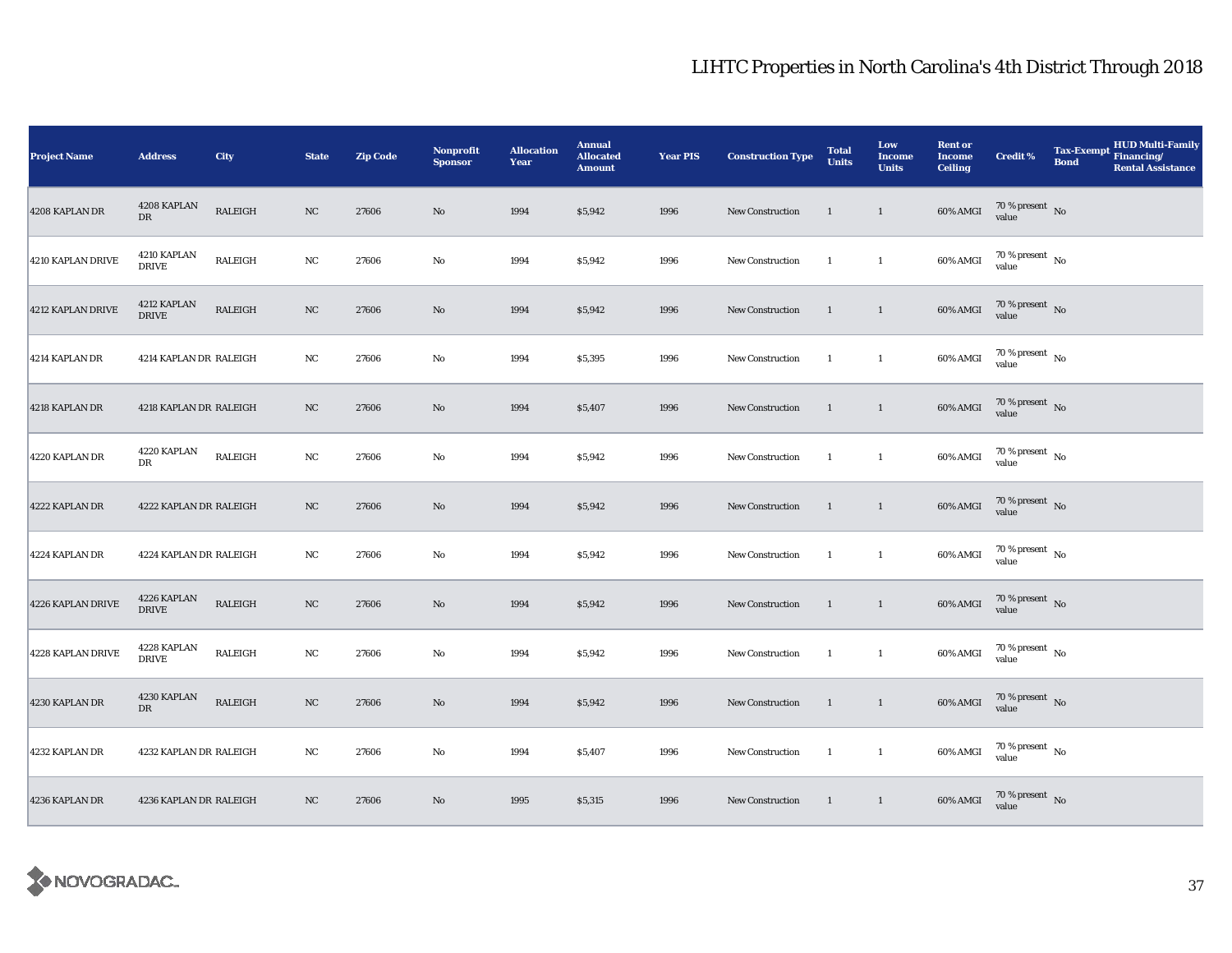# LIHTC Properties in North Carolina's 4th District Through 2018

| Project Name | Address | City | State | Zip Code | Nonprofit Sponsor | Allocation Year | Annual Allocated Amount | Year PIS | Construction Type | Total Units | Low Income Units | Rent or Income Ceiling | Credit % | Tax-Exempt Bond | HUD Multi-Family Financing/ Rental Assistance |
|---|---|---|---|---|---|---|---|---|---|---|---|---|---|---|---|
| 4208 KAPLAN DR | 4208 KAPLAN DR | RALEIGH | NC | 27606 | No | 1994 | $5,942 | 1996 | New Construction | 1 | 1 | 60% AMGI | 70 % present value | No | |
| 4210 KAPLAN DRIVE | 4210 KAPLAN DRIVE | RALEIGH | NC | 27606 | No | 1994 | $5,942 | 1996 | New Construction | 1 | 1 | 60% AMGI | 70 % present value | No | |
| 4212 KAPLAN DRIVE | 4212 KAPLAN DRIVE | RALEIGH | NC | 27606 | No | 1994 | $5,942 | 1996 | New Construction | 1 | 1 | 60% AMGI | 70 % present value | No | |
| 4214 KAPLAN DR | 4214 KAPLAN DR | RALEIGH | NC | 27606 | No | 1994 | $5,395 | 1996 | New Construction | 1 | 1 | 60% AMGI | 70 % present value | No | |
| 4218 KAPLAN DR | 4218 KAPLAN DR | RALEIGH | NC | 27606 | No | 1994 | $5,407 | 1996 | New Construction | 1 | 1 | 60% AMGI | 70 % present value | No | |
| 4220 KAPLAN DR | 4220 KAPLAN DR | RALEIGH | NC | 27606 | No | 1994 | $5,942 | 1996 | New Construction | 1 | 1 | 60% AMGI | 70 % present value | No | |
| 4222 KAPLAN DR | 4222 KAPLAN DR | RALEIGH | NC | 27606 | No | 1994 | $5,942 | 1996 | New Construction | 1 | 1 | 60% AMGI | 70 % present value | No | |
| 4224 KAPLAN DR | 4224 KAPLAN DR | RALEIGH | NC | 27606 | No | 1994 | $5,942 | 1996 | New Construction | 1 | 1 | 60% AMGI | 70 % present value | No | |
| 4226 KAPLAN DRIVE | 4226 KAPLAN DRIVE | RALEIGH | NC | 27606 | No | 1994 | $5,942 | 1996 | New Construction | 1 | 1 | 60% AMGI | 70 % present value | No | |
| 4228 KAPLAN DRIVE | 4228 KAPLAN DRIVE | RALEIGH | NC | 27606 | No | 1994 | $5,942 | 1996 | New Construction | 1 | 1 | 60% AMGI | 70 % present value | No | |
| 4230 KAPLAN DR | 4230 KAPLAN DR | RALEIGH | NC | 27606 | No | 1994 | $5,942 | 1996 | New Construction | 1 | 1 | 60% AMGI | 70 % present value | No | |
| 4232 KAPLAN DR | 4232 KAPLAN DR | RALEIGH | NC | 27606 | No | 1994 | $5,407 | 1996 | New Construction | 1 | 1 | 60% AMGI | 70 % present value | No | |
| 4236 KAPLAN DR | 4236 KAPLAN DR | RALEIGH | NC | 27606 | No | 1995 | $5,315 | 1996 | New Construction | 1 | 1 | 60% AMGI | 70 % present value | No | |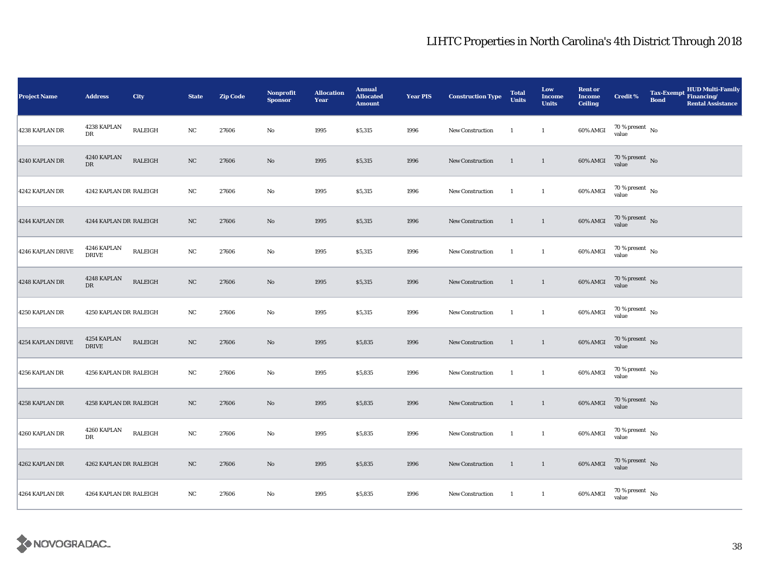# LIHTC Properties in North Carolina's 4th District Through 2018

| Project Name | Address | City | State | Zip Code | Nonprofit Sponsor | Allocation Year | Annual Allocated Amount | Year PIS | Construction Type | Total Units | Low Income Units | Rent or Income Ceiling | Credit % | Tax-Exempt Bond | HUD Multi-Family Financing/ Rental Assistance |
|---|---|---|---|---|---|---|---|---|---|---|---|---|---|---|---|
| 4238 KAPLAN DR | 4238 KAPLAN DR | RALEIGH | NC | 27606 | No | 1995 | $5,315 | 1996 | New Construction | 1 | 1 | 60% AMGI | 70 % present value | No | |
| 4240 KAPLAN DR | 4240 KAPLAN DR | RALEIGH | NC | 27606 | No | 1995 | $5,315 | 1996 | New Construction | 1 | 1 | 60% AMGI | 70 % present value | No | |
| 4242 KAPLAN DR | 4242 KAPLAN DR | RALEIGH | NC | 27606 | No | 1995 | $5,315 | 1996 | New Construction | 1 | 1 | 60% AMGI | 70 % present value | No | |
| 4244 KAPLAN DR | 4244 KAPLAN DR | RALEIGH | NC | 27606 | No | 1995 | $5,315 | 1996 | New Construction | 1 | 1 | 60% AMGI | 70 % present value | No | |
| 4246 KAPLAN DRIVE | 4246 KAPLAN DRIVE | RALEIGH | NC | 27606 | No | 1995 | $5,315 | 1996 | New Construction | 1 | 1 | 60% AMGI | 70 % present value | No | |
| 4248 KAPLAN DR | 4248 KAPLAN DR | RALEIGH | NC | 27606 | No | 1995 | $5,315 | 1996 | New Construction | 1 | 1 | 60% AMGI | 70 % present value | No | |
| 4250 KAPLAN DR | 4250 KAPLAN DR | RALEIGH | NC | 27606 | No | 1995 | $5,315 | 1996 | New Construction | 1 | 1 | 60% AMGI | 70 % present value | No | |
| 4254 KAPLAN DRIVE | 4254 KAPLAN DRIVE | RALEIGH | NC | 27606 | No | 1995 | $5,835 | 1996 | New Construction | 1 | 1 | 60% AMGI | 70 % present value | No | |
| 4256 KAPLAN DR | 4256 KAPLAN DR | RALEIGH | NC | 27606 | No | 1995 | $5,835 | 1996 | New Construction | 1 | 1 | 60% AMGI | 70 % present value | No | |
| 4258 KAPLAN DR | 4258 KAPLAN DR | RALEIGH | NC | 27606 | No | 1995 | $5,835 | 1996 | New Construction | 1 | 1 | 60% AMGI | 70 % present value | No | |
| 4260 KAPLAN DR | 4260 KAPLAN DR | RALEIGH | NC | 27606 | No | 1995 | $5,835 | 1996 | New Construction | 1 | 1 | 60% AMGI | 70 % present value | No | |
| 4262 KAPLAN DR | 4262 KAPLAN DR | RALEIGH | NC | 27606 | No | 1995 | $5,835 | 1996 | New Construction | 1 | 1 | 60% AMGI | 70 % present value | No | |
| 4264 KAPLAN DR | 4264 KAPLAN DR | RALEIGH | NC | 27606 | No | 1995 | $5,835 | 1996 | New Construction | 1 | 1 | 60% AMGI | 70 % present value | No | |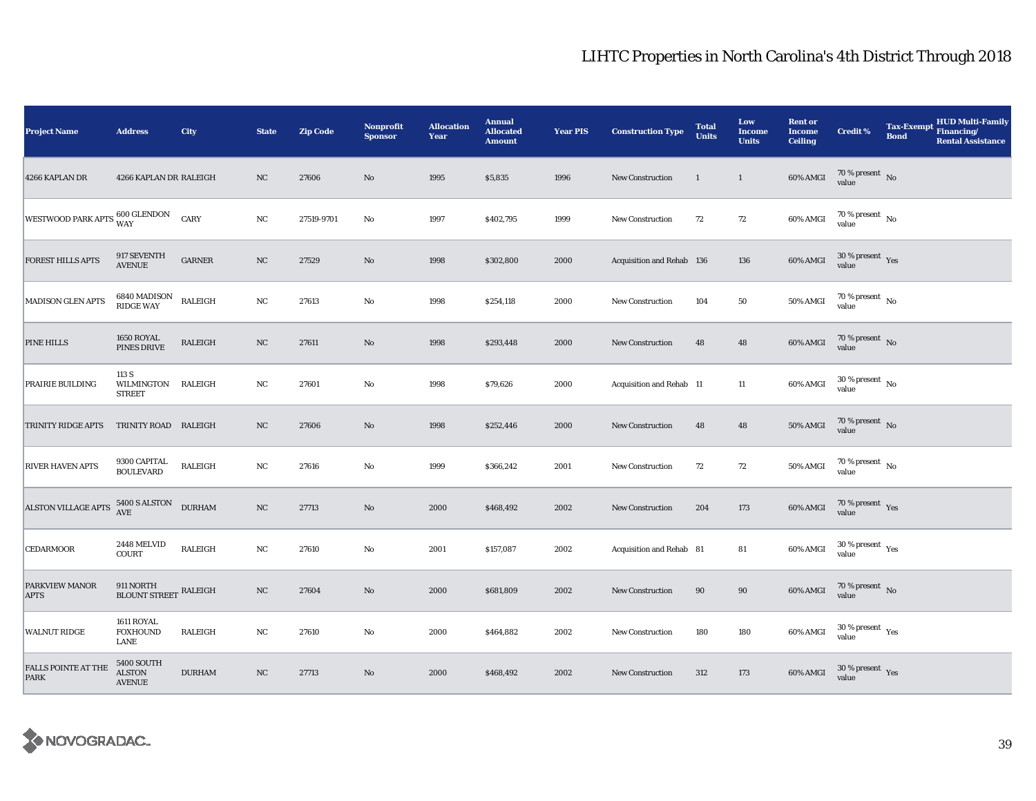# LIHTC Properties in North Carolina's 4th District Through 2018

| Project Name | Address | City | State | Zip Code | Nonprofit Sponsor | Allocation Year | Annual Allocated Amount | Year PIS | Construction Type | Total Units | Low Income Units | Rent or Income Ceiling | Credit % | Tax-Exempt Bond | HUD Multi-Family Financing/ Rental Assistance |
|---|---|---|---|---|---|---|---|---|---|---|---|---|---|---|---|
| 4266 KAPLAN DR | 4266 KAPLAN DR | RALEIGH | NC | 27606 | No | 1995 | $5,835 | 1996 | New Construction | 1 | 1 | 60% AMGI | 70 % present value | No | |
| WESTWOOD PARK APTS | 600 GLENDON WAY | CARY | NC | 27519-9701 | No | 1997 | $402,795 | 1999 | New Construction | 72 | 72 | 60% AMGI | 70 % present value | No | |
| FOREST HILLS APTS | 917 SEVENTH AVENUE | GARNER | NC | 27529 | No | 1998 | $302,800 | 2000 | Acquisition and Rehab | 136 | 136 | 60% AMGI | 30 % present value | Yes | |
| MADISON GLEN APTS | 6840 MADISON RIDGE WAY | RALEIGH | NC | 27613 | No | 1998 | $254,118 | 2000 | New Construction | 104 | 50 | 50% AMGI | 70 % present value | No | |
| PINE HILLS | 1650 ROYAL PINES DRIVE | RALEIGH | NC | 27611 | No | 1998 | $293,448 | 2000 | New Construction | 48 | 48 | 60% AMGI | 70 % present value | No | |
| PRAIRIE BUILDING | 113 S WILMINGTON STREET | RALEIGH | NC | 27601 | No | 1998 | $79,626 | 2000 | Acquisition and Rehab | 11 | 11 | 60% AMGI | 30 % present value | No | |
| TRINITY RIDGE APTS | TRINITY ROAD | RALEIGH | NC | 27606 | No | 1998 | $252,446 | 2000 | New Construction | 48 | 48 | 50% AMGI | 70 % present value | No | |
| RIVER HAVEN APTS | 9300 CAPITAL BOULEVARD | RALEIGH | NC | 27616 | No | 1999 | $366,242 | 2001 | New Construction | 72 | 72 | 50% AMGI | 70 % present value | No | |
| ALSTON VILLAGE APTS | 5400 S ALSTON AVE | DURHAM | NC | 27713 | No | 2000 | $468,492 | 2002 | New Construction | 204 | 173 | 60% AMGI | 70 % present value | Yes | |
| CEDARMOOR | 2448 MELVID COURT | RALEIGH | NC | 27610 | No | 2001 | $157,087 | 2002 | Acquisition and Rehab | 81 | 81 | 60% AMGI | 30 % present value | Yes | |
| PARKVIEW MANOR APTS | 911 NORTH BLOUNT STREET | RALEIGH | NC | 27604 | No | 2000 | $681,809 | 2002 | New Construction | 90 | 90 | 60% AMGI | 70 % present value | No | |
| WALNUT RIDGE | 1611 ROYAL FOXHOUND LANE | RALEIGH | NC | 27610 | No | 2000 | $464,882 | 2002 | New Construction | 180 | 180 | 60% AMGI | 30 % present value | Yes | |
| FALLS POINTE AT THE PARK | 5400 SOUTH ALSTON AVENUE | DURHAM | NC | 27713 | No | 2000 | $468,492 | 2002 | New Construction | 312 | 173 | 60% AMGI | 30 % present value | Yes | |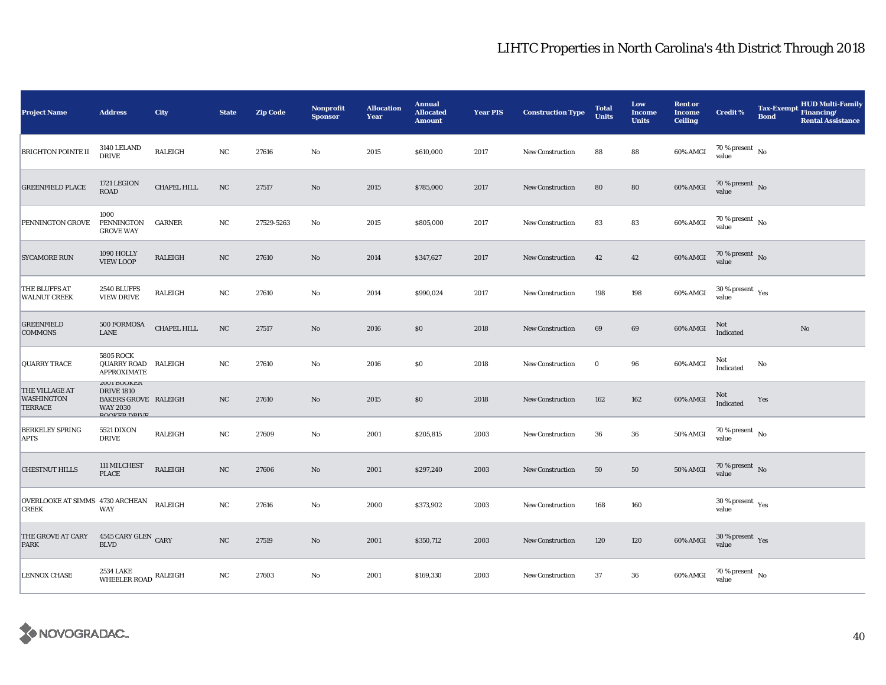# LIHTC Properties in North Carolina's 4th District Through 2018

| Project Name | Address | City | State | Zip Code | Nonprofit Sponsor | Allocation Year | Annual Allocated Amount | Year PIS | Construction Type | Total Units | Low Income Units | Rent or Income Ceiling | Credit % | Tax-Exempt Bond | HUD Multi-Family Financing/ Rental Assistance |
|---|---|---|---|---|---|---|---|---|---|---|---|---|---|---|---|
| BRIGHTON POINTE II | 3140 LELAND DRIVE | RALEIGH | NC | 27616 | No | 2015 | $610,000 | 2017 | New Construction | 88 | 88 | 60% AMGI | 70 % present value | No | |
| GREENFIELD PLACE | 1721 LEGION ROAD | CHAPEL HILL | NC | 27517 | No | 2015 | $785,000 | 2017 | New Construction | 80 | 80 | 60% AMGI | 70 % present value | No | |
| PENNINGTON GROVE | 1000 PENNINGTON GROVE WAY | GARNER | NC | 27529-5263 | No | 2015 | $805,000 | 2017 | New Construction | 83 | 83 | 60% AMGI | 70 % present value | No | |
| SYCAMORE RUN | 1090 HOLLY VIEW LOOP | RALEIGH | NC | 27610 | No | 2014 | $347,627 | 2017 | New Construction | 42 | 42 | 60% AMGI | 70 % present value | No | |
| THE BLUFFS AT WALNUT CREEK | 2540 BLUFFS VIEW DRIVE | RALEIGH | NC | 27610 | No | 2014 | $990,024 | 2017 | New Construction | 198 | 198 | 60% AMGI | 30 % present value | Yes | |
| GREENFIELD COMMONS | 500 FORMOSA LANE | CHAPEL HILL | NC | 27517 | No | 2016 | $0 | 2018 | New Construction | 69 | 69 | 60% AMGI | Not Indicated | | No |
| QUARRY TRACE | 5805 ROCK QUARRY ROAD APPROXIMATE | RALEIGH | NC | 27610 | No | 2016 | $0 | 2018 | New Construction | 0 | 96 | 60% AMGI | Not Indicated | No | |
| THE VILLAGE AT WASHINGTON TERRACE | 2001 BOOKER DRIVE 1810 BAKERS GROVE WAY 2030 BOOKER DRIVE | RALEIGH | NC | 27610 | No | 2015 | $0 | 2018 | New Construction | 162 | 162 | 60% AMGI | Not Indicated | Yes | |
| BERKELEY SPRING APTS | 5521 DIXON DRIVE | RALEIGH | NC | 27609 | No | 2001 | $205,815 | 2003 | New Construction | 36 | 36 | 50% AMGI | 70 % present value | No | |
| CHESTNUT HILLS | 111 MILCHEST PLACE | RALEIGH | NC | 27606 | No | 2001 | $297,240 | 2003 | New Construction | 50 | 50 | 50% AMGI | 70 % present value | No | |
| OVERLOOKE AT SIMMS CREEK | 4730 ARCHEAN WAY | RALEIGH | NC | 27616 | No | 2000 | $373,902 | 2003 | New Construction | 168 | 160 | | 30 % present value | Yes | |
| THE GROVE AT CARY PARK | 4545 CARY GLEN BLVD | CARY | NC | 27519 | No | 2001 | $350,712 | 2003 | New Construction | 120 | 120 | 60% AMGI | 30 % present value | Yes | |
| LENNOX CHASE | 2534 LAKE WHEELER ROAD | RALEIGH | NC | 27603 | No | 2001 | $169,330 | 2003 | New Construction | 37 | 36 | 60% AMGI | 70 % present value | No | |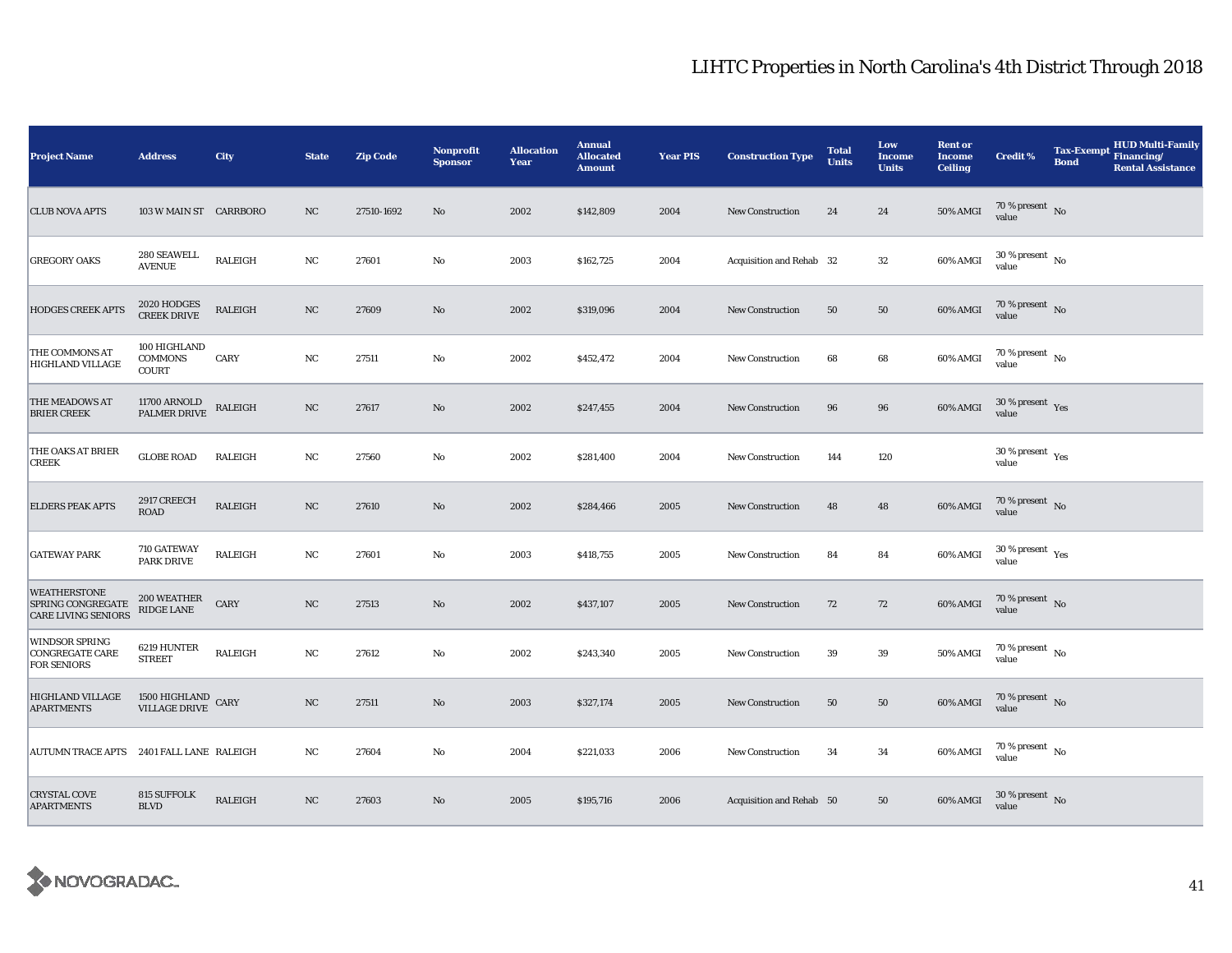# LIHTC Properties in North Carolina's 4th District Through 2018

| Project Name | Address | City | State | Zip Code | Nonprofit Sponsor | Allocation Year | Annual Allocated Amount | Year PIS | Construction Type | Total Units | Low Income Units | Rent or Income Ceiling | Credit % | Tax-Exempt Bond | HUD Multi-Family Financing/ Rental Assistance |
|---|---|---|---|---|---|---|---|---|---|---|---|---|---|---|---|
| CLUB NOVA APTS | 103 W MAIN ST | CARRBORO | NC | 27510-1692 | No | 2002 | $142,809 | 2004 | New Construction | 24 | 24 | 50% AMGI | 70 % present value | No | |
| GREGORY OAKS | 280 SEAWELL AVENUE | RALEIGH | NC | 27601 | No | 2003 | $162,725 | 2004 | Acquisition and Rehab | 32 | 32 | 60% AMGI | 30 % present value | No | |
| HODGES CREEK APTS | 2020 HODGES CREEK DRIVE | RALEIGH | NC | 27609 | No | 2002 | $319,096 | 2004 | New Construction | 50 | 50 | 60% AMGI | 70 % present value | No | |
| THE COMMONS AT HIGHLAND VILLAGE | 100 HIGHLAND COMMONS COURT | CARY | NC | 27511 | No | 2002 | $452,472 | 2004 | New Construction | 68 | 68 | 60% AMGI | 70 % present value | No | |
| THE MEADOWS AT BRIER CREEK | 11700 ARNOLD PALMER DRIVE | RALEIGH | NC | 27617 | No | 2002 | $247,455 | 2004 | New Construction | 96 | 96 | 60% AMGI | 30 % present value | Yes | |
| THE OAKS AT BRIER CREEK | GLOBE ROAD | RALEIGH | NC | 27560 | No | 2002 | $281,400 | 2004 | New Construction | 144 | 120 | | 30 % present value | Yes | |
| ELDERS PEAK APTS | 2917 CREECH ROAD | RALEIGH | NC | 27610 | No | 2002 | $284,466 | 2005 | New Construction | 48 | 48 | 60% AMGI | 70 % present value | No | |
| GATEWAY PARK | 710 GATEWAY PARK DRIVE | RALEIGH | NC | 27601 | No | 2003 | $418,755 | 2005 | New Construction | 84 | 84 | 60% AMGI | 30 % present value | Yes | |
| WEATHERSTONE SPRING CONGREGATE CARE LIVING SENIORS | 200 WEATHER RIDGE LANE | CARY | NC | 27513 | No | 2002 | $437,107 | 2005 | New Construction | 72 | 72 | 60% AMGI | 70 % present value | No | |
| WINDSOR SPRING CONGREGATE CARE FOR SENIORS | 6219 HUNTER STREET | RALEIGH | NC | 27612 | No | 2002 | $243,340 | 2005 | New Construction | 39 | 39 | 50% AMGI | 70 % present value | No | |
| HIGHLAND VILLAGE APARTMENTS | 1500 HIGHLAND VILLAGE DRIVE | CARY | NC | 27511 | No | 2003 | $327,174 | 2005 | New Construction | 50 | 50 | 60% AMGI | 70 % present value | No | |
| AUTUMN TRACE APTS | 2401 FALL LANE | RALEIGH | NC | 27604 | No | 2004 | $221,033 | 2006 | New Construction | 34 | 34 | 60% AMGI | 70 % present value | No | |
| CRYSTAL COVE APARTMENTS | 815 SUFFOLK BLVD | RALEIGH | NC | 27603 | No | 2005 | $195,716 | 2006 | Acquisition and Rehab | 50 | 50 | 60% AMGI | 30 % present value | No | |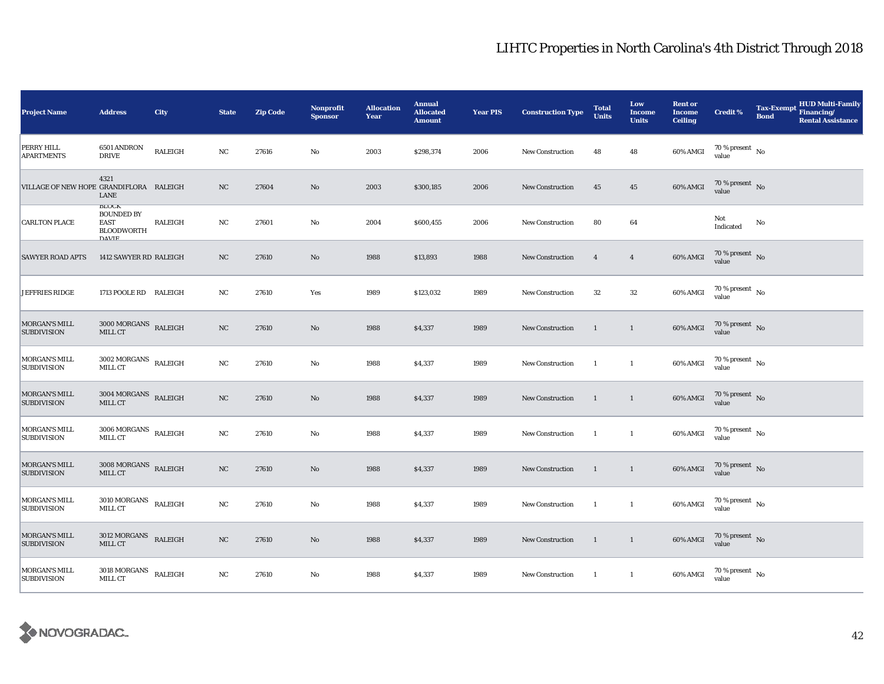# LIHTC Properties in North Carolina's 4th District Through 2018

| Project Name | Address | City | State | Zip Code | Nonprofit Sponsor | Allocation Year | Annual Allocated Amount | Year PIS | Construction Type | Total Units | Low Income Units | Rent or Income Ceiling | Credit % | Tax-Exempt Bond | HUD Multi-Family Financing/ Rental Assistance |
|---|---|---|---|---|---|---|---|---|---|---|---|---|---|---|---|
| PERRY HILL APARTMENTS | 6501 ANDRON DRIVE | RALEIGH | NC | 27616 | No | 2003 | $298,374 | 2006 | New Construction | 48 | 48 | 60% AMGI | 70 % present value | No | |
| VILLAGE OF NEW HOPE | 4321 GRANDIFLORA LANE | RALEIGH | NC | 27604 | No | 2003 | $300,185 | 2006 | New Construction | 45 | 45 | 60% AMGI | 70 % present value | No | |
| CARLTON PLACE | BLOCK BOUNDED BY EAST BLOODWORTH DAVIE | RALEIGH | NC | 27601 | No | 2004 | $600,455 | 2006 | New Construction | 80 | 64 | | Not Indicated | No | |
| SAWYER ROAD APTS | 1412 SAWYER RD | RALEIGH | NC | 27610 | No | 1988 | $13,893 | 1988 | New Construction | 4 | 4 | 60% AMGI | 70 % present value | No | |
| JEFFRIES RIDGE | 1713 POOLE RD | RALEIGH | NC | 27610 | Yes | 1989 | $123,032 | 1989 | New Construction | 32 | 32 | 60% AMGI | 70 % present value | No | |
| MORGAN'S MILL SUBDIVISION | 3000 MORGANS MILL CT | RALEIGH | NC | 27610 | No | 1988 | $4,337 | 1989 | New Construction | 1 | 1 | 60% AMGI | 70 % present value | No | |
| MORGAN'S MILL SUBDIVISION | 3002 MORGANS MILL CT | RALEIGH | NC | 27610 | No | 1988 | $4,337 | 1989 | New Construction | 1 | 1 | 60% AMGI | 70 % present value | No | |
| MORGAN'S MILL SUBDIVISION | 3004 MORGANS MILL CT | RALEIGH | NC | 27610 | No | 1988 | $4,337 | 1989 | New Construction | 1 | 1 | 60% AMGI | 70 % present value | No | |
| MORGAN'S MILL SUBDIVISION | 3006 MORGANS MILL CT | RALEIGH | NC | 27610 | No | 1988 | $4,337 | 1989 | New Construction | 1 | 1 | 60% AMGI | 70 % present value | No | |
| MORGAN'S MILL SUBDIVISION | 3008 MORGANS MILL CT | RALEIGH | NC | 27610 | No | 1988 | $4,337 | 1989 | New Construction | 1 | 1 | 60% AMGI | 70 % present value | No | |
| MORGAN'S MILL SUBDIVISION | 3010 MORGANS MILL CT | RALEIGH | NC | 27610 | No | 1988 | $4,337 | 1989 | New Construction | 1 | 1 | 60% AMGI | 70 % present value | No | |
| MORGAN'S MILL SUBDIVISION | 3012 MORGANS MILL CT | RALEIGH | NC | 27610 | No | 1988 | $4,337 | 1989 | New Construction | 1 | 1 | 60% AMGI | 70 % present value | No | |
| MORGAN'S MILL SUBDIVISION | 3018 MORGANS MILL CT | RALEIGH | NC | 27610 | No | 1988 | $4,337 | 1989 | New Construction | 1 | 1 | 60% AMGI | 70 % present value | No | |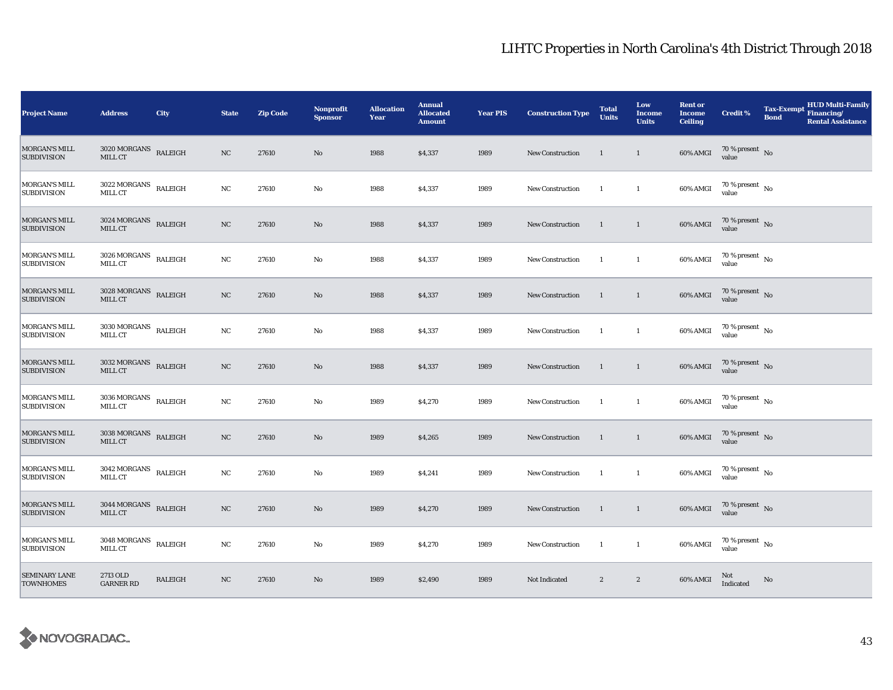# LIHTC Properties in North Carolina's 4th District Through 2018

| Project Name | Address | City | State | Zip Code | Nonprofit Sponsor | Allocation Year | Annual Allocated Amount | Year PIS | Construction Type | Total Units | Low Income Units | Rent or Income Ceiling | Credit % | Tax-Exempt Bond | HUD Multi-Family Financing/ Rental Assistance |
|---|---|---|---|---|---|---|---|---|---|---|---|---|---|---|---|
| MORGAN'S MILL SUBDIVISION | 3020 MORGANS MILL CT | RALEIGH | NC | 27610 | No | 1988 | $4,337 | 1989 | New Construction | 1 | 1 | 60% AMGI | 70 % present value | No | |
| MORGAN'S MILL SUBDIVISION | 3022 MORGANS MILL CT | RALEIGH | NC | 27610 | No | 1988 | $4,337 | 1989 | New Construction | 1 | 1 | 60% AMGI | 70 % present value | No | |
| MORGAN'S MILL SUBDIVISION | 3024 MORGANS MILL CT | RALEIGH | NC | 27610 | No | 1988 | $4,337 | 1989 | New Construction | 1 | 1 | 60% AMGI | 70 % present value | No | |
| MORGAN'S MILL SUBDIVISION | 3026 MORGANS MILL CT | RALEIGH | NC | 27610 | No | 1988 | $4,337 | 1989 | New Construction | 1 | 1 | 60% AMGI | 70 % present value | No | |
| MORGAN'S MILL SUBDIVISION | 3028 MORGANS MILL CT | RALEIGH | NC | 27610 | No | 1988 | $4,337 | 1989 | New Construction | 1 | 1 | 60% AMGI | 70 % present value | No | |
| MORGAN'S MILL SUBDIVISION | 3030 MORGANS MILL CT | RALEIGH | NC | 27610 | No | 1988 | $4,337 | 1989 | New Construction | 1 | 1 | 60% AMGI | 70 % present value | No | |
| MORGAN'S MILL SUBDIVISION | 3032 MORGANS MILL CT | RALEIGH | NC | 27610 | No | 1988 | $4,337 | 1989 | New Construction | 1 | 1 | 60% AMGI | 70 % present value | No | |
| MORGAN'S MILL SUBDIVISION | 3036 MORGANS MILL CT | RALEIGH | NC | 27610 | No | 1989 | $4,270 | 1989 | New Construction | 1 | 1 | 60% AMGI | 70 % present value | No | |
| MORGAN'S MILL SUBDIVISION | 3038 MORGANS MILL CT | RALEIGH | NC | 27610 | No | 1989 | $4,265 | 1989 | New Construction | 1 | 1 | 60% AMGI | 70 % present value | No | |
| MORGAN'S MILL SUBDIVISION | 3042 MORGANS MILL CT | RALEIGH | NC | 27610 | No | 1989 | $4,241 | 1989 | New Construction | 1 | 1 | 60% AMGI | 70 % present value | No | |
| MORGAN'S MILL SUBDIVISION | 3044 MORGANS MILL CT | RALEIGH | NC | 27610 | No | 1989 | $4,270 | 1989 | New Construction | 1 | 1 | 60% AMGI | 70 % present value | No | |
| MORGAN'S MILL SUBDIVISION | 3048 MORGANS MILL CT | RALEIGH | NC | 27610 | No | 1989 | $4,270 | 1989 | New Construction | 1 | 1 | 60% AMGI | 70 % present value | No | |
| SEMINARY LANE TOWNHOMES | 2713 OLD GARNER RD | RALEIGH | NC | 27610 | No | 1989 | $2,490 | 1989 | Not Indicated | 2 | 2 | 60% AMGI | Not Indicated | No | |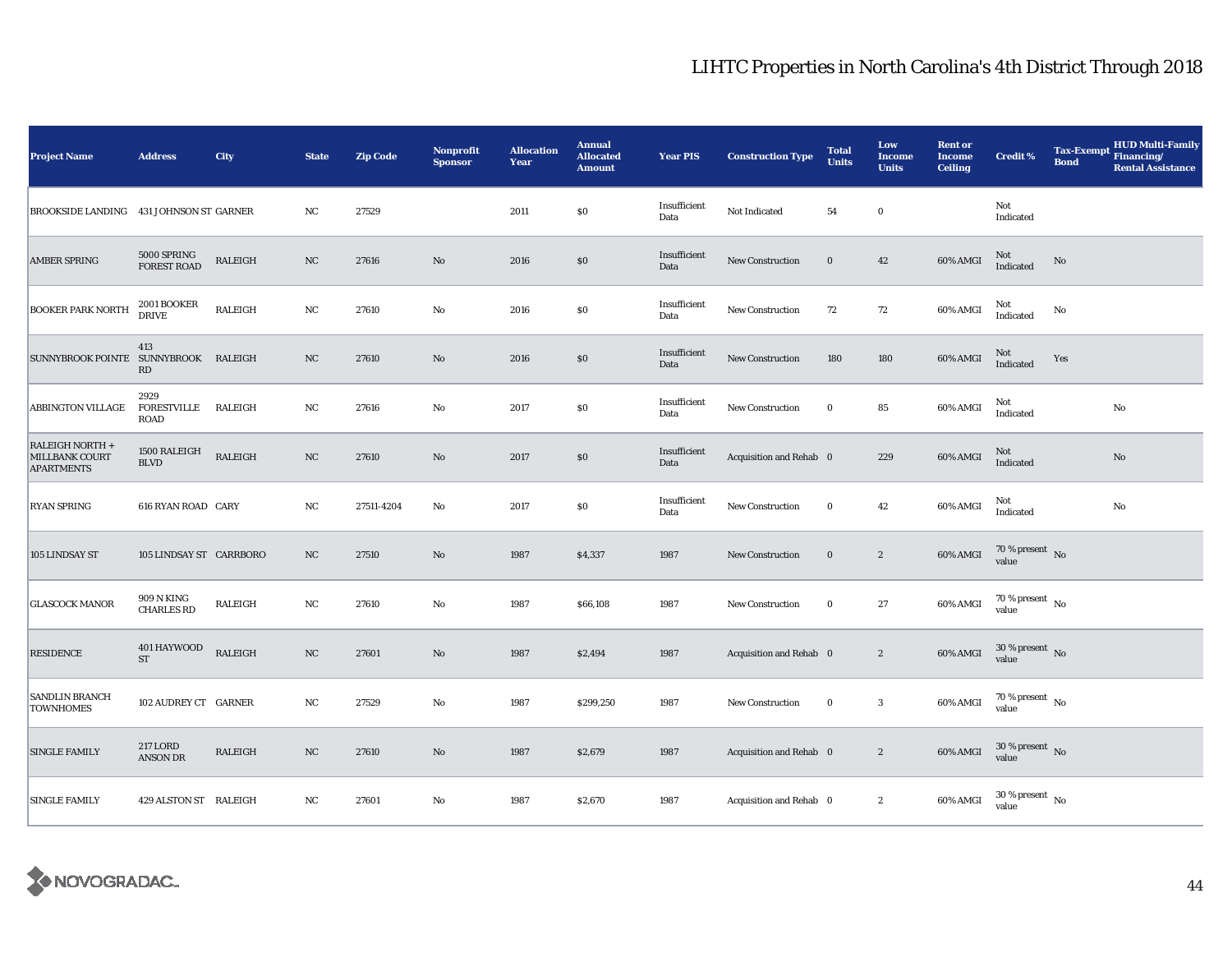# LIHTC Properties in North Carolina's 4th District Through 2018

| Project Name | Address | City | State | Zip Code | Nonprofit Sponsor | Allocation Year | Annual Allocated Amount | Year PIS | Construction Type | Total Units | Low Income Units | Rent or Income Ceiling | Credit % | Tax-Exempt Bond | HUD Multi-Family Financing/ Rental Assistance |
|---|---|---|---|---|---|---|---|---|---|---|---|---|---|---|---|
| BROOKSIDE LANDING | 431 J OHNSON ST | GARNER | NC | 27529 | | 2011 | $0 | Insufficient Data | Not Indicated | 54 | 0 | | Not Indicated | | |
| AMBER SPRING | 5000 SPRING FOREST ROAD | RALEIGH | NC | 27616 | No | 2016 | $0 | Insufficient Data | New Construction | 0 | 42 | 60% AMGI | Not Indicated | No | |
| BOOKER PARK NORTH | 2001 BOOKER DRIVE | RALEIGH | NC | 27610 | No | 2016 | $0 | Insufficient Data | New Construction | 72 | 72 | 60% AMGI | Not Indicated | No | |
| SUNNYBROOK POINTE | 413 SUNNYBROOK RD | RALEIGH | NC | 27610 | No | 2016 | $0 | Insufficient Data | New Construction | 180 | 180 | 60% AMGI | Not Indicated | Yes | |
| ABBINGTON VILLAGE | 2929 FORESTVILLE ROAD | RALEIGH | NC | 27616 | No | 2017 | $0 | Insufficient Data | New Construction | 0 | 85 | 60% AMGI | Not Indicated | | No |
| RALEIGH NORTH + MILLBANK COURT APARTMENTS | 1500 RALEIGH BLVD | RALEIGH | NC | 27610 | No | 2017 | $0 | Insufficient Data | Acquisition and Rehab | 0 | 229 | 60% AMGI | Not Indicated | | No |
| RYAN SPRING | 616 RYAN ROAD | CARY | NC | 27511-4204 | No | 2017 | $0 | Insufficient Data | New Construction | 0 | 42 | 60% AMGI | Not Indicated | | No |
| 105 LINDSAY ST | 105 LINDSAY ST | CARRBORO | NC | 27510 | No | 1987 | $4,337 | 1987 | New Construction | 0 | 2 | 60% AMGI | 70 % present value | No | |
| GLASCOCK MANOR | 909 N KING CHARLES RD | RALEIGH | NC | 27610 | No | 1987 | $66,108 | 1987 | New Construction | 0 | 27 | 60% AMGI | 70 % present value | No | |
| RESIDENCE | 401 HAYWOOD ST | RALEIGH | NC | 27601 | No | 1987 | $2,494 | 1987 | Acquisition and Rehab | 0 | 2 | 60% AMGI | 30 % present value | No | |
| SANDLIN BRANCH TOWNHOMES | 102 AUDREY CT | GARNER | NC | 27529 | No | 1987 | $299,250 | 1987 | New Construction | 0 | 3 | 60% AMGI | 70 % present value | No | |
| SINGLE FAMILY | 217 LORD ANSON DR | RALEIGH | NC | 27610 | No | 1987 | $2,679 | 1987 | Acquisition and Rehab | 0 | 2 | 60% AMGI | 30 % present value | No | |
| SINGLE FAMILY | 429 ALSTON ST | RALEIGH | NC | 27601 | No | 1987 | $2,670 | 1987 | Acquisition and Rehab | 0 | 2 | 60% AMGI | 30 % present value | No | |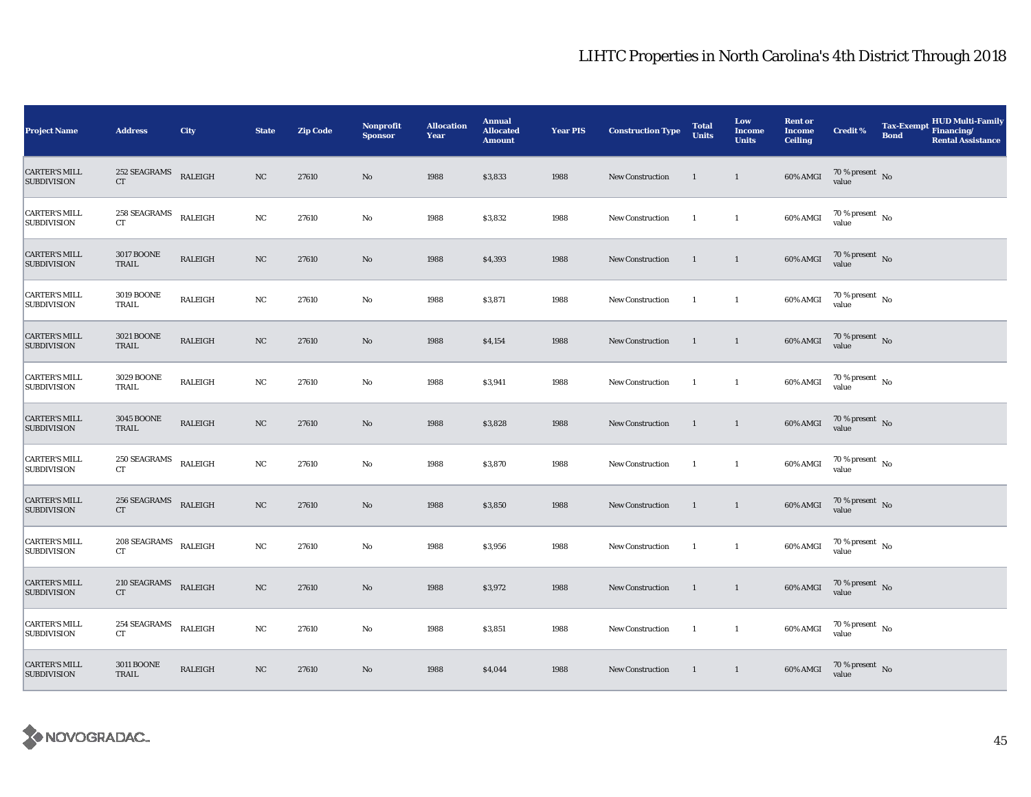## LIHTC Properties in North Carolina's 4th District Through 2018

| Project Name | Address | City | State | Zip Code | Nonprofit Sponsor | Allocation Year | Annual Allocated Amount | Year PIS | Construction Type | Total Units | Low Income Units | Rent or Income Ceiling | Credit % | Tax-Exempt Bond | HUD Multi-Family Financing/ Rental Assistance |
|---|---|---|---|---|---|---|---|---|---|---|---|---|---|---|---|
| CARTER'S MILL SUBDIVISION | 252 SEAGRAMS CT | RALEIGH | NC | 27610 | No | 1988 | $3,833 | 1988 | New Construction | 1 | 1 | 60% AMGI | 70 % present value | No | |
| CARTER'S MILL SUBDIVISION | 258 SEAGRAMS CT | RALEIGH | NC | 27610 | No | 1988 | $3,832 | 1988 | New Construction | 1 | 1 | 60% AMGI | 70 % present value | No | |
| CARTER'S MILL SUBDIVISION | 3017 BOONE TRAIL | RALEIGH | NC | 27610 | No | 1988 | $4,393 | 1988 | New Construction | 1 | 1 | 60% AMGI | 70 % present value | No | |
| CARTER'S MILL SUBDIVISION | 3019 BOONE TRAIL | RALEIGH | NC | 27610 | No | 1988 | $3,871 | 1988 | New Construction | 1 | 1 | 60% AMGI | 70 % present value | No | |
| CARTER'S MILL SUBDIVISION | 3021 BOONE TRAIL | RALEIGH | NC | 27610 | No | 1988 | $4,154 | 1988 | New Construction | 1 | 1 | 60% AMGI | 70 % present value | No | |
| CARTER'S MILL SUBDIVISION | 3029 BOONE TRAIL | RALEIGH | NC | 27610 | No | 1988 | $3,941 | 1988 | New Construction | 1 | 1 | 60% AMGI | 70 % present value | No | |
| CARTER'S MILL SUBDIVISION | 3045 BOONE TRAIL | RALEIGH | NC | 27610 | No | 1988 | $3,828 | 1988 | New Construction | 1 | 1 | 60% AMGI | 70 % present value | No | |
| CARTER'S MILL SUBDIVISION | 250 SEAGRAMS CT | RALEIGH | NC | 27610 | No | 1988 | $3,870 | 1988 | New Construction | 1 | 1 | 60% AMGI | 70 % present value | No | |
| CARTER'S MILL SUBDIVISION | 256 SEAGRAMS CT | RALEIGH | NC | 27610 | No | 1988 | $3,850 | 1988 | New Construction | 1 | 1 | 60% AMGI | 70 % present value | No | |
| CARTER'S MILL SUBDIVISION | 208 SEAGRAMS CT | RALEIGH | NC | 27610 | No | 1988 | $3,956 | 1988 | New Construction | 1 | 1 | 60% AMGI | 70 % present value | No | |
| CARTER'S MILL SUBDIVISION | 210 SEAGRAMS CT | RALEIGH | NC | 27610 | No | 1988 | $3,972 | 1988 | New Construction | 1 | 1 | 60% AMGI | 70 % present value | No | |
| CARTER'S MILL SUBDIVISION | 254 SEAGRAMS CT | RALEIGH | NC | 27610 | No | 1988 | $3,851 | 1988 | New Construction | 1 | 1 | 60% AMGI | 70 % present value | No | |
| CARTER'S MILL SUBDIVISION | 3011 BOONE TRAIL | RALEIGH | NC | 27610 | No | 1988 | $4,044 | 1988 | New Construction | 1 | 1 | 60% AMGI | 70 % present value | No | |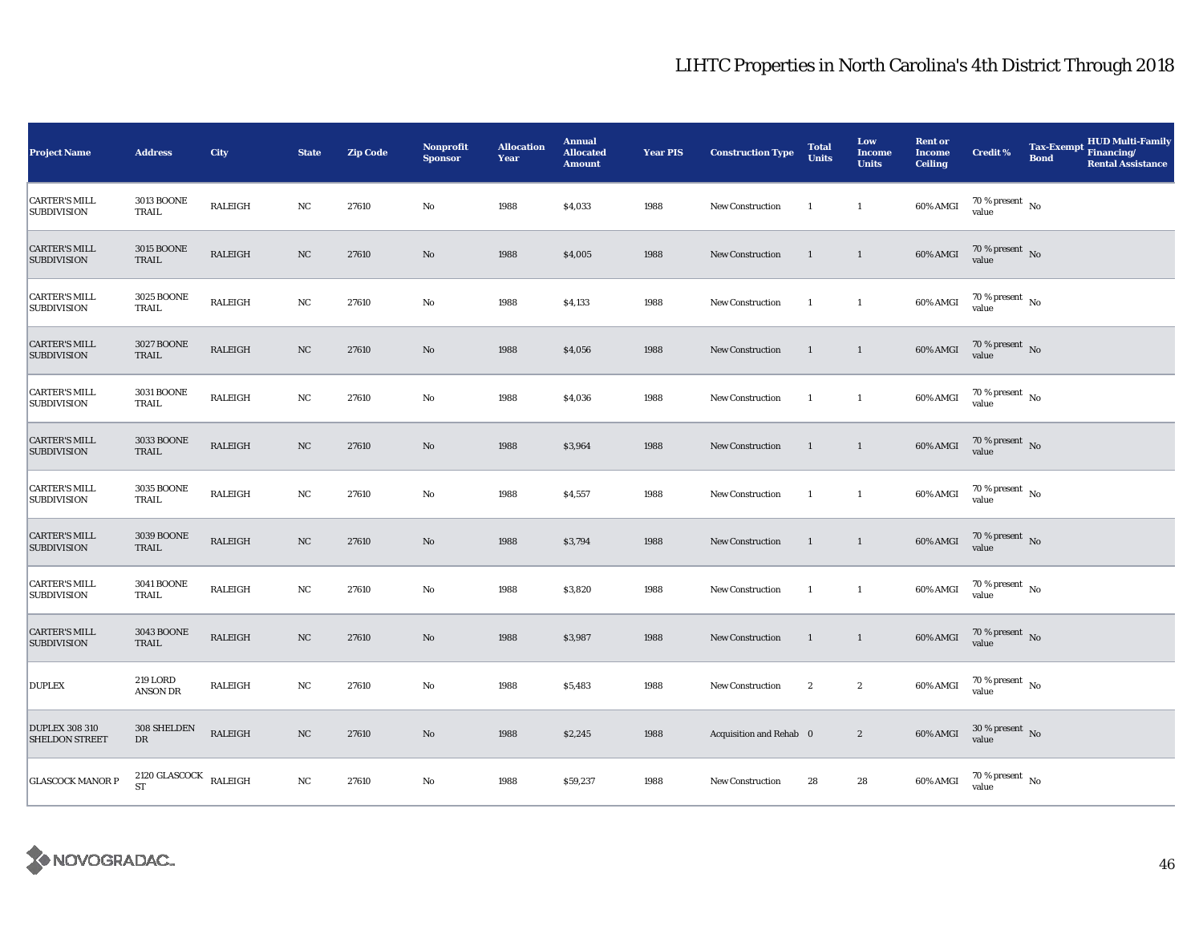## LIHTC Properties in North Carolina's 4th District Through 2018

| Project Name | Address | City | State | Zip Code | Nonprofit Sponsor | Allocation Year | Annual Allocated Amount | Year PIS | Construction Type | Total Units | Low Income Units | Rent or Income Ceiling | Credit % | Tax-Exempt Bond | HUD Multi-Family Financing/ Rental Assistance |
|---|---|---|---|---|---|---|---|---|---|---|---|---|---|---|---|
| CARTER'S MILL SUBDIVISION | 3013 BOONE TRAIL | RALEIGH | NC | 27610 | No | 1988 | $4,033 | 1988 | New Construction | 1 | 1 | 60% AMGI | 70 % present value | No | |
| CARTER'S MILL SUBDIVISION | 3015 BOONE TRAIL | RALEIGH | NC | 27610 | No | 1988 | $4,005 | 1988 | New Construction | 1 | 1 | 60% AMGI | 70 % present value | No | |
| CARTER'S MILL SUBDIVISION | 3025 BOONE TRAIL | RALEIGH | NC | 27610 | No | 1988 | $4,133 | 1988 | New Construction | 1 | 1 | 60% AMGI | 70 % present value | No | |
| CARTER'S MILL SUBDIVISION | 3027 BOONE TRAIL | RALEIGH | NC | 27610 | No | 1988 | $4,056 | 1988 | New Construction | 1 | 1 | 60% AMGI | 70 % present value | No | |
| CARTER'S MILL SUBDIVISION | 3031 BOONE TRAIL | RALEIGH | NC | 27610 | No | 1988 | $4,036 | 1988 | New Construction | 1 | 1 | 60% AMGI | 70 % present value | No | |
| CARTER'S MILL SUBDIVISION | 3033 BOONE TRAIL | RALEIGH | NC | 27610 | No | 1988 | $3,964 | 1988 | New Construction | 1 | 1 | 60% AMGI | 70 % present value | No | |
| CARTER'S MILL SUBDIVISION | 3035 BOONE TRAIL | RALEIGH | NC | 27610 | No | 1988 | $4,557 | 1988 | New Construction | 1 | 1 | 60% AMGI | 70 % present value | No | |
| CARTER'S MILL SUBDIVISION | 3039 BOONE TRAIL | RALEIGH | NC | 27610 | No | 1988 | $3,794 | 1988 | New Construction | 1 | 1 | 60% AMGI | 70 % present value | No | |
| CARTER'S MILL SUBDIVISION | 3041 BOONE TRAIL | RALEIGH | NC | 27610 | No | 1988 | $3,820 | 1988 | New Construction | 1 | 1 | 60% AMGI | 70 % present value | No | |
| CARTER'S MILL SUBDIVISION | 3043 BOONE TRAIL | RALEIGH | NC | 27610 | No | 1988 | $3,987 | 1988 | New Construction | 1 | 1 | 60% AMGI | 70 % present value | No | |
| DUPLEX | 219 LORD ANSON DR | RALEIGH | NC | 27610 | No | 1988 | $5,483 | 1988 | New Construction | 2 | 2 | 60% AMGI | 70 % present value | No | |
| DUPLEX 308 310 SHELDON STREET | 308 SHELDEN DR | RALEIGH | NC | 27610 | No | 1988 | $2,245 | 1988 | Acquisition and Rehab | 0 | 2 | 60% AMGI | 30 % present value | No | |
| GLASCOCK MANOR P | 2120 GLASCOCK ST | RALEIGH | NC | 27610 | No | 1988 | $59,237 | 1988 | New Construction | 28 | 28 | 60% AMGI | 70 % present value | No | |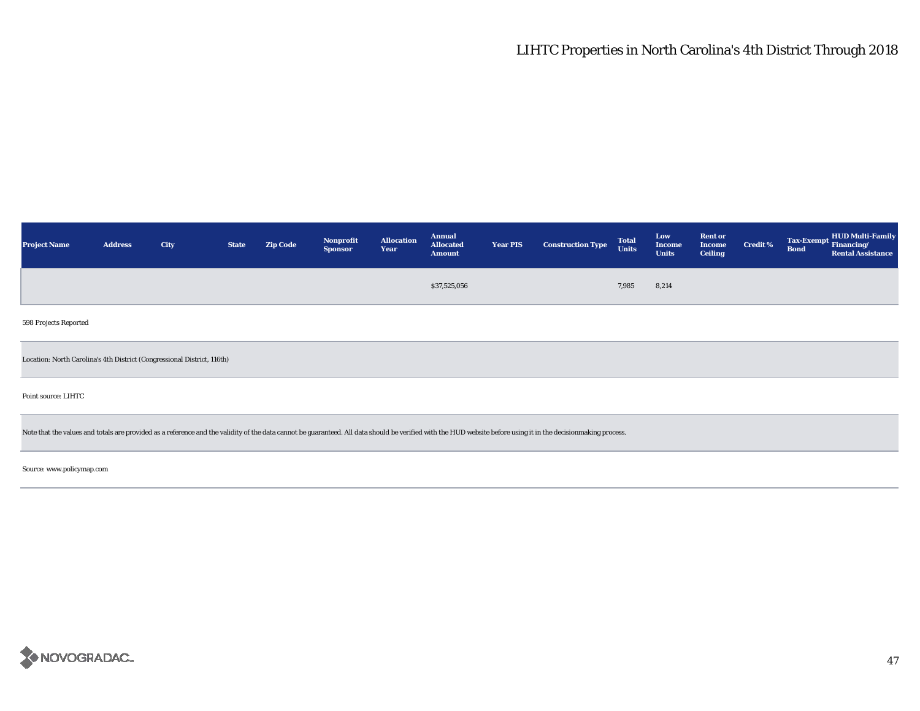# LIHTC Properties in North Carolina's 4th District Through 2018

| Project Name | Address | City | State | Zip Code | Nonprofit Sponsor | Allocation Year | Annual Allocated Amount | Year PIS | Construction Type | Total Units | Low Income Units | Rent or Income Ceiling | Credit % | Tax-Exempt Bond | HUD Multi-Family Financing/ Rental Assistance |
|---|---|---|---|---|---|---|---|---|---|---|---|---|---|---|---|
| | | | | | | | $37,525,056 | | | 7,985 | 8,214 | | | | |

598 Projects Reported

Location: North Carolina's 4th District (Congressional District, 116th)

Point source: LIHTC

Note that the values and totals are provided as a reference and the validity of the data cannot be guaranteed. All data should be verified with the HUD website before using it in the decisionmaking process.

Source: www.policymap.com